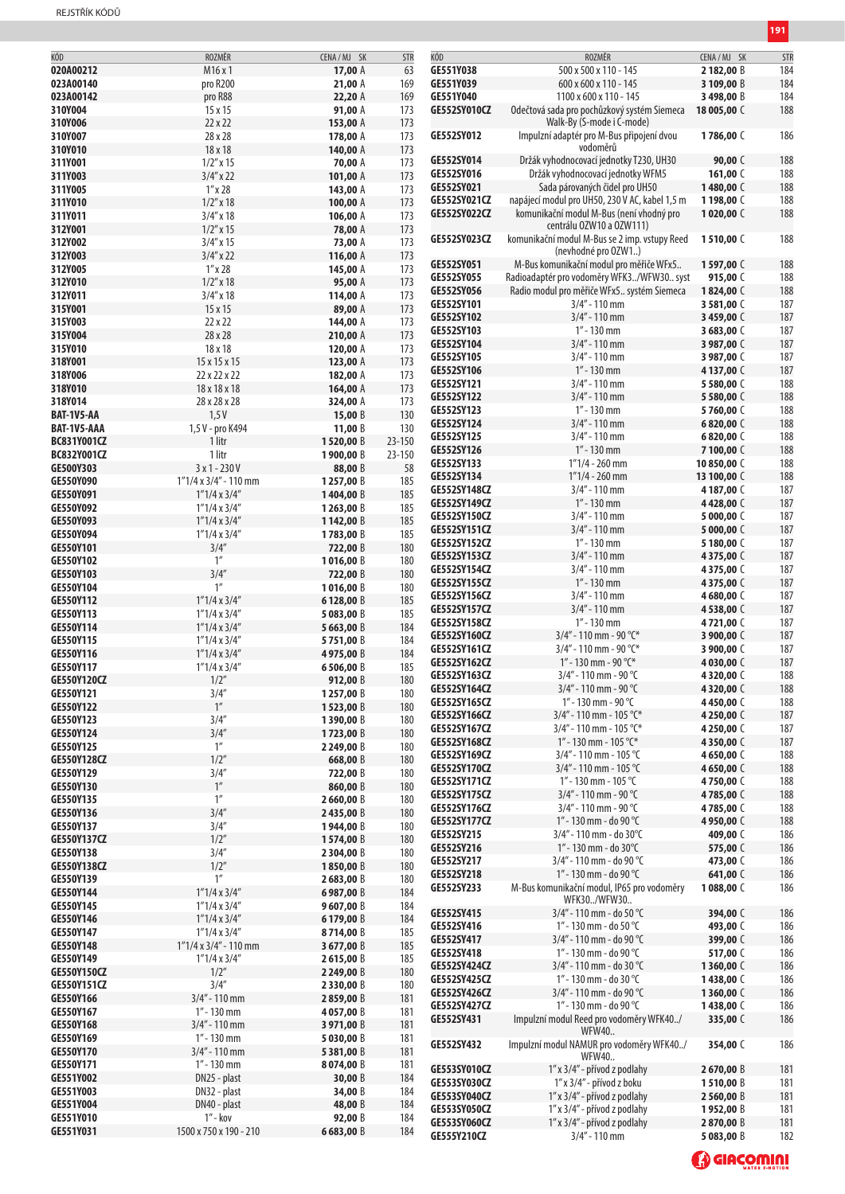| KÓD | ROZMĚR | CENA / MJ | SK | STR |
|---|---|---|---|---|
| 020A00212 | M16 x 1 | 17,00 | A | 63 |
| 023A00140 | pro R200 | 21,00 | A | 169 |
| 023A00142 | pro R88 | 22,20 | A | 169 |
| 310Y004 | 15 x 15 | 91,00 | A | 173 |
| 310Y006 | 22 x 22 | 153,00 | A | 173 |
| 310Y007 | 28 x 28 | 178,00 | A | 173 |
| 310Y010 | 18 x 18 | 140,00 | A | 173 |
| 311Y001 | 1/2" x 15 | 70,00 | A | 173 |
| 311Y003 | 3/4" x 22 | 101,00 | A | 173 |
| 311Y005 | 1" x 28 | 143,00 | A | 173 |
| 311Y010 | 1/2" x 18 | 100,00 | A | 173 |
| 311Y011 | 3/4" x 18 | 106,00 | A | 173 |
| 312Y001 | 1/2" x 15 | 78,00 | A | 173 |
| 312Y002 | 3/4" x 15 | 73,00 | A | 173 |
| 312Y003 | 3/4" x 22 | 116,00 | A | 173 |
| 312Y005 | 1" x 28 | 145,00 | A | 173 |
| 312Y010 | 1/2" x 18 | 95,00 | A | 173 |
| 312Y011 | 3/4" x 18 | 114,00 | A | 173 |
| 315Y001 | 15 x 15 | 89,00 | A | 173 |
| 315Y003 | 22 x 22 | 144,00 | A | 173 |
| 315Y004 | 28 x 28 | 210,00 | A | 173 |
| 315Y010 | 18 x 18 | 120,00 | A | 173 |
| 318Y001 | 15 x 15 x 15 | 123,00 | A | 173 |
| 318Y006 | 22 x 22 x 22 | 182,00 | A | 173 |
| 318Y010 | 18 x 18 x 18 | 164,00 | A | 173 |
| 318Y014 | 28 x 28 x 28 | 324,00 | A | 173 |
| BAT-1V5-AA | 1,5 V | 15,00 | B | 130 |
| BAT-1V5-AAA | 1,5 V - pro K494 | 11,00 | B | 130 |
| BC831Y001CZ | 1 litr | 1 520,00 | B | 23-150 |
| BC832Y001CZ | 1 litr | 1 900,00 | B | 23-150 |
| GE500Y303 | 3 x 1 - 230 V | 88,00 | B | 58 |
| GE550Y090 | 1"1/4 x 3/4" - 110 mm | 1 257,00 | B | 185 |
| GE550Y091 | 1"1/4 x 3/4" | 1 404,00 | B | 185 |
| GE550Y092 | 1"1/4 x 3/4" | 1 263,00 | B | 185 |
| GE550Y093 | 1"1/4 x 3/4" | 1 142,00 | B | 185 |
| GE550Y094 | 1"1/4 x 3/4" | 1 783,00 | B | 185 |
| GE550Y101 | 3/4" | 722,00 | B | 180 |
| GE550Y102 | 1" | 1 016,00 | B | 180 |
| GE550Y103 | 3/4" | 722,00 | B | 180 |
| GE550Y104 | 1" | 1 016,00 | B | 180 |
| GE550Y112 | 1"1/4 x 3/4" | 6 128,00 | B | 185 |
| GE550Y113 | 1"1/4 x 3/4" | 5 083,00 | B | 185 |
| GE550Y114 | 1"1/4 x 3/4" | 5 663,00 | B | 184 |
| GE550Y115 | 1"1/4 x 3/4" | 5 751,00 | B | 184 |
| GE550Y116 | 1"1/4 x 3/4" | 4 975,00 | B | 184 |
| GE550Y117 | 1"1/4 x 3/4" | 6 506,00 | B | 185 |
| GE550Y120CZ | 1/2" | 912,00 | B | 180 |
| GE550Y121 | 3/4" | 1 257,00 | B | 180 |
| GE550Y122 | 1" | 1 523,00 | B | 180 |
| GE550Y123 | 3/4" | 1 390,00 | B | 180 |
| GE550Y124 | 3/4" | 1 723,00 | B | 180 |
| GE550Y125 | 1" | 2 249,00 | B | 180 |
| GE550Y128CZ | 1/2" | 668,00 | B | 180 |
| GE550Y129 | 3/4" | 722,00 | B | 180 |
| GE550Y130 | 1" | 860,00 | B | 180 |
| GE550Y135 | 1" | 2 660,00 | B | 180 |
| GE550Y136 | 3/4" | 2 435,00 | B | 180 |
| GE550Y137 | 3/4" | 1 944,00 | B | 180 |
| GE550Y137CZ | 1/2" | 1 574,00 | B | 180 |
| GE550Y138 | 3/4" | 2 304,00 | B | 180 |
| GE550Y138CZ | 1/2" | 1 850,00 | B | 180 |
| GE550Y139 | 1" | 2 683,00 | B | 180 |
| GE550Y144 | 1"1/4 x 3/4" | 6 987,00 | B | 184 |
| GE550Y145 | 1"1/4 x 3/4" | 9 607,00 | B | 184 |
| GE550Y146 | 1"1/4 x 3/4" | 6 179,00 | B | 184 |
| GE550Y147 | 1"1/4 x 3/4" | 8 714,00 | B | 185 |
| GE550Y148 | 1"1/4 x 3/4" - 110 mm | 3 677,00 | B | 185 |
| GE550Y149 | 1"1/4 x 3/4" | 2 615,00 | B | 185 |
| GE550Y150CZ | 1/2" | 2 249,00 | B | 180 |
| GE550Y151CZ | 3/4" | 2 330,00 | B | 180 |
| GE550Y166 | 3/4" - 110 mm | 2 859,00 | B | 181 |
| GE550Y167 | 1" - 130 mm | 4 057,00 | B | 181 |
| GE550Y168 | 3/4" - 110 mm | 3 971,00 | B | 181 |
| GE550Y169 | 1" - 130 mm | 5 030,00 | B | 181 |
| GE550Y170 | 3/4" - 110 mm | 5 381,00 | B | 181 |
| GE550Y171 | 1" - 130 mm | 8 074,00 | B | 181 |
| GE551Y002 | DN25 - plast | 30,00 | B | 184 |
| GE551Y003 | DN32 - plast | 34,00 | B | 184 |
| GE551Y004 | DN40 - plast | 48,00 | B | 184 |
| GE551Y010 | 1" - kov | 92,00 | B | 184 |
| GE551Y031 | 1500 x 750 x 190 - 210 | 6 683,00 | B | 184 |
| GE551Y038 | 500 x 500 x 110 - 145 | 2 182,00 | B | 184 |
| GE551Y039 | 600 x 600 x 110 - 145 | 3 109,00 | B | 184 |
| GE551Y040 | 1100 x 600 x 110 - 145 | 3 498,00 | B | 184 |
| GE552SY010CZ | Odečtová sada pro pochůzkový systém Siemeca Walk-By (S-mode i C-mode) | 18 005,00 | C | 188 |
| GE552SY012 | Impulzní adaptér pro M-Bus připojení dvou vodoměrů | 1 786,00 | C | 186 |
| GE552SY014 | Držák vyhodnocovací jednotky T230, UH30 | 90,00 | C | 188 |
| GE552SY016 | Držák vyhodnocovací jednotky WFM5 | 161,00 | C | 188 |
| GE552SY021 | Sada párovaných čidel pro UH50 | 1 480,00 | C | 188 |
| GE552SY021CZ | napájecí modul pro UH50, 230 V AC, kabel 1,5 m | 1 198,00 | C | 188 |
| GE552SY022CZ | komunikační modul M-Bus (není vhodný pro centrálu OZW10 a OZW111) | 1 020,00 | C | 188 |
| GE552SY023CZ | komunikační modul M-Bus se 2 imp. vstupy Reed (nevhodné pro OZW1..) | 1 510,00 | C | 188 |
| GE552SY051 | M-Bus komunikační modul pro měřiče WFx5.. | 1 597,00 | C | 188 |
| GE552SY055 | Radioadaptér pro vodoměry WFK3../WFW30.. syst | 915,00 | C | 188 |
| GE552SY056 | Radio modul pro měřiče WFx5.. systém Siemeca | 1 824,00 | C | 188 |
| GE552SY101 | 3/4" - 110 mm | 3 581,00 | C | 187 |
| GE552SY102 | 3/4" - 110 mm | 3 459,00 | C | 187 |
| GE552SY103 | 1" - 130 mm | 3 683,00 | C | 187 |
| GE552SY104 | 3/4" - 110 mm | 3 987,00 | C | 187 |
| GE552SY105 | 3/4" - 110 mm | 3 987,00 | C | 187 |
| GE552SY106 | 1" - 130 mm | 4 137,00 | C | 187 |
| GE552SY121 | 3/4" - 110 mm | 5 580,00 | C | 188 |
| GE552SY122 | 3/4" - 110 mm | 5 580,00 | C | 188 |
| GE552SY123 | 1" - 130 mm | 5 760,00 | C | 188 |
| GE552SY124 | 3/4" - 110 mm | 6 820,00 | C | 188 |
| GE552SY125 | 3/4" - 110 mm | 6 820,00 | C | 188 |
| GE552SY126 | 1" - 130 mm | 7 100,00 | C | 188 |
| GE552SY133 | 1"1/4 - 260 mm | 10 850,00 | C | 188 |
| GE552SY134 | 1"1/4 - 260 mm | 13 100,00 | C | 188 |
| GE552SY148CZ | 3/4" - 110 mm | 4 187,00 | C | 187 |
| GE552SY149CZ | 1" - 130 mm | 4 428,00 | C | 187 |
| GE552SY150CZ | 3/4" - 110 mm | 5 000,00 | C | 187 |
| GE552SY151CZ | 3/4" - 110 mm | 5 000,00 | C | 187 |
| GE552SY152CZ | 1" - 130 mm | 5 180,00 | C | 187 |
| GE552SY153CZ | 3/4" - 110 mm | 4 375,00 | C | 187 |
| GE552SY154CZ | 3/4" - 110 mm | 4 375,00 | C | 187 |
| GE552SY155CZ | 1" - 130 mm | 4 375,00 | C | 187 |
| GE552SY156CZ | 3/4" - 110 mm | 4 680,00 | C | 187 |
| GE552SY157CZ | 3/4" - 110 mm | 4 538,00 | C | 187 |
| GE552SY158CZ | 1" - 130 mm | 4 721,00 | C | 187 |
| GE552SY160CZ | 3/4" - 110 mm - 90 °C* | 3 900,00 | C | 187 |
| GE552SY161CZ | 3/4" - 110 mm - 90 °C* | 3 900,00 | C | 187 |
| GE552SY162CZ | 1" - 130 mm - 90 °C* | 4 030,00 | C | 187 |
| GE552SY163CZ | 3/4" - 110 mm - 90 °C | 4 320,00 | C | 188 |
| GE552SY164CZ | 3/4" - 110 mm - 90 °C | 4 320,00 | C | 188 |
| GE552SY165CZ | 1" - 130 mm - 90 °C | 4 450,00 | C | 188 |
| GE552SY166CZ | 3/4" - 110 mm - 105 °C* | 4 250,00 | C | 187 |
| GE552SY167CZ | 3/4" - 110 mm - 105 °C* | 4 250,00 | C | 187 |
| GE552SY168CZ | 1" - 130 mm - 105 °C* | 4 350,00 | C | 187 |
| GE552SY169CZ | 3/4" - 110 mm - 105 °C | 4 650,00 | C | 188 |
| GE552SY170CZ | 3/4" - 110 mm - 105 °C | 4 650,00 | C | 188 |
| GE552SY171CZ | 1" - 130 mm - 105 °C | 4 750,00 | C | 188 |
| GE552SY175CZ | 3/4" - 110 mm - 90 °C | 4 785,00 | C | 188 |
| GE552SY176CZ | 3/4" - 110 mm - 90 °C | 4 785,00 | C | 188 |
| GE552SY177CZ | 1" - 130 mm - do 90 °C | 4 950,00 | C | 188 |
| GE552SY215 | 3/4" - 110 mm - do 30°C | 409,00 | C | 186 |
| GE552SY216 | 1" - 130 mm - do 30°C | 575,00 | C | 186 |
| GE552SY217 | 3/4" - 110 mm - do 90 °C | 473,00 | C | 186 |
| GE552SY218 | 1" - 130 mm - do 90 °C | 641,00 | C | 186 |
| GE552SY233 | M-Bus komunikační modul, IP65 pro vodoměry WFK30../WFW30.. | 1 088,00 | C | 186 |
| GE552SY415 | 3/4" - 110 mm - do 50 °C | 394,00 | C | 186 |
| GE552SY416 | 1" - 130 mm - do 50 °C | 493,00 | C | 186 |
| GE552SY417 | 3/4" - 110 mm - do 90 °C | 399,00 | C | 186 |
| GE552SY418 | 1" - 130 mm - do 90 °C | 517,00 | C | 186 |
| GE552SY424CZ | 3/4" - 110 mm - do 30 °C | 1 360,00 | C | 186 |
| GE552SY425CZ | 1" - 130 mm - do 30 °C | 1 438,00 | C | 186 |
| GE552SY426CZ | 3/4" - 110 mm - do 90 °C | 1 360,00 | C | 186 |
| GE552SY427CZ | 1" - 130 mm - do 90 °C | 1 438,00 | C | 186 |
| GE552SY431 | Impulzní modul Reed pro vodoměry WFK40../WFW40.. | 335,00 | C | 186 |
| GE552SY432 | Impulzní modul NAMUR pro vodoměry WFK40../WFW40.. | 354,00 | C | 186 |
| GE553SY010CZ | 1" x 3/4" - přívod z podlahy | 2 670,00 | B | 181 |
| GE553SY030CZ | 1" x 3/4" - přívod z boku | 1 510,00 | B | 181 |
| GE553SY040CZ | 1" x 3/4" - přívod z podlahy | 2 560,00 | B | 181 |
| GE553SY050CZ | 1" x 3/4" - přívod z podlahy | 1 952,00 | B | 181 |
| GE553SY060CZ | 1" x 3/4" - přívod z podlahy | 2 870,00 | B | 181 |
| GE555Y210CZ | 3/4" - 110 mm | 5 083,00 | B | 182 |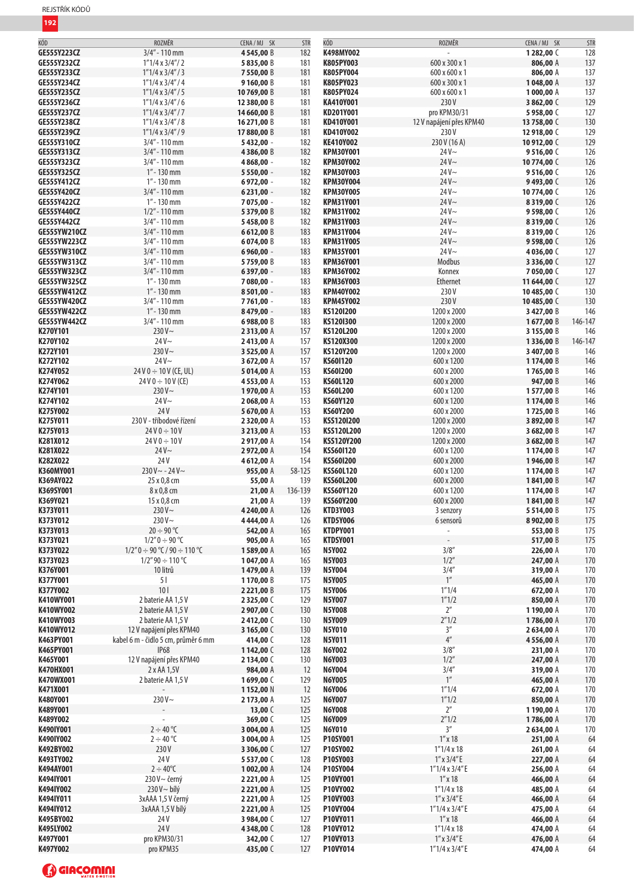## REJSTŘÍK KÓDŮ

| KÓD | ROZMĚR | CENA / MJ | SK | STR |
|---|---|---|---|---|
| GE555Y223CZ | 3/4" - 110 mm | 4 545,00 | B | 182 |
| GE555Y232CZ | 1"1/4 x 3/4" / 2 | 5 835,00 | B | 181 |
| GE555Y233CZ | 1"1/4 x 3/4" / 3 | 7 550,00 | B | 181 |
| GE555Y234CZ | 1"1/4 x 3/4" / 4 | 9 160,00 | B | 181 |
| GE555Y235CZ | 1"1/4 x 3/4" / 5 | 10 769,00 | B | 181 |
| GE555Y236CZ | 1"1/4 x 3/4" / 6 | 12 380,00 | B | 181 |
| GE555Y237CZ | 1"1/4 x 3/4" / 7 | 14 660,00 | B | 181 |
| GE555Y238CZ | 1"1/4 x 3/4" / 8 | 16 271,00 | B | 181 |
| GE555Y239CZ | 1"1/4 x 3/4" / 9 | 17 880,00 | B | 181 |
| GE555Y310CZ | 3/4" - 110 mm | 5 432,00 | - | 182 |
| GE555Y313CZ | 3/4" - 110 mm | 4 386,00 | B | 182 |
| GE555Y323CZ | 3/4" - 110 mm | 4 868,00 | - | 182 |
| GE555Y325CZ | 1" - 130 mm | 5 550,00 | - | 182 |
| GE555Y412CZ | 1" - 130 mm | 6 972,00 | - | 182 |
| GE555Y420CZ | 3/4" - 110 mm | 6 231,00 | - | 182 |
| GE555Y422CZ | 1" - 130 mm | 7 075,00 | - | 182 |
| GE555Y440CZ | 1/2" - 110 mm | 5 379,00 | B | 182 |
| GE555Y442CZ | 3/4" - 110 mm | 5 458,00 | B | 182 |
| GE555YW210CZ | 3/4" - 110 mm | 6 612,00 | B | 183 |
| GE555YW223CZ | 3/4" - 110 mm | 6 074,00 | B | 183 |
| GE555YW310CZ | 3/4" - 110 mm | 6 960,00 | - | 183 |
| GE555YW313CZ | 3/4" - 110 mm | 5 759,00 | B | 183 |
| GE555YW323CZ | 3/4" - 110 mm | 6 397,00 | - | 183 |
| GE555YW325CZ | 1" - 130 mm | 7 080,00 | - | 183 |
| GE555YW412CZ | 1" - 130 mm | 8 501,00 | - | 183 |
| GE555YW420CZ | 3/4" - 110 mm | 7 761,00 | - | 183 |
| GE555YW422CZ | 1" - 130 mm | 8 479,00 | - | 183 |
| GE555YW442CZ | 3/4" - 110 mm | 6 988,00 | B | 183 |
| K270Y101 | 230 V~ | 2 313,00 | A | 157 |
| K270Y102 | 24 V~ | 2 413,00 | A | 157 |
| K272Y101 | 230 V~ | 3 525,00 | A | 157 |
| K272Y102 | 24 V~ | 3 672,00 | A | 157 |
| K274Y052 | 24 V 0 ÷ 10 V (CE, UL) | 5 014,00 | A | 153 |
| K274Y062 | 24 V 0 ÷ 10 V (CE) | 4 553,00 | A | 153 |
| K274Y101 | 230 V~ | 1 970,00 | A | 153 |
| K274Y102 | 24 V~ | 2 068,00 | A | 153 |
| K275Y002 | 24 V | 5 670,00 | A | 153 |
| K275Y011 | 230 V - tříbodové řízení | 2 320,00 | A | 153 |
| K275Y013 | 24 V 0 ÷ 10 V | 3 213,00 | A | 153 |
| K281X012 | 24 V 0 ÷ 10 V | 2 917,00 | A | 154 |
| K281X022 | 24 V~ | 2 972,00 | A | 154 |
| K282X022 | 24 V | 4 612,00 | A | 154 |
| K360MY001 | 230 V~ - 24 V~ | 955,00 | A | 58-125 |
| K369AY022 | 25 x 0,8 cm | 55,00 | A | 139 |
| K369SY001 | 8 x 0,8 cm | 21,00 | A | 136-139 |
| K369Y021 | 15 x 0,8 cm | 21,00 | A | 139 |
| K373Y011 | 230 V~ | 4 240,00 | A | 126 |
| K373Y012 | 230 V~ | 4 444,00 | A | 126 |
| K373Y013 | 20 ÷ 90 °C | 542,00 | A | 165 |
| K373Y021 | 1/2" 0 ÷ 90 °C | 905,00 | A | 165 |
| K373Y022 | 1/2" 0 ÷ 90 °C / 90 ÷ 110 °C | 1 589,00 | A | 165 |
| K373Y023 | 1/2" 90 ÷ 110 °C | 1 047,00 | A | 165 |
| K376Y001 | 10 litrů | 1 479,00 | A | 139 |
| K377Y001 | 5 l | 1 170,00 | B | 175 |
| K377Y002 | 10 l | 2 221,00 | B | 175 |
| K410WY001 | 2 baterie AA 1,5 V | 2 325,00 | C | 129 |
| K410WY002 | 2 baterie AA 1,5 V | 2 907,00 | C | 130 |
| K410WY003 | 2 baterie AA 1,5 V | 2 412,00 | C | 130 |
| K410WY012 | 12 V napájení přes KPM40 | 3 165,00 | C | 130 |
| K463PY001 | kabel 6 m - čidlo 5 cm, průměr 6 mm | 414,00 | C | 128 |
| K465PY001 | IP68 | 1 142,00 | C | 128 |
| K465Y001 | 12 V napájení přes KPM40 | 2 134,00 | C | 130 |
| K470HX001 | 2 x AA 1,5V | 984,00 | A | 12 |
| K470WX001 | 2 baterie AA 1,5 V | 1 699,00 | C | 129 |
| K471X001 | - | 1 152,00 | N | 12 |
| K480Y001 | 230 V~ | 2 173,00 | A | 125 |
| K489Y001 | - | 13,00 | C | 125 |
| K489Y002 | - | 369,00 | C | 125 |
| K490IY001 | 2 ÷ 40 °C | 3 004,00 | A | 125 |
| K490IY002 | 2 ÷ 40 °C | 3 004,00 | A | 125 |
| K492BY002 | 230 V | 3 306,00 | C | 127 |
| K493TY002 | 24 V | 5 537,00 | C | 128 |
| K494AY001 | 2 ÷ 40°C | 1 002,00 | A | 124 |
| K494IY001 | 230 V~ černý | 2 221,00 | A | 125 |
| K494IY002 | 230 V~ bílý | 2 221,00 | A | 125 |
| K494IY011 | 3xAAA 1,5 V černý | 2 221,00 | A | 125 |
| K494IY012 | 3xAAA 1,5 V bílý | 2 221,00 | A | 125 |
| K495BY002 | 24 V | 3 984,00 | C | 127 |
| K495LY002 | 24 V | 4 348,00 | C | 128 |
| K497Y001 | pro KPM30/31 | 342,00 | C | 127 |
| K497Y002 | pro KPM35 | 435,00 | C | 127 |
| K498MY002 | - | 1 282,00 | C | 128 |
| K805PY003 | 600 x 300 x 1 | 806,00 | A | 137 |
| K805PY004 | 600 x 600 x 1 | 806,00 | A | 137 |
| K805PY023 | 600 x 300 x 1 | 1 048,00 | A | 137 |
| K805PY024 | 600 x 600 x 1 | 1 000,00 | A | 137 |
| KA410Y001 | 230 V | 3 862,00 | C | 129 |
| KD201Y001 | pro KPM30/31 | 5 958,00 | C | 127 |
| KD410Y001 | 12 V napájení přes KPM40 | 13 758,00 | C | 130 |
| KD410Y002 | 230 V | 12 918,00 | C | 129 |
| KE410Y002 | 230 V (16 A) | 10 912,00 | C | 129 |
| KPM30Y001 | 24 V~ | 9 516,00 | C | 126 |
| KPM30Y002 | 24 V~ | 10 774,00 | C | 126 |
| KPM30Y003 | 24 V~ | 9 516,00 | C | 126 |
| KPM30Y004 | 24 V~ | 9 493,00 | C | 126 |
| KPM30Y005 | 24 V~ | 10 774,00 | C | 126 |
| KPM31Y001 | 24 V~ | 8 319,00 | C | 126 |
| KPM31Y002 | 24 V~ | 9 598,00 | C | 126 |
| KPM31Y003 | 24 V~ | 8 319,00 | C | 126 |
| KPM31Y004 | 24 V~ | 8 319,00 | C | 126 |
| KPM31Y005 | 24 V~ | 9 598,00 | C | 126 |
| KPM35Y001 | 24 V~ | 4 036,00 | C | 127 |
| KPM36Y001 | Modbus | 3 336,00 | C | 127 |
| KPM36Y002 | Konnex | 7 050,00 | C | 127 |
| KPM36Y003 | Ethernet | 11 644,00 | C | 127 |
| KPM40Y002 | 230 V | 10 485,00 | C | 130 |
| KPM45Y002 | 230 V | 10 485,00 | C | 130 |
| KS120I200 | 1200 x 2000 | 3 427,00 | B | 146 |
| KS120I300 | 1200 x 2000 | 1 677,00 | B | 146-147 |
| KS120L200 | 1200 x 2000 | 3 155,00 | B | 146 |
| KS120X300 | 1200 x 2000 | 1 336,00 | B | 146-147 |
| KS120Y200 | 1200 x 2000 | 3 407,00 | B | 146 |
| KS60I120 | 600 x 1200 | 1 174,00 | B | 146 |
| KS60I200 | 600 x 2000 | 1 765,00 | B | 146 |
| KS60L120 | 600 x 2000 | 947,00 | B | 146 |
| KS60L200 | 600 x 1200 | 1 577,00 | B | 146 |
| KS60Y120 | 600 x 1200 | 1 174,00 | B | 146 |
| KS60Y200 | 600 x 2000 | 1 725,00 | B | 146 |
| KSS120I200 | 1200 x 2000 | 3 892,00 | B | 147 |
| KSS120L200 | 1200 x 2000 | 3 682,00 | B | 147 |
| KSS120Y200 | 1200 x 2000 | 3 682,00 | B | 147 |
| KSS60I120 | 600 x 1200 | 1 174,00 | B | 147 |
| KSS60I200 | 600 x 2000 | 1 946,00 | B | 147 |
| KSS60L120 | 600 x 1200 | 1 174,00 | B | 147 |
| KSS60L200 | 600 x 2000 | 1 841,00 | B | 147 |
| KSS60Y120 | 600 x 1200 | 1 174,00 | B | 147 |
| KSS60Y200 | 600 x 2000 | 1 841,00 | B | 147 |
| KTD3Y003 | 3 senzory | 5 514,00 | B | 175 |
| KTD5Y006 | 6 sensorů | 8 902,00 | B | 175 |
| KTDPY001 | - | 553,00 | B | 175 |
| KTDSY001 | - | 517,00 | B | 175 |
| N5Y002 | 3/8" | 226,00 | A | 170 |
| N5Y003 | 1/2" | 247,00 | A | 170 |
| N5Y004 | 3/4" | 319,00 | A | 170 |
| N5Y005 | 1" | 465,00 | A | 170 |
| N5Y006 | 1"1/4 | 672,00 | A | 170 |
| N5Y007 | 1"1/2 | 850,00 | A | 170 |
| N5Y008 | 2" | 1 190,00 | A | 170 |
| N5Y009 | 2"1/2 | 1 786,00 | A | 170 |
| N5Y010 | 3" | 2 634,00 | A | 170 |
| N5Y011 | 4" | 4 556,00 | A | 170 |
| N6Y002 | 3/8" | 231,00 | A | 170 |
| N6Y003 | 1/2" | 247,00 | A | 170 |
| N6Y004 | 3/4" | 319,00 | A | 170 |
| N6Y005 | 1" | 465,00 | A | 170 |
| N6Y006 | 1"1/4 | 672,00 | A | 170 |
| N6Y007 | 1"1/2 | 850,00 | A | 170 |
| N6Y008 | 2" | 1 190,00 | A | 170 |
| N6Y009 | 2"1/2 | 1 786,00 | A | 170 |
| N6Y010 | 3" | 2 634,00 | A | 170 |
| P10SY001 | 1" x 18 | 251,00 | A | 64 |
| P10SY002 | 1"1/4 x 18 | 261,00 | A | 64 |
| P10SY003 | 1" x 3/4" E | 227,00 | A | 64 |
| P10SY004 | 1"1/4 x 3/4" E | 256,00 | A | 64 |
| P10VY001 | 1" x 18 | 466,00 | A | 64 |
| P10VY002 | 1"1/4 x 18 | 485,00 | A | 64 |
| P10VY003 | 1" x 3/4" E | 466,00 | A | 64 |
| P10VY004 | 1"1/4 x 3/4" E | 475,00 | A | 64 |
| P10VY011 | 1" x 18 | 466,00 | A | 64 |
| P10VY012 | 1"1/4 x 18 | 474,00 | A | 64 |
| P10VY013 | 1" x 3/4" E | 476,00 | A | 64 |
| P10VY014 | 1"1/4 x 3/4" E | 474,00 | A | 64 |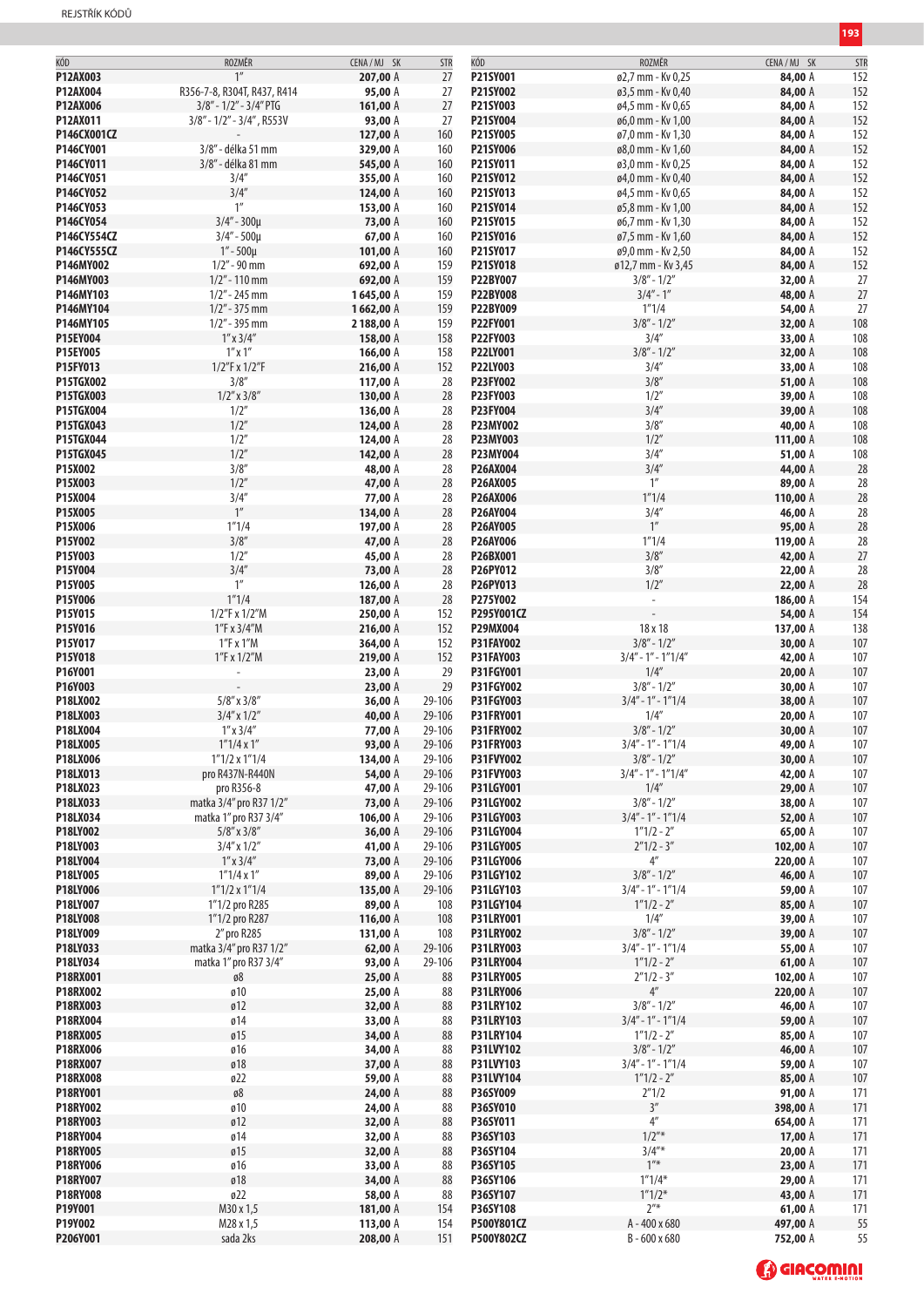| KÓD | ROZMĚR | CENA / MJ | SK | STR |
|---|---|---|---|---|
| P12AX003 | 1" | 207,00 | A | 27 |
| P12AX004 | R356-7-8, R304T, R437, R414 | 95,00 | A | 27 |
| P12AX006 | 3/8" - 1/2" - 3/4" PTG | 161,00 | A | 27 |
| P12AX011 | 3/8" - 1/2" - 3/4", R553V | 93,00 | A | 27 |
| P146CX001CZ | - | 127,00 | A | 160 |
| P146CY001 | 3/8" - délka 51 mm | 329,00 | A | 160 |
| P146CY011 | 3/8" - délka 81 mm | 545,00 | A | 160 |
| P146CY051 | 3/4" | 355,00 | A | 160 |
| P146CY052 | 3/4" | 124,00 | A | 160 |
| P146CY053 | 1" | 153,00 | A | 160 |
| P146CY054 | 3/4" - 300µ | 73,00 | A | 160 |
| P146CY554CZ | 3/4" - 500µ | 67,00 | A | 160 |
| P146CY555CZ | 1" - 500µ | 101,00 | A | 160 |
| P146MY002 | 1/2" - 90 mm | 692,00 | A | 159 |
| P146MY003 | 1/2" - 110 mm | 692,00 | A | 159 |
| P146MY103 | 1/2" - 245 mm | 1 645,00 | A | 159 |
| P146MY104 | 1/2" - 375 mm | 1 662,00 | A | 159 |
| P146MY105 | 1/2" - 395 mm | 2 188,00 | A | 159 |
| P15EY004 | 1" x 3/4" | 158,00 | A | 158 |
| P15EY005 | 1" x 1" | 166,00 | A | 158 |
| P15FY013 | 1/2"F x 1/2"F | 216,00 | A | 152 |
| P15TGX002 | 3/8" | 117,00 | A | 28 |
| P15TGX003 | 1/2" x 3/8" | 130,00 | A | 28 |
| P15TGX004 | 1/2" | 136,00 | A | 28 |
| P15TGX043 | 1/2" | 124,00 | A | 28 |
| P15TGX044 | 1/2" | 124,00 | A | 28 |
| P15TGX045 | 1/2" | 142,00 | A | 28 |
| P15X002 | 3/8" | 48,00 | A | 28 |
| P15X003 | 1/2" | 47,00 | A | 28 |
| P15X004 | 3/4" | 77,00 | A | 28 |
| P15X005 | 1" | 134,00 | A | 28 |
| P15X006 | 1"1/4 | 197,00 | A | 28 |
| P15Y002 | 3/8" | 47,00 | A | 28 |
| P15Y003 | 1/2" | 45,00 | A | 28 |
| P15Y004 | 3/4" | 73,00 | A | 28 |
| P15Y005 | 1" | 126,00 | A | 28 |
| P15Y006 | 1"1/4 | 187,00 | A | 28 |
| P15Y015 | 1/2"F x 1/2"M | 250,00 | A | 152 |
| P15Y016 | 1"F x 3/4"M | 216,00 | A | 152 |
| P15Y017 | 1"F x 1"M | 364,00 | A | 152 |
| P15Y018 | 1"F x 1/2"M | 219,00 | A | 152 |
| P16Y001 | - | 23,00 | A | 29 |
| P16Y003 | - | 23,00 | A | 29 |
| P18LX002 | 5/8" x 3/8" | 36,00 | A | 29-106 |
| P18LX003 | 3/4" x 1/2" | 40,00 | A | 29-106 |
| P18LX004 | 1" x 3/4" | 77,00 | A | 29-106 |
| P18LX005 | 1"1/4 x 1" | 93,00 | A | 29-106 |
| P18LX006 | 1"1/2 x 1"1/4 | 134,00 | A | 29-106 |
| P18LX013 | pro R437N-R440N | 54,00 | A | 29-106 |
| P18LX023 | pro R356-8 | 47,00 | A | 29-106 |
| P18LX033 | matka 3/4" pro R37 1/2" | 73,00 | A | 29-106 |
| P18LX034 | matka 1" pro R37 3/4" | 106,00 | A | 29-106 |
| P18LY002 | 5/8" x 3/8" | 36,00 | A | 29-106 |
| P18LY003 | 3/4" x 1/2" | 41,00 | A | 29-106 |
| P18LY004 | 1" x 3/4" | 73,00 | A | 29-106 |
| P18LY005 | 1"1/4 x 1" | 89,00 | A | 29-106 |
| P18LY006 | 1"1/2 x 1"1/4 | 135,00 | A | 29-106 |
| P18LY007 | 1"1/2 pro R285 | 89,00 | A | 108 |
| P18LY008 | 1"1/2 pro R287 | 116,00 | A | 108 |
| P18LY009 | 2" pro R285 | 131,00 | A | 108 |
| P18LY033 | matka 3/4" pro R37 1/2" | 62,00 | A | 29-106 |
| P18LY034 | matka 1" pro R37 3/4" | 93,00 | A | 29-106 |
| P18RX001 | ø8 | 25,00 | A | 88 |
| P18RX002 | ø10 | 25,00 | A | 88 |
| P18RX003 | ø12 | 32,00 | A | 88 |
| P18RX004 | ø14 | 33,00 | A | 88 |
| P18RX005 | ø15 | 34,00 | A | 88 |
| P18RX006 | ø16 | 34,00 | A | 88 |
| P18RX007 | ø18 | 37,00 | A | 88 |
| P18RX008 | ø22 | 59,00 | A | 88 |
| P18RY001 | ø8 | 24,00 | A | 88 |
| P18RY002 | ø10 | 24,00 | A | 88 |
| P18RY003 | ø12 | 32,00 | A | 88 |
| P18RY004 | ø14 | 32,00 | A | 88 |
| P18RY005 | ø15 | 32,00 | A | 88 |
| P18RY006 | ø16 | 33,00 | A | 88 |
| P18RY007 | ø18 | 34,00 | A | 88 |
| P18RY008 | ø22 | 58,00 | A | 88 |
| P19Y001 | M30 x 1,5 | 181,00 | A | 154 |
| P19Y002 | M28 x 1,5 | 113,00 | A | 154 |
| P206Y001 | sada 2ks | 208,00 | A | 151 |
| P21SY001 | ø2,7 mm - Kv 0,25 | 84,00 | A | 152 |
| P21SY002 | ø3,5 mm - Kv 0,40 | 84,00 | A | 152 |
| P21SY003 | ø4,5 mm - Kv 0,65 | 84,00 | A | 152 |
| P21SY004 | ø6,0 mm - Kv 1,00 | 84,00 | A | 152 |
| P21SY005 | ø7,0 mm - Kv 1,30 | 84,00 | A | 152 |
| P21SY006 | ø8,0 mm - Kv 1,60 | 84,00 | A | 152 |
| P21SY011 | ø3,0 mm - Kv 0,25 | 84,00 | A | 152 |
| P21SY012 | ø4,0 mm - Kv 0,40 | 84,00 | A | 152 |
| P21SY013 | ø4,5 mm - Kv 0,65 | 84,00 | A | 152 |
| P21SY014 | ø5,8 mm - Kv 1,00 | 84,00 | A | 152 |
| P21SY015 | ø6,7 mm - Kv 1,30 | 84,00 | A | 152 |
| P21SY016 | ø7,5 mm - Kv 1,60 | 84,00 | A | 152 |
| P21SY017 | ø9,0 mm - Kv 2,50 | 84,00 | A | 152 |
| P21SY018 | ø12,7 mm - Kv 3,45 | 84,00 | A | 152 |
| P22BY007 | 3/8" - 1/2" | 32,00 | A | 27 |
| P22BY008 | 3/4" - 1" | 48,00 | A | 27 |
| P22BY009 | 1"1/4 | 54,00 | A | 27 |
| P22FY001 | 3/8" - 1/2" | 32,00 | A | 108 |
| P22FY003 | 3/4" | 33,00 | A | 108 |
| P22LY001 | 3/8" - 1/2" | 32,00 | A | 108 |
| P22LY003 | 3/4" | 33,00 | A | 108 |
| P23FY002 | 3/8" | 51,00 | A | 108 |
| P23FY003 | 1/2" | 39,00 | A | 108 |
| P23FY004 | 3/4" | 39,00 | A | 108 |
| P23MY002 | 3/8" | 40,00 | A | 108 |
| P23MY003 | 1/2" | 111,00 | A | 108 |
| P23MY004 | 3/4" | 51,00 | A | 108 |
| P26AX004 | 3/4" | 44,00 | A | 28 |
| P26AX005 | 1" | 89,00 | A | 28 |
| P26AX006 | 1"1/4 | 110,00 | A | 28 |
| P26AY004 | 3/4" | 46,00 | A | 28 |
| P26AY005 | 1" | 95,00 | A | 28 |
| P26AY006 | 1"1/4 | 119,00 | A | 28 |
| P26BX001 | 3/8" | 42,00 | A | 27 |
| P26PY012 | 3/8" | 22,00 | A | 28 |
| P26PY013 | 1/2" | 22,00 | A | 28 |
| P275Y002 | - | 186,00 | A | 154 |
| P295Y001CZ | - | 54,00 | A | 154 |
| P29MX004 | 18 x 18 | 137,00 | A | 138 |
| P31FAY002 | 3/8" - 1/2" | 30,00 | A | 107 |
| P31FAY003 | 3/4" - 1" - 1"1/4" | 42,00 | A | 107 |
| P31FGY001 | 1/4" | 20,00 | A | 107 |
| P31FGY002 | 3/8" - 1/2" | 30,00 | A | 107 |
| P31FGY003 | 3/4" - 1" - 1"1/4 | 38,00 | A | 107 |
| P31FRY001 | 1/4" | 20,00 | A | 107 |
| P31FRY002 | 3/8" - 1/2" | 30,00 | A | 107 |
| P31FRY003 | 3/4" - 1" - 1"1/4 | 49,00 | A | 107 |
| P31FVY002 | 3/8" - 1/2" | 30,00 | A | 107 |
| P31FVY003 | 3/4" - 1" - 1"1/4" | 42,00 | A | 107 |
| P31LGY001 | 1/4" | 29,00 | A | 107 |
| P31LGY002 | 3/8" - 1/2" | 38,00 | A | 107 |
| P31LGY003 | 3/4" - 1" - 1"1/4 | 52,00 | A | 107 |
| P31LGY004 | 1"1/2 - 2" | 65,00 | A | 107 |
| P31LGY005 | 2"1/2 - 3" | 102,00 | A | 107 |
| P31LGY006 | 4" | 220,00 | A | 107 |
| P31LGY102 | 3/8" - 1/2" | 46,00 | A | 107 |
| P31LGY103 | 3/4" - 1" - 1"1/4 | 59,00 | A | 107 |
| P31LGY104 | 1"1/2 - 2" | 85,00 | A | 107 |
| P31LRY001 | 1/4" | 39,00 | A | 107 |
| P31LRY002 | 3/8" - 1/2" | 39,00 | A | 107 |
| P31LRY003 | 3/4" - 1" - 1"1/4 | 55,00 | A | 107 |
| P31LRY004 | 1"1/2 - 2" | 61,00 | A | 107 |
| P31LRY005 | 2"1/2 - 3" | 102,00 | A | 107 |
| P31LRY006 | 4" | 220,00 | A | 107 |
| P31LRY102 | 3/8" - 1/2" | 46,00 | A | 107 |
| P31LRY103 | 3/4" - 1" - 1"1/4 | 59,00 | A | 107 |
| P31LRY104 | 1"1/2 - 2" | 85,00 | A | 107 |
| P31LVY102 | 3/8" - 1/2" | 46,00 | A | 107 |
| P31LVY103 | 3/4" - 1" - 1"1/4 | 59,00 | A | 107 |
| P31LVY104 | 1"1/2 - 2" | 85,00 | A | 107 |
| P36SY009 | 2"1/2 | 91,00 | A | 171 |
| P36SY010 | 3" | 398,00 | A | 171 |
| P36SY011 | 4" | 654,00 | A | 171 |
| P36SY103 | 1/2"* | 17,00 | A | 171 |
| P36SY104 | 3/4"* | 20,00 | A | 171 |
| P36SY105 | 1"* | 23,00 | A | 171 |
| P36SY106 | 1"1/4* | 29,00 | A | 171 |
| P36SY107 | 1"1/2* | 43,00 | A | 171 |
| P36SY108 | 2"* | 61,00 | A | 171 |
| P500Y801CZ | A - 400 x 680 | 497,00 | A | 55 |
| P500Y802CZ | B - 600 x 680 | 752,00 | A | 55 |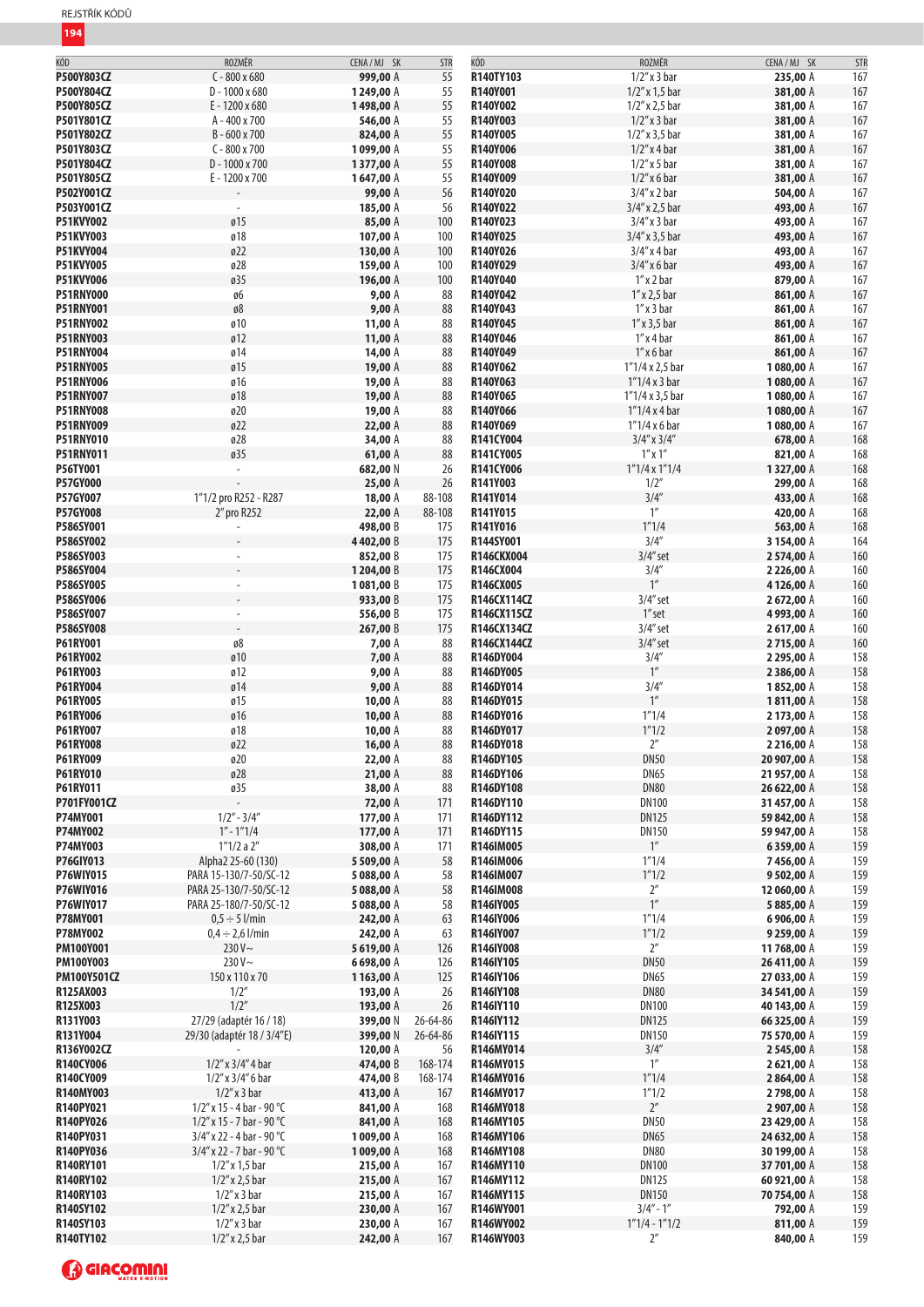| KÓD | ROZMĚR | CENA / MJ SK | STR |
|---|---|---|---|
| P500Y803CZ | C - 800 x 680 | 999,00 A | 55 |
| P500Y804CZ | D - 1000 x 680 | 1 249,00 A | 55 |
| P500Y805CZ | E - 1200 x 680 | 1 498,00 A | 55 |
| P501Y801CZ | A - 400 x 700 | 546,00 A | 55 |
| P501Y802CZ | B - 600 x 700 | 824,00 A | 55 |
| P501Y803CZ | C - 800 x 700 | 1 099,00 A | 55 |
| P501Y804CZ | D - 1000 x 700 | 1 377,00 A | 55 |
| P501Y805CZ | E - 1200 x 700 | 1 647,00 A | 55 |
| P502Y001CZ | - | 99,00 A | 56 |
| P503Y001CZ | - | 185,00 A | 56 |
| P51KVY002 | ø15 | 85,00 A | 100 |
| P51KVY003 | ø18 | 107,00 A | 100 |
| P51KVY004 | ø22 | 130,00 A | 100 |
| P51KVY005 | ø28 | 159,00 A | 100 |
| P51KVY006 | ø35 | 196,00 A | 100 |
| P51RNY000 | ø6 | 9,00 A | 88 |
| P51RNY001 | ø8 | 9,00 A | 88 |
| P51RNY002 | ø10 | 11,00 A | 88 |
| P51RNY003 | ø12 | 11,00 A | 88 |
| P51RNY004 | ø14 | 14,00 A | 88 |
| P51RNY005 | ø15 | 19,00 A | 88 |
| P51RNY006 | ø16 | 19,00 A | 88 |
| P51RNY007 | ø18 | 19,00 A | 88 |
| P51RNY008 | ø20 | 19,00 A | 88 |
| P51RNY009 | ø22 | 22,00 A | 88 |
| P51RNY010 | ø28 | 34,00 A | 88 |
| P51RNY011 | ø35 | 61,00 A | 88 |
| P56TY001 | - | 682,00 N | 26 |
| P57GY000 | - | 25,00 A | 26 |
| P57GY007 | 1"1/2 pro R252 - R287 | 18,00 A | 88-108 |
| P57GY008 | 2" pro R252 | 22,00 A | 88-108 |
| P586SY001 | - | 498,00 B | 175 |
| P586SY002 | - | 4 402,00 B | 175 |
| P586SY003 | - | 852,00 B | 175 |
| P586SY004 | - | 1 204,00 B | 175 |
| P586SY005 | - | 1 081,00 B | 175 |
| P586SY006 | - | 933,00 B | 175 |
| P586SY007 | - | 556,00 B | 175 |
| P586SY008 | - | 267,00 B | 175 |
| P61RY001 | ø8 | 7,00 A | 88 |
| P61RY002 | ø10 | 7,00 A | 88 |
| P61RY003 | ø12 | 9,00 A | 88 |
| P61RY004 | ø14 | 9,00 A | 88 |
| P61RY005 | ø15 | 10,00 A | 88 |
| P61RY006 | ø16 | 10,00 A | 88 |
| P61RY007 | ø18 | 10,00 A | 88 |
| P61RY008 | ø22 | 16,00 A | 88 |
| P61RY009 | ø20 | 22,00 A | 88 |
| P61RY010 | ø28 | 21,00 A | 88 |
| P61RY011 | ø35 | 38,00 A | 88 |
| P701FY001CZ | - | 72,00 A | 171 |
| P74MY001 | 1/2" - 3/4" | 177,00 A | 171 |
| P74MY002 | 1" - 1"1/4 | 177,00 A | 171 |
| P74MY003 | 1"1/2 a 2" | 308,00 A | 171 |
| P76GIY013 | Alpha2 25-60 (130) | 5 509,00 A | 58 |
| P76WIY015 | PARA 15-130/7-50/SC-12 | 5 088,00 A | 58 |
| P76WIY016 | PARA 25-130/7-50/SC-12 | 5 088,00 A | 58 |
| P76WIY017 | PARA 25-180/7-50/SC-12 | 5 088,00 A | 58 |
| P78MY001 | 0,5 ÷ 5 l/min | 242,00 A | 63 |
| P78MY002 | 0,4 ÷ 2,6 l/min | 242,00 A | 63 |
| PM100Y001 | 230 V~ | 5 619,00 A | 126 |
| PM100Y003 | 230 V~ | 6 698,00 A | 126 |
| PM100Y501CZ | 150 x 110 x 70 | 1 163,00 A | 125 |
| R125AX003 | 1/2" | 193,00 A | 26 |
| R125X003 | 1/2" | 193,00 A | 26 |
| R131Y003 | 27/29 (adaptér 16 / 18) | 399,00 N | 26-64-86 |
| R131Y004 | 29/30 (adaptér 18 / 3/4"E) | 399,00 N | 26-64-86 |
| R136Y002CZ | - | 120,00 A | 56 |
| R140CY006 | 1/2" x 3/4" 4 bar | 474,00 B | 168-174 |
| R140CY009 | 1/2" x 3/4" 6 bar | 474,00 B | 168-174 |
| R140MY003 | 1/2" x 3 bar | 413,00 A | 167 |
| R140PY021 | 1/2" x 15 - 4 bar - 90 °C | 841,00 A | 168 |
| R140PY026 | 1/2" x 15 - 7 bar - 90 °C | 841,00 A | 168 |
| R140PY031 | 3/4" x 22 - 4 bar - 90 °C | 1 009,00 A | 168 |
| R140PY036 | 3/4" x 22 - 7 bar - 90 °C | 1 009,00 A | 168 |
| R140RY101 | 1/2" x 1,5 bar | 215,00 A | 167 |
| R140RY102 | 1/2" x 2,5 bar | 215,00 A | 167 |
| R140RY103 | 1/2" x 3 bar | 215,00 A | 167 |
| R140SY102 | 1/2" x 2,5 bar | 230,00 A | 167 |
| R140SY103 | 1/2" x 3 bar | 230,00 A | 167 |
| R140TY102 | 1/2" x 2,5 bar | 242,00 A | 167 |
| R140TY103 | 1/2" x 3 bar | 235,00 A | 167 |
| R140Y001 | 1/2" x 1,5 bar | 381,00 A | 167 |
| R140Y002 | 1/2" x 2,5 bar | 381,00 A | 167 |
| R140Y003 | 1/2" x 3 bar | 381,00 A | 167 |
| R140Y005 | 1/2" x 3,5 bar | 381,00 A | 167 |
| R140Y006 | 1/2" x 4 bar | 381,00 A | 167 |
| R140Y008 | 1/2" x 5 bar | 381,00 A | 167 |
| R140Y009 | 1/2" x 6 bar | 381,00 A | 167 |
| R140Y020 | 3/4" x 2 bar | 504,00 A | 167 |
| R140Y022 | 3/4" x 2,5 bar | 493,00 A | 167 |
| R140Y023 | 3/4" x 3 bar | 493,00 A | 167 |
| R140Y025 | 3/4" x 3,5 bar | 493,00 A | 167 |
| R140Y026 | 3/4" x 4 bar | 493,00 A | 167 |
| R140Y029 | 3/4" x 6 bar | 493,00 A | 167 |
| R140Y040 | 1" x 2 bar | 879,00 A | 167 |
| R140Y042 | 1" x 2,5 bar | 861,00 A | 167 |
| R140Y043 | 1" x 3 bar | 861,00 A | 167 |
| R140Y045 | 1" x 3,5 bar | 861,00 A | 167 |
| R140Y046 | 1" x 4 bar | 861,00 A | 167 |
| R140Y049 | 1" x 6 bar | 861,00 A | 167 |
| R140Y062 | 1"1/4 x 2,5 bar | 1 080,00 A | 167 |
| R140Y063 | 1"1/4 x 3 bar | 1 080,00 A | 167 |
| R140Y065 | 1"1/4 x 3,5 bar | 1 080,00 A | 167 |
| R140Y066 | 1"1/4 x 4 bar | 1 080,00 A | 167 |
| R140Y069 | 1"1/4 x 6 bar | 1 080,00 A | 167 |
| R141CY004 | 3/4" x 3/4" | 678,00 A | 168 |
| R141CY005 | 1" x 1" | 821,00 A | 168 |
| R141CY006 | 1"1/4 x 1"1/4 | 1 327,00 A | 168 |
| R141Y003 | 1/2" | 299,00 A | 168 |
| R141Y014 | 3/4" | 433,00 A | 168 |
| R141Y015 | 1" | 420,00 A | 168 |
| R141Y016 | 1"1/4 | 563,00 A | 168 |
| R144SY001 | 3/4" | 3 154,00 A | 164 |
| R146CKX004 | 3/4" set | 2 574,00 A | 160 |
| R146CX004 | 3/4" | 2 226,00 A | 160 |
| R146CX005 | 1" | 4 126,00 A | 160 |
| R146CX114CZ | 3/4" set | 2 672,00 A | 160 |
| R146CX115CZ | 1" set | 4 993,00 A | 160 |
| R146CX134CZ | 3/4" set | 2 617,00 A | 160 |
| R146CX144CZ | 3/4" set | 2 715,00 A | 160 |
| R146DY004 | 3/4" | 2 295,00 A | 158 |
| R146DY005 | 1" | 2 386,00 A | 158 |
| R146DY014 | 3/4" | 1 852,00 A | 158 |
| R146DY015 | 1" | 1 811,00 A | 158 |
| R146DY016 | 1"1/4 | 2 173,00 A | 158 |
| R146DY017 | 1"1/2 | 2 097,00 A | 158 |
| R146DY018 | 2" | 2 216,00 A | 158 |
| R146DY105 | DN50 | 20 907,00 A | 158 |
| R146DY106 | DN65 | 21 957,00 A | 158 |
| R146DY108 | DN80 | 26 622,00 A | 158 |
| R146DY110 | DN100 | 31 457,00 A | 158 |
| R146DY112 | DN125 | 59 842,00 A | 158 |
| R146DY115 | DN150 | 59 947,00 A | 158 |
| R146IM005 | 1" | 6 359,00 A | 159 |
| R146IM006 | 1"1/4 | 7 456,00 A | 159 |
| R146IM007 | 1"1/2 | 9 502,00 A | 159 |
| R146IM008 | 2" | 12 060,00 A | 159 |
| R146IY005 | 1" | 5 885,00 A | 159 |
| R146IY006 | 1"1/4 | 6 906,00 A | 159 |
| R146IY007 | 1"1/2 | 9 259,00 A | 159 |
| R146IY008 | 2" | 11 768,00 A | 159 |
| R146IY105 | DN50 | 26 411,00 A | 159 |
| R146IY106 | DN65 | 27 033,00 A | 159 |
| R146IY108 | DN80 | 34 541,00 A | 159 |
| R146IY110 | DN100 | 40 143,00 A | 159 |
| R146IY112 | DN125 | 66 325,00 A | 159 |
| R146IY115 | DN150 | 75 570,00 A | 159 |
| R146MY014 | 3/4" | 2 545,00 A | 158 |
| R146MY015 | 1" | 2 621,00 A | 158 |
| R146MY016 | 1"1/4 | 2 864,00 A | 158 |
| R146MY017 | 1"1/2 | 2 798,00 A | 158 |
| R146MY018 | 2" | 2 907,00 A | 158 |
| R146MY105 | DN50 | 23 429,00 A | 158 |
| R146MY106 | DN65 | 24 632,00 A | 158 |
| R146MY108 | DN80 | 30 199,00 A | 158 |
| R146MY110 | DN100 | 37 701,00 A | 158 |
| R146MY112 | DN125 | 60 921,00 A | 158 |
| R146MY115 | DN150 | 70 754,00 A | 158 |
| R146WY001 | 3/4" - 1" | 792,00 A | 159 |
| R146WY002 | 1"1/4 - 1"1/2 | 811,00 A | 159 |
| R146WY003 | 2" | 840,00 A | 159 |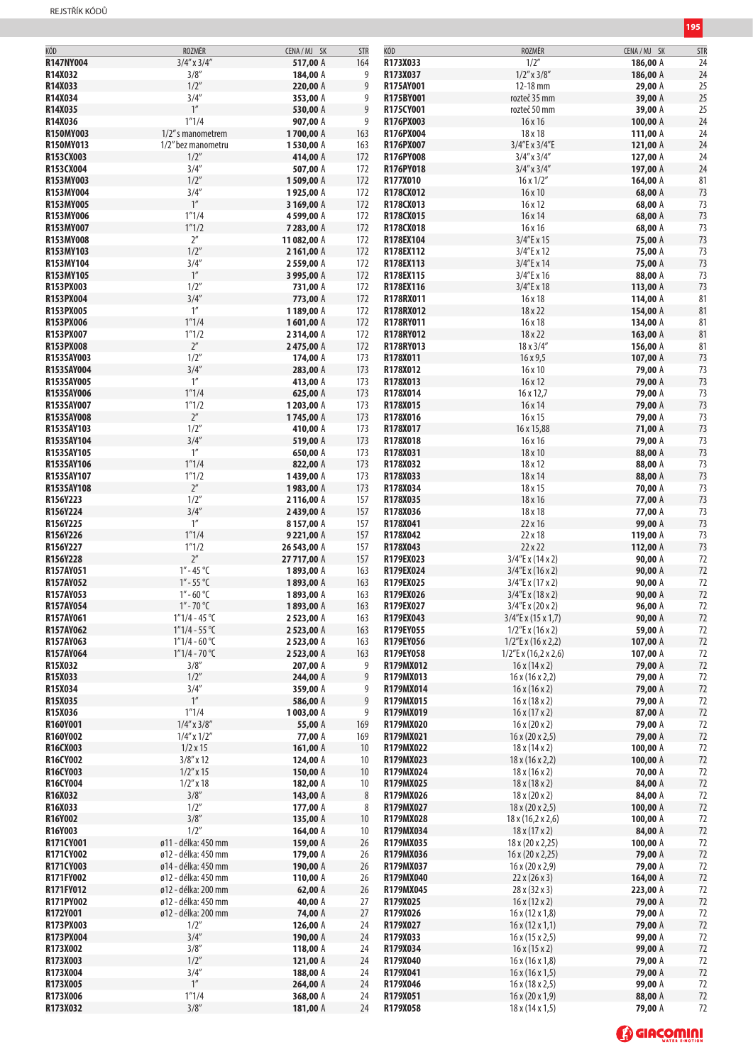| KÓD | ROZMĚR | CENA / MJ | SK | STR |
|---|---|---|---|---|
| **R147NY004** | 3/4" x 3/4" | **517,00** | A | 164 |
| **R14X032** | 3/8" | **184,00** | A | 9 |
| **R14X033** | 1/2" | **220,00** | A | 9 |
| **R14X034** | 3/4" | **353,00** | A | 9 |
| **R14X035** | 1" | **530,00** | A | 9 |
| **R14X036** | 1"1/4 | **907,00** | A | 9 |
| **R150MY003** | 1/2" s manometrem | **1 700,00** | A | 163 |
| **R150MY013** | 1/2" bez manometru | **1 530,00** | A | 163 |
| **R153CX003** | 1/2" | **414,00** | A | 172 |
| **R153CX004** | 3/4" | **507,00** | A | 172 |
| **R153MY003** | 1/2" | **1 509,00** | A | 172 |
| **R153MY004** | 3/4" | **1 925,00** | A | 172 |
| **R153MY005** | 1" | **3 169,00** | A | 172 |
| **R153MY006** | 1"1/4 | **4 599,00** | A | 172 |
| **R153MY007** | 1"1/2 | **7 283,00** | A | 172 |
| **R153MY008** | 2" | **11 082,00** | A | 172 |
| **R153MY103** | 1/2" | **2 161,00** | A | 172 |
| **R153MY104** | 3/4" | **2 559,00** | A | 172 |
| **R153MY105** | 1" | **3 995,00** | A | 172 |
| **R153PX003** | 1/2" | **731,00** | A | 172 |
| **R153PX004** | 3/4" | **773,00** | A | 172 |
| **R153PX005** | 1" | **1 189,00** | A | 172 |
| **R153PX006** | 1"1/4 | **1 601,00** | A | 172 |
| **R153PX007** | 1"1/2 | **2 314,00** | A | 172 |
| **R153PX008** | 2" | **2 475,00** | A | 172 |
| **R153SAY003** | 1/2" | **174,00** | A | 173 |
| **R153SAY004** | 3/4" | **283,00** | A | 173 |
| **R153SAY005** | 1" | **413,00** | A | 173 |
| **R153SAY006** | 1"1/4 | **625,00** | A | 173 |
| **R153SAY007** | 1"1/2 | **1 203,00** | A | 173 |
| **R153SAY008** | 2" | **1 745,00** | A | 173 |
| **R153SAY103** | 1/2" | **410,00** | A | 173 |
| **R153SAY104** | 3/4" | **519,00** | A | 173 |
| **R153SAY105** | 1" | **650,00** | A | 173 |
| **R153SAY106** | 1"1/4 | **822,00** | A | 173 |
| **R153SAY107** | 1"1/2 | **1 439,00** | A | 173 |
| **R153SAY108** | 2" | **1 983,00** | A | 173 |
| **R156Y223** | 1/2" | **2 116,00** | A | 157 |
| **R156Y224** | 3/4" | **2 439,00** | A | 157 |
| **R156Y225** | 1" | **8 157,00** | A | 157 |
| **R156Y226** | 1"1/4 | **9 221,00** | A | 157 |
| **R156Y227** | 1"1/2 | **26 543,00** | A | 157 |
| **R156Y228** | 2" | **27 717,00** | A | 157 |
| **R157AY051** | 1" - 45 °C | **1 893,00** | A | 163 |
| **R157AY052** | 1" - 55 °C | **1 893,00** | A | 163 |
| **R157AY053** | 1" - 60 °C | **1 893,00** | A | 163 |
| **R157AY054** | 1" - 70 °C | **1 893,00** | A | 163 |
| **R157AY061** | 1"1/4 - 45 °C | **2 523,00** | A | 163 |
| **R157AY062** | 1"1/4 - 55 °C | **2 523,00** | A | 163 |
| **R157AY063** | 1"1/4 - 60 °C | **2 523,00** | A | 163 |
| **R157AY064** | 1"1/4 - 70 °C | **2 523,00** | A | 163 |
| **R15X032** | 3/8" | **207,00** | A | 9 |
| **R15X033** | 1/2" | **244,00** | A | 9 |
| **R15X034** | 3/4" | **359,00** | A | 9 |
| **R15X035** | 1" | **586,00** | A | 9 |
| **R15X036** | 1"1/4 | **1 003,00** | A | 9 |
| **R160Y001** | 1/4" x 3/8" | **55,00** | A | 169 |
| **R160Y002** | 1/4" x 1/2" | **77,00** | A | 169 |
| **R16CX003** | 1/2 x 15 | **161,00** | A | 10 |
| **R16CY002** | 3/8" x 12 | **124,00** | A | 10 |
| **R16CY003** | 1/2" x 15 | **150,00** | A | 10 |
| **R16CY004** | 1/2" x 18 | **182,00** | A | 10 |
| **R16X032** | 3/8" | **143,00** | A | 8 |
| **R16X033** | 1/2" | **177,00** | A | 8 |
| **R16Y002** | 3/8" | **135,00** | A | 10 |
| **R16Y003** | 1/2" | **164,00** | A | 10 |
| **R171CY001** | ø11 - délka: 450 mm | **159,00** | A | 26 |
| **R171CY002** | ø12 - délka: 450 mm | **179,00** | A | 26 |
| **R171CY003** | ø14 - délka: 450 mm | **190,00** | A | 26 |
| **R171FY002** | ø12 - délka: 450 mm | **110,00** | A | 26 |
| **R171FY012** | ø12 - délka: 200 mm | **62,00** | A | 26 |
| **R171PY002** | ø12 - délka: 450 mm | **40,00** | A | 27 |
| **R172Y001** | ø12 - délka: 200 mm | **74,00** | A | 27 |
| **R173PX003** | 1/2" | **126,00** | A | 24 |
| **R173PX004** | 3/4" | **190,00** | A | 24 |
| **R173X002** | 3/8" | **118,00** | A | 24 |
| **R173X003** | 1/2" | **121,00** | A | 24 |
| **R173X004** | 3/4" | **188,00** | A | 24 |
| **R173X005** | 1" | **264,00** | A | 24 |
| **R173X006** | 1"1/4 | **368,00** | A | 24 |
| **R173X032** | 3/8" | **181,00** | A | 24 |
| **R173X033** | 1/2" | **186,00** | A | 24 |
| **R173X037** | 1/2" x 3/8" | **186,00** | A | 24 |
| **R175AY001** | 12-18 mm | **29,00** | A | 25 |
| **R175BY001** | rozteč 35 mm | **39,00** | A | 25 |
| **R175CY001** | rozteč 50 mm | **39,00** | A | 25 |
| **R176PX003** | 16 x 16 | **100,00** | A | 24 |
| **R176PX004** | 18 x 18 | **111,00** | A | 24 |
| **R176PX007** | 3/4"E x 3/4"E | **121,00** | A | 24 |
| **R176PY008** | 3/4" x 3/4" | **127,00** | A | 24 |
| **R176PY018** | 3/4" x 3/4" | **197,00** | A | 24 |
| **R177X010** | 16 x 1/2" | **164,00** | A | 81 |
| **R178CX012** | 16 x 10 | **68,00** | A | 73 |
| **R178CX013** | 16 x 12 | **68,00** | A | 73 |
| **R178CX015** | 16 x 14 | **68,00** | A | 73 |
| **R178CX018** | 16 x 16 | **68,00** | A | 73 |
| **R178EX104** | 3/4"E x 15 | **75,00** | A | 73 |
| **R178EX112** | 3/4"E x 12 | **75,00** | A | 73 |
| **R178EX113** | 3/4"E x 14 | **75,00** | A | 73 |
| **R178EX115** | 3/4"E x 16 | **88,00** | A | 73 |
| **R178EX116** | 3/4"E x 18 | **113,00** | A | 73 |
| **R178RX011** | 16 x 18 | **114,00** | A | 81 |
| **R178RX012** | 18 x 22 | **154,00** | A | 81 |
| **R178RY011** | 16 x 18 | **134,00** | A | 81 |
| **R178RY012** | 18 x 22 | **163,00** | A | 81 |
| **R178RY013** | 18 x 3/4" | **156,00** | A | 81 |
| **R178X011** | 16 x 9,5 | **107,00** | A | 73 |
| **R178X012** | 16 x 10 | **79,00** | A | 73 |
| **R178X013** | 16 x 12 | **79,00** | A | 73 |
| **R178X014** | 16 x 12,7 | **79,00** | A | 73 |
| **R178X015** | 16 x 14 | **79,00** | A | 73 |
| **R178X016** | 16 x 15 | **79,00** | A | 73 |
| **R178X017** | 16 x 15,88 | **71,00** | A | 73 |
| **R178X018** | 16 x 16 | **79,00** | A | 73 |
| **R178X031** | 18 x 10 | **88,00** | A | 73 |
| **R178X032** | 18 x 12 | **88,00** | A | 73 |
| **R178X033** | 18 x 14 | **88,00** | A | 73 |
| **R178X034** | 18 x 15 | **70,00** | A | 73 |
| **R178X035** | 18 x 16 | **77,00** | A | 73 |
| **R178X036** | 18 x 18 | **77,00** | A | 73 |
| **R178X041** | 22 x 16 | **99,00** | A | 73 |
| **R178X042** | 22 x 18 | **119,00** | A | 73 |
| **R178X043** | 22 x 22 | **112,00** | A | 73 |
| **R179EX023** | 3/4"E x (14 x 2) | **90,00** | A | 72 |
| **R179EX024** | 3/4"E x (16 x 2) | **90,00** | A | 72 |
| **R179EX025** | 3/4"E x (17 x 2) | **90,00** | A | 72 |
| **R179EX026** | 3/4"E x (18 x 2) | **90,00** | A | 72 |
| **R179EX027** | 3/4"E x (20 x 2) | **96,00** | A | 72 |
| **R179EX043** | 3/4"E x (15 x 1,7) | **90,00** | A | 72 |
| **R179EY055** | 1/2"E x (16 x 2) | **59,00** | A | 72 |
| **R179EY056** | 1/2"E x (16 x 2,2) | **107,00** | A | 72 |
| **R179EY058** | 1/2"E x (16,2 x 2,6) | **107,00** | A | 72 |
| **R179MX012** | 16 x (14 x 2) | **79,00** | A | 72 |
| **R179MX013** | 16 x (16 x 2,2) | **79,00** | A | 72 |
| **R179MX014** | 16 x (16 x 2) | **79,00** | A | 72 |
| **R179MX015** | 16 x (18 x 2) | **79,00** | A | 72 |
| **R179MX019** | 16 x (17 x 2) | **87,00** | A | 72 |
| **R179MX020** | 16 x (20 x 2) | **79,00** | A | 72 |
| **R179MX021** | 16 x (20 x 2,5) | **79,00** | A | 72 |
| **R179MX022** | 18 x (14 x 2) | **100,00** | A | 72 |
| **R179MX023** | 18 x (16 x 2,2) | **100,00** | A | 72 |
| **R179MX024** | 18 x (16 x 2) | **70,00** | A | 72 |
| **R179MX025** | 18 x (18 x 2) | **84,00** | A | 72 |
| **R179MX026** | 18 x (20 x 2) | **84,00** | A | 72 |
| **R179MX027** | 18 x (20 x 2,5) | **100,00** | A | 72 |
| **R179MX028** | 18 x (16,2 x 2,6) | **100,00** | A | 72 |
| **R179MX034** | 18 x (17 x 2) | **84,00** | A | 72 |
| **R179MX035** | 18 x (20 x 2,25) | **100,00** | A | 72 |
| **R179MX036** | 16 x (20 x 2,25) | **79,00** | A | 72 |
| **R179MX037** | 16 x (20 x 2,9) | **79,00** | A | 72 |
| **R179MX040** | 22 x (26 x 3) | **164,00** | A | 72 |
| **R179MX045** | 28 x (32 x 3) | **223,00** | A | 72 |
| **R179X025** | 16 x (12 x 2) | **79,00** | A | 72 |
| **R179X026** | 16 x (12 x 1,8) | **79,00** | A | 72 |
| **R179X027** | 16 x (12 x 1,1) | **79,00** | A | 72 |
| **R179X033** | 16 x (15 x 2,5) | **99,00** | A | 72 |
| **R179X034** | 16 x (15 x 2) | **99,00** | A | 72 |
| **R179X040** | 16 x (16 x 1,8) | **79,00** | A | 72 |
| **R179X041** | 16 x (16 x 1,5) | **79,00** | A | 72 |
| **R179X046** | 16 x (18 x 2,5) | **99,00** | A | 72 |
| **R179X051** | 16 x (20 x 1,9) | **88,00** | A | 72 |
| **R179X058** | 18 x (14 x 1,5) | **79,00** | A | 72 |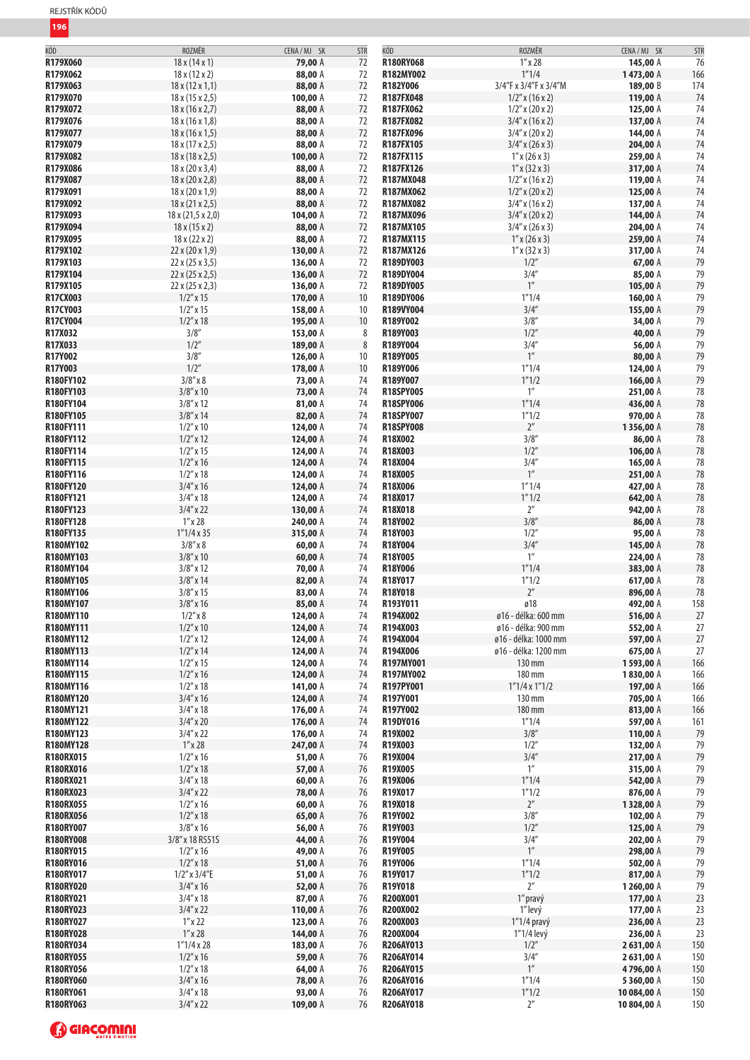| KÓD | ROZMĚR | CENA / MJ | SK | STR |
|---|---|---|---|---|
| R179X060 | 18 x (14 x 1) | 79,00 | A | 72 |
| R179X062 | 18 x (12 x 2) | 88,00 | A | 72 |
| R179X063 | 18 x (12 x 1,1) | 88,00 | A | 72 |
| R179X070 | 18 x (15 x 2,5) | 100,00 | A | 72 |
| R179X072 | 18 x (16 x 2,7) | 88,00 | A | 72 |
| R179X076 | 18 x (16 x 1,8) | 88,00 | A | 72 |
| R179X077 | 18 x (16 x 1,5) | 88,00 | A | 72 |
| R179X079 | 18 x (17 x 2,5) | 88,00 | A | 72 |
| R179X082 | 18 x (18 x 2,5) | 100,00 | A | 72 |
| R179X086 | 18 x (20 x 3,4) | 88,00 | A | 72 |
| R179X087 | 18 x (20 x 2,8) | 88,00 | A | 72 |
| R179X091 | 18 x (20 x 1,9) | 88,00 | A | 72 |
| R179X092 | 18 x (21 x 2,5) | 88,00 | A | 72 |
| R179X093 | 18 x (21,5 x 2,0) | 104,00 | A | 72 |
| R179X094 | 18 x (15 x 2) | 88,00 | A | 72 |
| R179X095 | 18 x (22 x 2) | 88,00 | A | 72 |
| R179X102 | 22 x (20 x 1,9) | 130,00 | A | 72 |
| R179X103 | 22 x (25 x 3,5) | 136,00 | A | 72 |
| R179X104 | 22 x (25 x 2,5) | 136,00 | A | 72 |
| R179X105 | 22 x (25 x 2,3) | 136,00 | A | 72 |
| R17CX003 | 1/2" x 15 | 170,00 | A | 10 |
| R17CY003 | 1/2" x 15 | 158,00 | A | 10 |
| R17CY004 | 1/2" x 18 | 195,00 | A | 10 |
| R17X032 | 3/8" | 153,00 | A | 8 |
| R17X033 | 1/2" | 189,00 | A | 8 |
| R17Y002 | 3/8" | 126,00 | A | 10 |
| R17Y003 | 1/2" | 178,00 | A | 10 |
| R180FY102 | 3/8" x 8 | 73,00 | A | 74 |
| R180FY103 | 3/8" x 10 | 73,00 | A | 74 |
| R180FY104 | 3/8" x 12 | 81,00 | A | 74 |
| R180FY105 | 3/8" x 14 | 82,00 | A | 74 |
| R180FY111 | 1/2" x 10 | 124,00 | A | 74 |
| R180FY112 | 1/2" x 12 | 124,00 | A | 74 |
| R180FY114 | 1/2" x 15 | 124,00 | A | 74 |
| R180FY115 | 1/2" x 16 | 124,00 | A | 74 |
| R180FY116 | 1/2" x 18 | 124,00 | A | 74 |
| R180FY120 | 3/4" x 16 | 124,00 | A | 74 |
| R180FY121 | 3/4" x 18 | 124,00 | A | 74 |
| R180FY123 | 3/4" x 22 | 130,00 | A | 74 |
| R180FY128 | 1" x 28 | 240,00 | A | 74 |
| R180FY135 | 1"1/4 x 35 | 315,00 | A | 74 |
| R180MY102 | 3/8" x 8 | 60,00 | A | 74 |
| R180MY103 | 3/8" x 10 | 60,00 | A | 74 |
| R180MY104 | 3/8" x 12 | 70,00 | A | 74 |
| R180MY105 | 3/8" x 14 | 82,00 | A | 74 |
| R180MY106 | 3/8" x 15 | 83,00 | A | 74 |
| R180MY107 | 3/8" x 16 | 85,00 | A | 74 |
| R180MY110 | 1/2" x 8 | 124,00 | A | 74 |
| R180MY111 | 1/2" x 10 | 124,00 | A | 74 |
| R180MY112 | 1/2" x 12 | 124,00 | A | 74 |
| R180MY113 | 1/2" x 14 | 124,00 | A | 74 |
| R180MY114 | 1/2" x 15 | 124,00 | A | 74 |
| R180MY115 | 1/2" x 16 | 124,00 | A | 74 |
| R180MY116 | 1/2" x 18 | 141,00 | A | 74 |
| R180MY120 | 3/4" x 16 | 124,00 | A | 74 |
| R180MY121 | 3/4" x 18 | 176,00 | A | 74 |
| R180MY122 | 3/4" x 20 | 176,00 | A | 74 |
| R180MY123 | 3/4" x 22 | 176,00 | A | 74 |
| R180MY128 | 1" x 28 | 247,00 | A | 74 |
| R180RX015 | 1/2" x 16 | 51,00 | A | 76 |
| R180RX016 | 1/2" x 18 | 57,00 | A | 76 |
| R180RX021 | 3/4" x 18 | 60,00 | A | 76 |
| R180RX023 | 3/4" x 22 | 78,00 | A | 76 |
| R180RX055 | 1/2" x 16 | 60,00 | A | 76 |
| R180RX056 | 1/2" x 18 | 65,00 | A | 76 |
| R180RY007 | 3/8" x 16 | 56,00 | A | 76 |
| R180RY008 | 3/8" x 18 R551S | 44,00 | A | 76 |
| R180RY015 | 1/2" x 16 | 49,00 | A | 76 |
| R180RY016 | 1/2" x 18 | 51,00 | A | 76 |
| R180RY017 | 1/2" x 3/4"E | 51,00 | A | 76 |
| R180RY020 | 3/4" x 16 | 52,00 | A | 76 |
| R180RY021 | 3/4" x 18 | 87,00 | A | 76 |
| R180RY023 | 3/4" x 22 | 110,00 | A | 76 |
| R180RY027 | 1" x 22 | 123,00 | A | 76 |
| R180RY028 | 1" x 28 | 144,00 | A | 76 |
| R180RY034 | 1"1/4 x 28 | 183,00 | A | 76 |
| R180RY055 | 1/2" x 16 | 59,00 | A | 76 |
| R180RY056 | 1/2" x 18 | 64,00 | A | 76 |
| R180RY060 | 3/4" x 16 | 78,00 | A | 76 |
| R180RY061 | 3/4" x 18 | 93,00 | A | 76 |
| R180RY063 | 3/4" x 22 | 109,00 | A | 76 |
| R180RY068 | 1" x 28 | 145,00 | A | 76 |
| R182MY002 | 1"1/4 | 1 473,00 | A | 166 |
| R182Y006 | 3/4"F x 3/4"F x 3/4"M | 189,00 | B | 174 |
| R187FX048 | 1/2" x (16 x 2) | 119,00 | A | 74 |
| R187FX062 | 1/2" x (20 x 2) | 125,00 | A | 74 |
| R187FX082 | 3/4" x (16 x 2) | 137,00 | A | 74 |
| R187FX096 | 3/4" x (20 x 2) | 144,00 | A | 74 |
| R187FX105 | 3/4" x (26 x 3) | 204,00 | A | 74 |
| R187FX115 | 1" x (26 x 3) | 259,00 | A | 74 |
| R187FX126 | 1" x (32 x 3) | 317,00 | A | 74 |
| R187MX048 | 1/2" x (16 x 2) | 119,00 | A | 74 |
| R187MX062 | 1/2" x (20 x 2) | 125,00 | A | 74 |
| R187MX082 | 3/4" x (16 x 2) | 137,00 | A | 74 |
| R187MX096 | 3/4" x (20 x 2) | 144,00 | A | 74 |
| R187MX105 | 3/4" x (26 x 3) | 204,00 | A | 74 |
| R187MX115 | 1" x (26 x 3) | 259,00 | A | 74 |
| R187MX126 | 1" x (32 x 3) | 317,00 | A | 74 |
| R189DY003 | 1/2" | 67,00 | A | 79 |
| R189DY004 | 3/4" | 85,00 | A | 79 |
| R189DY005 | 1" | 105,00 | A | 79 |
| R189DY006 | 1"1/4 | 160,00 | A | 79 |
| R189VY004 | 3/4" | 155,00 | A | 79 |
| R189Y002 | 3/8" | 34,00 | A | 79 |
| R189Y003 | 1/2" | 40,00 | A | 79 |
| R189Y004 | 3/4" | 56,00 | A | 79 |
| R189Y005 | 1" | 80,00 | A | 79 |
| R189Y006 | 1"1/4 | 124,00 | A | 79 |
| R189Y007 | 1"1/2 | 166,00 | A | 79 |
| R18SPY005 | 1" | 251,00 | A | 78 |
| R18SPY006 | 1"1/4 | 436,00 | A | 78 |
| R18SPY007 | 1"1/2 | 970,00 | A | 78 |
| R18SPY008 | 2" | 1 356,00 | A | 78 |
| R18X002 | 3/8" | 86,00 | A | 78 |
| R18X003 | 1/2" | 106,00 | A | 78 |
| R18X004 | 3/4" | 165,00 | A | 78 |
| R18X005 | 1" | 251,00 | A | 78 |
| R18X006 | 1"1/4 | 427,00 | A | 78 |
| R18X017 | 1"1/2 | 642,00 | A | 78 |
| R18X018 | 2" | 942,00 | A | 78 |
| R18Y002 | 3/8" | 86,00 | A | 78 |
| R18Y003 | 1/2" | 95,00 | A | 78 |
| R18Y004 | 3/4" | 145,00 | A | 78 |
| R18Y005 | 1" | 224,00 | A | 78 |
| R18Y006 | 1"1/4 | 383,00 | A | 78 |
| R18Y017 | 1"1/2 | 617,00 | A | 78 |
| R18Y018 | 2" | 896,00 | A | 78 |
| R193Y011 | ø18 | 492,00 | A | 158 |
| R194X002 | ø16 - délka: 600 mm | 516,00 | A | 27 |
| R194X003 | ø16 - délka: 900 mm | 552,00 | A | 27 |
| R194X004 | ø16 - délka: 1000 mm | 597,00 | A | 27 |
| R194X006 | ø16 - délka: 1200 mm | 675,00 | A | 27 |
| R197MY001 | 130 mm | 1 593,00 | A | 166 |
| R197MY002 | 180 mm | 1 830,00 | A | 166 |
| R197PY001 | 1"1/4 x 1"1/2 | 197,00 | A | 166 |
| R197Y001 | 130 mm | 705,00 | A | 166 |
| R197Y002 | 180 mm | 813,00 | A | 166 |
| R19DY016 | 1"1/4 | 597,00 | A | 161 |
| R19X002 | 3/8" | 110,00 | A | 79 |
| R19X003 | 1/2" | 132,00 | A | 79 |
| R19X004 | 3/4" | 217,00 | A | 79 |
| R19X005 | 1" | 315,00 | A | 79 |
| R19X006 | 1"1/4 | 542,00 | A | 79 |
| R19X017 | 1"1/2 | 876,00 | A | 79 |
| R19X018 | 2" | 1 328,00 | A | 79 |
| R19Y002 | 3/8" | 102,00 | A | 79 |
| R19Y003 | 1/2" | 125,00 | A | 79 |
| R19Y004 | 3/4" | 202,00 | A | 79 |
| R19Y005 | 1" | 298,00 | A | 79 |
| R19Y006 | 1"1/4 | 502,00 | A | 79 |
| R19Y017 | 1"1/2 | 817,00 | A | 79 |
| R19Y018 | 2" | 1 260,00 | A | 79 |
| R200X001 | 1" pravý | 177,00 | A | 23 |
| R200X002 | 1" levý | 177,00 | A | 23 |
| R200X003 | 1"1/4 pravý | 236,00 | A | 23 |
| R200X004 | 1"1/4 levý | 236,00 | A | 23 |
| R206AY013 | 1/2" | 2 631,00 | A | 150 |
| R206AY014 | 3/4" | 2 631,00 | A | 150 |
| R206AY015 | 1" | 4 796,00 | A | 150 |
| R206AY016 | 1"1/4 | 5 360,00 | A | 150 |
| R206AY017 | 1"1/2 | 10 084,00 | A | 150 |
| R206AY018 | 2" | 10 804,00 | A | 150 |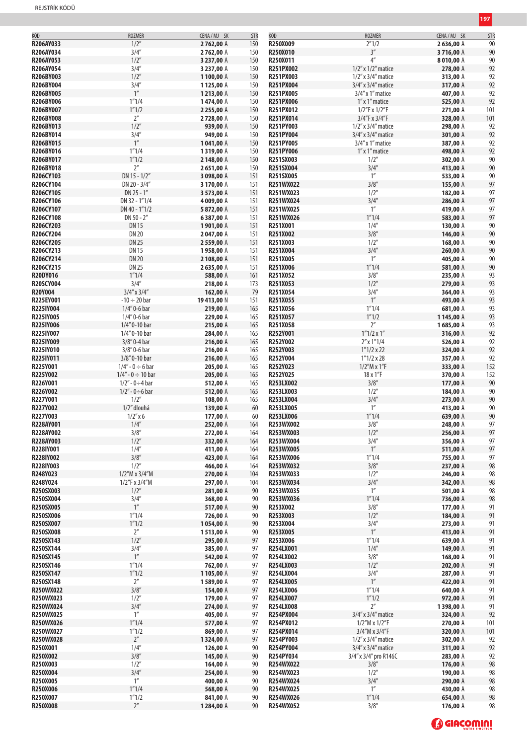| KÓD | ROZMĚR | CENA / MJ SK | STR |
|---|---|---|---|
| R206AY033 | 1/2" | 2 762,00 A | 150 |
| R206AY034 | 3/4" | 2 762,00 A | 150 |
| R206AY053 | 1/2" | 3 237,00 A | 150 |
| R206AY054 | 3/4" | 3 237,00 A | 150 |
| R206BY003 | 1/2" | 1 100,00 A | 150 |
| R206BY004 | 3/4" | 1 125,00 A | 150 |
| R206BY005 | 1" | 1 213,00 A | 150 |
| R206BY006 | 1"1/4 | 1 474,00 A | 150 |
| R206BY007 | 1"1/2 | 2 255,00 A | 150 |
| R206BY008 | 2" | 2 728,00 A | 150 |
| R206BY013 | 1/2" | 939,00 A | 150 |
| R206BY014 | 3/4" | 949,00 A | 150 |
| R206BY015 | 1" | 1 041,00 A | 150 |
| R206BY016 | 1"1/4 | 1 319,00 A | 150 |
| R206BY017 | 1"1/2 | 2 148,00 A | 150 |
| R206BY018 | 2" | 2 651,00 A | 150 |
| R206CY103 | DN 15 - 1/2" | 3 098,00 A | 151 |
| R206CY104 | DN 20 - 3/4" | 3 170,00 A | 151 |
| R206CY105 | DN 25 - 1" | 3 573,00 A | 151 |
| R206CY106 | DN 32 - 1"1/4 | 4 009,00 A | 151 |
| R206CY107 | DN 40 - 1"1/2 | 5 872,00 A | 151 |
| R206CY108 | DN 50 - 2" | 6 387,00 A | 151 |
| R206CY203 | DN 15 | 1 901,00 A | 151 |
| R206CY204 | DN 20 | 2 047,00 A | 151 |
| R206CY205 | DN 25 | 2 559,00 A | 151 |
| R206CY213 | DN 15 | 1 958,00 A | 151 |
| R206CY214 | DN 20 | 2 108,00 A | 151 |
| R206CY215 | DN 25 | 2 635,00 A | 151 |
| R20DY016 | 1"1/4 | 588,00 A | 161 |
| R20SCY004 | 3/4" | 218,00 A | 173 |
| R20Y004 | 3/4" x 3/4" | 162,00 A | 79 |
| R225EY001 | -10 ÷ 20 bar | 19 413,00 N | 151 |
| R225IY004 | 1/4" 0-6 bar | 219,00 A | 165 |
| R225IY005 | 1/4" 0-6 bar | 229,00 A | 165 |
| R225IY006 | 1/4" 0-10 bar | 215,00 A | 165 |
| R225IY007 | 1/4" 0-10 bar | 284,00 A | 165 |
| R225IY009 | 3/8" 0-4 bar | 216,00 A | 165 |
| R225IY010 | 3/8" 0-6 bar | 216,00 A | 165 |
| R225IY011 | 3/8" 0-10 bar | 216,00 A | 165 |
| R225Y001 | 1/4" - 0 ÷ 6 bar | 205,00 A | 165 |
| R225Y002 | 1/4" - 0 ÷ 10 bar | 205,00 A | 165 |
| R226Y001 | 1/2" - 0÷4 bar | 512,00 A | 165 |
| R226Y002 | 1/2" - 0÷6 bar | 512,00 A | 165 |
| R227Y001 | 1/2" | 108,00 A | 165 |
| R227Y002 | 1/2" dlouhá | 139,00 A | 60 |
| R227Y003 | 1/2" x 6 | 177,00 A | 60 |
| R228AY001 | 1/4" | 252,00 A | 164 |
| R228AY002 | 3/8" | 272,00 A | 164 |
| R228AY003 | 1/2" | 332,00 A | 164 |
| R228IY001 | 1/4" | 411,00 A | 164 |
| R228IY002 | 3/8" | 423,00 A | 164 |
| R228IY003 | 1/2" | 466,00 A | 164 |
| R248Y023 | 1/2"M x 3/4"M | 270,00 A | 104 |
| R248Y024 | 1/2"F x 3/4"M | 297,00 A | 104 |
| R250SX003 | 1/2" | 281,00 A | 90 |
| R250SX004 | 3/4" | 368,00 A | 90 |
| R250SX005 | 1" | 517,00 A | 90 |
| R250SX006 | 1"1/4 | 726,00 A | 90 |
| R250SX007 | 1"1/2 | 1 054,00 A | 90 |
| R250SX008 | 2" | 1 513,00 A | 90 |
| R250SX143 | 1/2" | 295,00 A | 97 |
| R250SX144 | 3/4" | 385,00 A | 97 |
| R250SX145 | 1" | 542,00 A | 97 |
| R250SX146 | 1"1/4 | 762,00 A | 97 |
| R250SX147 | 1"1/2 | 1 105,00 A | 97 |
| R250SX148 | 2" | 1 589,00 A | 97 |
| R250WX022 | 3/8" | 154,00 A | 97 |
| R250WX023 | 1/2" | 179,00 A | 97 |
| R250WX024 | 3/4" | 274,00 A | 97 |
| R250WX025 | 1" | 405,00 A | 97 |
| R250WX026 | 1"1/4 | 577,00 A | 97 |
| R250WX027 | 1"1/2 | 869,00 A | 97 |
| R250WX028 | 2" | 1 324,00 A | 97 |
| R250X001 | 1/4" | 126,00 A | 90 |
| R250X002 | 3/8" | 145,00 A | 90 |
| R250X003 | 1/2" | 164,00 A | 90 |
| R250X004 | 3/4" | 254,00 A | 90 |
| R250X005 | 1" | 400,00 A | 90 |
| R250X006 | 1"1/4 | 568,00 A | 90 |
| R250X007 | 1"1/2 | 841,00 A | 90 |
| R250X008 | 2" | 1 284,00 A | 90 |
| R250X009 | 2"1/2 | 2 636,00 A | 90 |
| R250X010 | 3" | 3 716,00 A | 90 |
| R250X011 | 4" | 8 010,00 A | 90 |
| R251PX002 | 1/2" x 1/2" matice | 278,00 A | 92 |
| R251PX003 | 1/2" x 3/4" matice | 313,00 A | 92 |
| R251PX004 | 3/4" x 3/4" matice | 317,00 A | 92 |
| R251PX005 | 3/4" x 1" matice | 407,00 A | 92 |
| R251PX006 | 1" x 1" matice | 525,00 A | 92 |
| R251PX012 | 1/2"F x 1/2"F | 271,00 A | 101 |
| R251PX014 | 3/4"F x 3/4"F | 328,00 A | 101 |
| R251PY003 | 1/2" x 3/4" matice | 298,00 A | 92 |
| R251PY004 | 3/4" x 3/4" matice | 301,00 A | 92 |
| R251PY005 | 3/4" x 1" matice | 387,00 A | 92 |
| R251PY006 | 1" x 1" matice | 498,00 A | 92 |
| R251SX003 | 1/2" | 302,00 A | 90 |
| R251SX004 | 3/4" | 413,00 A | 90 |
| R251SX005 | 1" | 533,00 A | 90 |
| R251WX022 | 3/8" | 155,00 A | 97 |
| R251WX023 | 1/2" | 182,00 A | 97 |
| R251WX024 | 3/4" | 286,00 A | 97 |
| R251WX025 | 1" | 419,00 A | 97 |
| R251WX026 | 1"1/4 | 583,00 A | 97 |
| R251X001 | 1/4" | 130,00 A | 90 |
| R251X002 | 3/8" | 146,00 A | 90 |
| R251X003 | 1/2" | 168,00 A | 90 |
| R251X004 | 3/4" | 260,00 A | 90 |
| R251X005 | 1" | 405,00 A | 90 |
| R251X006 | 1"1/4 | 581,00 A | 90 |
| R251X052 | 3/8" | 235,00 A | 93 |
| R251X053 | 1/2" | 279,00 A | 93 |
| R251X054 | 3/4" | 364,00 A | 93 |
| R251X055 | 1" | 493,00 A | 93 |
| R251X056 | 1"1/4 | 681,00 A | 93 |
| R251X057 | 1"1/2 | 1 145,00 A | 93 |
| R251X058 | 2" | 1 685,00 A | 93 |
| R252Y001 | 1"1/2 x 1" | 316,00 A | 92 |
| R252Y002 | 2" x 1"1/4 | 526,00 A | 92 |
| R252Y003 | 1"1/2 x 22 | 324,00 A | 92 |
| R252Y004 | 1"1/2 x 28 | 357,00 A | 92 |
| R252Y023 | 1/2"M x 1"F | 333,00 A | 152 |
| R252Y025 | 18 x 1"F | 370,00 A | 152 |
| R253LX002 | 3/8" | 177,00 A | 90 |
| R253LX003 | 1/2" | 184,00 A | 90 |
| R253LX004 | 3/4" | 273,00 A | 90 |
| R253LX005 | 1" | 413,00 A | 90 |
| R253LX006 | 1"1/4 | 639,00 A | 90 |
| R253WX002 | 3/8" | 248,00 A | 97 |
| R253WX003 | 1/2" | 256,00 A | 97 |
| R253WX004 | 3/4" | 356,00 A | 97 |
| R253WX005 | 1" | 511,00 A | 97 |
| R253WX006 | 1"1/4 | 755,00 A | 97 |
| R253WX032 | 3/8" | 237,00 A | 98 |
| R253WX033 | 1/2" | 246,00 A | 98 |
| R253WX034 | 3/4" | 342,00 A | 98 |
| R253WX035 | 1" | 501,00 A | 98 |
| R253WX036 | 1"1/4 | 736,00 A | 98 |
| R253X002 | 3/8" | 177,00 A | 91 |
| R253X003 | 1/2" | 184,00 A | 91 |
| R253X004 | 3/4" | 273,00 A | 91 |
| R253X005 | 1" | 413,00 A | 91 |
| R253X006 | 1"1/4 | 639,00 A | 91 |
| R254LX001 | 1/4" | 149,00 A | 91 |
| R254LX002 | 3/8" | 168,00 A | 91 |
| R254LX003 | 1/2" | 202,00 A | 91 |
| R254LX004 | 3/4" | 287,00 A | 91 |
| R254LX005 | 1" | 422,00 A | 91 |
| R254LX006 | 1"1/4 | 640,00 A | 91 |
| R254LX007 | 1"1/2 | 972,00 A | 91 |
| R254LX008 | 2" | 1 398,00 A | 91 |
| R254PX004 | 3/4" x 3/4" matice | 324,00 A | 92 |
| R254PX012 | 1/2"M x 1/2"F | 270,00 A | 101 |
| R254PX014 | 3/4"M x 3/4"F | 320,00 A | 101 |
| R254PY003 | 1/2" x 3/4" matice | 302,00 A | 92 |
| R254PY004 | 3/4" x 3/4" matice | 311,00 A | 92 |
| R254PY034 | 3/4" x 3/4" pro R146C | 283,00 A | 92 |
| R254WX022 | 3/8" | 176,00 A | 98 |
| R254WX023 | 1/2" | 190,00 A | 98 |
| R254WX024 | 3/4" | 290,00 A | 98 |
| R254WX025 | 1" | 430,00 A | 98 |
| R254WX026 | 1"1/4 | 654,00 A | 98 |
| R254WX052 | 3/8" | 176,00 A | 98 |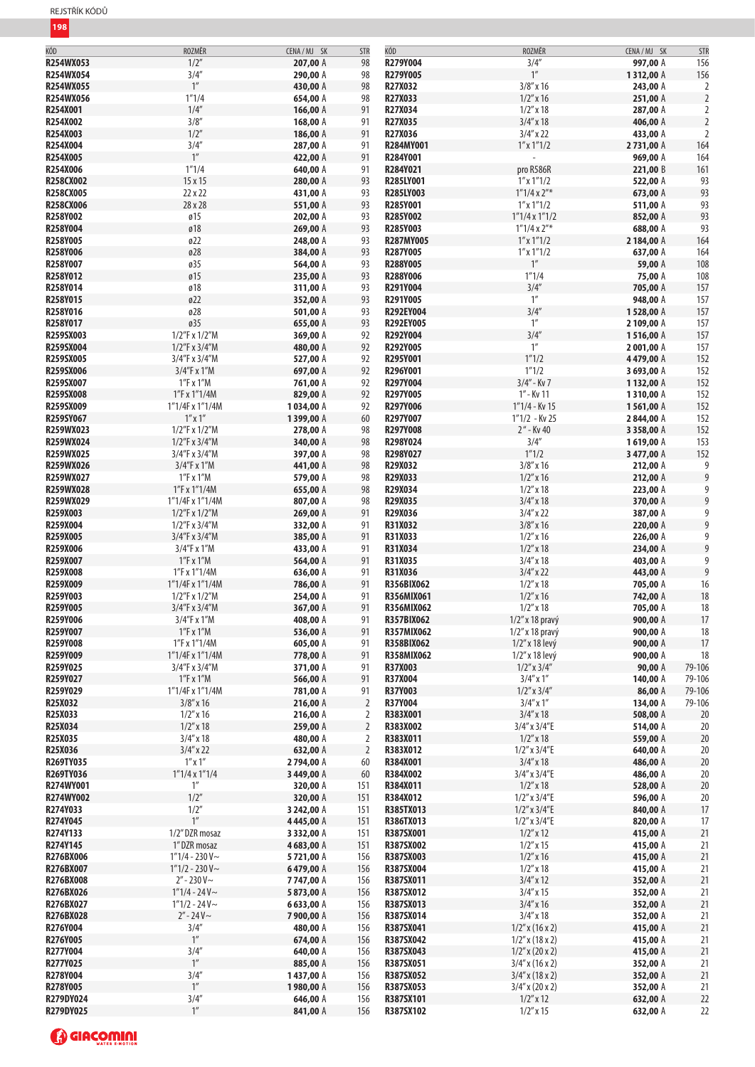| KÓD | ROZMĚR | CENA / MJ SK | STR |
|---|---|---|---|
| R254WX053 | 1/2" | 207,00 A | 98 |
| R254WX054 | 3/4" | 290,00 A | 98 |
| R254WX055 | 1" | 430,00 A | 98 |
| R254WX056 | 1"1/4 | 654,00 A | 98 |
| R254X001 | 1/4" | 166,00 A | 91 |
| R254X002 | 3/8" | 168,00 A | 91 |
| R254X003 | 1/2" | 186,00 A | 91 |
| R254X004 | 3/4" | 287,00 A | 91 |
| R254X005 | 1" | 422,00 A | 91 |
| R254X006 | 1"1/4 | 640,00 A | 91 |
| R258CX002 | 15 x 15 | 280,00 A | 93 |
| R258CX005 | 22 x 22 | 431,00 A | 93 |
| R258CX006 | 28 x 28 | 551,00 A | 93 |
| R258Y002 | ø15 | 202,00 A | 93 |
| R258Y004 | ø18 | 269,00 A | 93 |
| R258Y005 | ø22 | 248,00 A | 93 |
| R258Y006 | ø28 | 384,00 A | 93 |
| R258Y007 | ø35 | 564,00 A | 93 |
| R258Y012 | ø15 | 235,00 A | 93 |
| R258Y014 | ø18 | 311,00 A | 93 |
| R258Y015 | ø22 | 352,00 A | 93 |
| R258Y016 | ø28 | 501,00 A | 93 |
| R258Y017 | ø35 | 655,00 A | 93 |
| R259SX003 | 1/2"F x 1/2"M | 369,00 A | 92 |
| R259SX004 | 1/2"F x 3/4"M | 480,00 A | 92 |
| R259SX005 | 3/4"F x 3/4"M | 527,00 A | 92 |
| R259SX006 | 3/4"F x 1"M | 697,00 A | 92 |
| R259SX007 | 1"F x 1"M | 761,00 A | 92 |
| R259SX008 | 1"F x 1"1/4M | 829,00 A | 92 |
| R259SX009 | 1"1/4F x 1"1/4M | 1 034,00 A | 92 |
| R259SY067 | 1" x 1" | 1 399,00 A | 60 |
| R259WX023 | 1/2"F x 1/2"M | 278,00 A | 98 |
| R259WX024 | 1/2"F x 3/4"M | 340,00 A | 98 |
| R259WX025 | 3/4"F x 3/4"M | 397,00 A | 98 |
| R259WX026 | 3/4"F x 1"M | 441,00 A | 98 |
| R259WX027 | 1"F x 1"M | 579,00 A | 98 |
| R259WX028 | 1"F x 1"1/4M | 655,00 A | 98 |
| R259WX029 | 1"1/4F x 1"1/4M | 807,00 A | 98 |
| R259X003 | 1/2"F x 1/2"M | 269,00 A | 91 |
| R259X004 | 1/2"F x 3/4"M | 332,00 A | 91 |
| R259X005 | 3/4"F x 3/4"M | 385,00 A | 91 |
| R259X006 | 3/4"F x 1"M | 433,00 A | 91 |
| R259X007 | 1"F x 1"M | 564,00 A | 91 |
| R259X008 | 1"F x 1"1/4M | 636,00 A | 91 |
| R259X009 | 1"1/4F x 1"1/4M | 786,00 A | 91 |
| R259Y003 | 1/2"F x 1/2"M | 254,00 A | 91 |
| R259Y005 | 3/4"F x 3/4"M | 367,00 A | 91 |
| R259Y006 | 3/4"F x 1"M | 408,00 A | 91 |
| R259Y007 | 1"F x 1"M | 536,00 A | 91 |
| R259Y008 | 1"F x 1"1/4M | 605,00 A | 91 |
| R259Y009 | 1"1/4F x 1"1/4M | 778,00 A | 91 |
| R259Y025 | 3/4"F x 3/4"M | 371,00 A | 91 |
| R259Y027 | 1"F x 1"M | 566,00 A | 91 |
| R259Y029 | 1"1/4F x 1"1/4M | 781,00 A | 91 |
| R25X032 | 3/8" x 16 | 216,00 A | 2 |
| R25X033 | 1/2" x 16 | 216,00 A | 2 |
| R25X034 | 1/2" x 18 | 259,00 A | 2 |
| R25X035 | 3/4" x 18 | 480,00 A | 2 |
| R25X036 | 3/4" x 22 | 632,00 A | 2 |
| R269TY035 | 1" x 1" | 2 794,00 A | 60 |
| R269TY036 | 1"1/4 x 1"1/4 | 3 449,00 A | 60 |
| R274WY001 | 1" | 320,00 A | 151 |
| R274WY002 | 1/2" | 320,00 A | 151 |
| R274Y033 | 1/2" | 3 242,00 A | 151 |
| R274Y045 | 1" | 4 445,00 A | 151 |
| R274Y133 | 1/2" DZR mosaz | 3 332,00 A | 151 |
| R274Y145 | 1" DZR mosaz | 4 683,00 A | 151 |
| R276BX006 | 1"1/4 - 230 V~ | 5 721,00 A | 156 |
| R276BX007 | 1"1/2 - 230 V~ | 6 479,00 A | 156 |
| R276BX008 | 2" - 230 V~ | 7 747,00 A | 156 |
| R276BX026 | 1"1/4 - 24 V~ | 5 873,00 A | 156 |
| R276BX027 | 1"1/2 - 24 V~ | 6 633,00 A | 156 |
| R276BX028 | 2" - 24 V~ | 7 900,00 A | 156 |
| R276Y004 | 3/4" | 480,00 A | 156 |
| R276Y005 | 1" | 674,00 A | 156 |
| R277Y004 | 3/4" | 640,00 A | 156 |
| R277Y025 | 1" | 885,00 A | 156 |
| R278Y004 | 3/4" | 1 437,00 A | 156 |
| R278Y005 | 1" | 1 980,00 A | 156 |
| R279DY024 | 3/4" | 646,00 A | 156 |
| R279DY025 | 1" | 841,00 A | 156 |
| R279Y004 | 3/4" | 997,00 A | 156 |
| R279Y005 | 1" | 1 312,00 A | 156 |
| R27X032 | 3/8" x 16 | 243,00 A | 2 |
| R27X033 | 1/2" x 16 | 251,00 A | 2 |
| R27X034 | 1/2" x 18 | 287,00 A | 2 |
| R27X035 | 3/4" x 18 | 406,00 A | 2 |
| R27X036 | 3/4" x 22 | 433,00 A | 2 |
| R284MY001 | 1" x 1"1/2 | 2 731,00 A | 164 |
| R284Y001 | - | 969,00 A | 164 |
| R284Y021 | pro R586R | 221,00 B | 161 |
| R285LY001 | 1" x 1"1/2 | 522,00 A | 93 |
| R285LY003 | 1"1/4 x 2"* | 673,00 A | 93 |
| R285Y001 | 1" x 1"1/2 | 511,00 A | 93 |
| R285Y002 | 1"1/4 x 1"1/2 | 852,00 A | 93 |
| R285Y003 | 1"1/4 x 2"* | 688,00 A | 93 |
| R287MY005 | 1" x 1"1/2 | 2 184,00 A | 164 |
| R287Y005 | 1" x 1"1/2 | 637,00 A | 164 |
| R288Y005 | 1" | 59,00 A | 108 |
| R288Y006 | 1"1/4 | 75,00 A | 108 |
| R291Y004 | 3/4" | 705,00 A | 157 |
| R291Y005 | 1" | 948,00 A | 157 |
| R292EY004 | 3/4" | 1 528,00 A | 157 |
| R292EY005 | 1" | 2 109,00 A | 157 |
| R292Y004 | 3/4" | 1 516,00 A | 157 |
| R292Y005 | 1" | 2 001,00 A | 157 |
| R295Y001 | 1"1/2 | 4 479,00 A | 152 |
| R296Y001 | 1"1/2 | 3 693,00 A | 152 |
| R297Y004 | 3/4" - Kv 7 | 1 132,00 A | 152 |
| R297Y005 | 1" - Kv 11 | 1 310,00 A | 152 |
| R297Y006 | 1"1/4 - Kv 15 | 1 561,00 A | 152 |
| R297Y007 | 1"1/2 - Kv 25 | 2 844,00 A | 152 |
| R297Y008 | 2" - Kv 40 | 3 358,00 A | 152 |
| R298Y024 | 3/4" | 1 619,00 A | 153 |
| R298Y027 | 1"1/2 | 3 477,00 A | 152 |
| R29X032 | 3/8" x 16 | 212,00 A | 9 |
| R29X033 | 1/2" x 16 | 212,00 A | 9 |
| R29X034 | 1/2" x 18 | 223,00 A | 9 |
| R29X035 | 3/4" x 18 | 370,00 A | 9 |
| R29X036 | 3/4" x 22 | 387,00 A | 9 |
| R31X032 | 3/8" x 16 | 220,00 A | 9 |
| R31X033 | 1/2" x 16 | 226,00 A | 9 |
| R31X034 | 1/2" x 18 | 234,00 A | 9 |
| R31X035 | 3/4" x 18 | 403,00 A | 9 |
| R31X036 | 3/4" x 22 | 443,00 A | 9 |
| R356BIX062 | 1/2" x 18 | 705,00 A | 16 |
| R356MIX061 | 1/2" x 16 | 742,00 A | 18 |
| R356MIX062 | 1/2" x 18 | 705,00 A | 18 |
| R357BIX062 | 1/2" x 18 pravý | 900,00 A | 17 |
| R357MIX062 | 1/2" x 18 pravý | 900,00 A | 18 |
| R358BIX062 | 1/2" x 18 levý | 900,00 A | 17 |
| R358MIX062 | 1/2" x 18 levý | 900,00 A | 18 |
| R37X003 | 1/2" x 3/4" | 90,00 A | 79-106 |
| R37X004 | 3/4" x 1" | 140,00 A | 79-106 |
| R37Y003 | 1/2" x 3/4" | 86,00 A | 79-106 |
| R37Y004 | 3/4" x 1" | 134,00 A | 79-106 |
| R383X001 | 3/4" x 18 | 508,00 A | 20 |
| R383X002 | 3/4" x 3/4"E | 514,00 A | 20 |
| R383X011 | 1/2" x 18 | 559,00 A | 20 |
| R383X012 | 1/2" x 3/4"E | 640,00 A | 20 |
| R384X001 | 3/4" x 18 | 486,00 A | 20 |
| R384X002 | 3/4" x 3/4"E | 486,00 A | 20 |
| R384X011 | 1/2" x 18 | 528,00 A | 20 |
| R384X012 | 1/2" x 3/4"E | 596,00 A | 20 |
| R385TX013 | 1/2" x 3/4"E | 840,00 A | 17 |
| R386TX013 | 1/2" x 3/4"E | 820,00 A | 17 |
| R387SX001 | 1/2" x 12 | 415,00 A | 21 |
| R387SX002 | 1/2" x 15 | 415,00 A | 21 |
| R387SX003 | 1/2" x 16 | 415,00 A | 21 |
| R387SX004 | 1/2" x 18 | 415,00 A | 21 |
| R387SX011 | 3/4" x 12 | 352,00 A | 21 |
| R387SX012 | 3/4" x 15 | 352,00 A | 21 |
| R387SX013 | 3/4" x 16 | 352,00 A | 21 |
| R387SX014 | 3/4" x 18 | 352,00 A | 21 |
| R387SX041 | 1/2" x (16 x 2) | 415,00 A | 21 |
| R387SX042 | 1/2" x (18 x 2) | 415,00 A | 21 |
| R387SX043 | 1/2" x (20 x 2) | 415,00 A | 21 |
| R387SX051 | 3/4" x (16 x 2) | 352,00 A | 21 |
| R387SX052 | 3/4" x (18 x 2) | 352,00 A | 21 |
| R387SX053 | 3/4" x (20 x 2) | 352,00 A | 21 |
| R387SX101 | 1/2" x 12 | 632,00 A | 22 |
| R387SX102 | 1/2" x 15 | 632,00 A | 22 |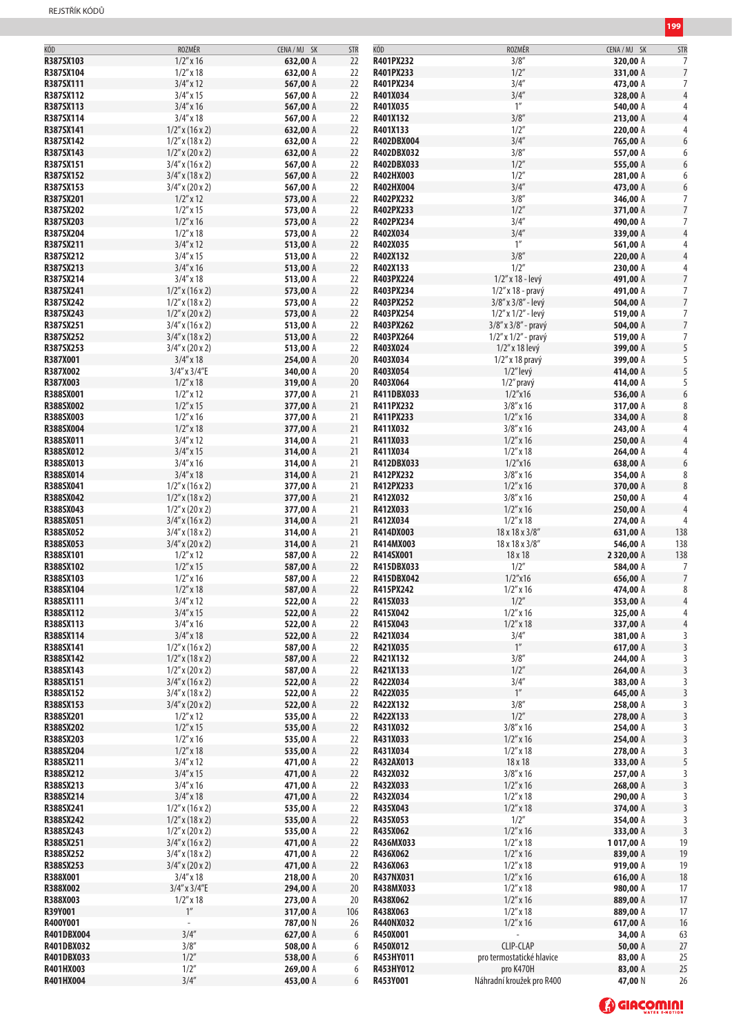| KÓD | ROZMĚR | CENA / MJ SK | STR |
|---|---|---|---|
| R387SX103 | 1/2" x 16 | 632,00 A | 22 |
| R387SX104 | 1/2" x 18 | 632,00 A | 22 |
| R387SX111 | 3/4" x 12 | 567,00 A | 22 |
| R387SX112 | 3/4" x 15 | 567,00 A | 22 |
| R387SX113 | 3/4" x 16 | 567,00 A | 22 |
| R387SX114 | 3/4" x 18 | 567,00 A | 22 |
| R387SX141 | 1/2" x (16 x 2) | 632,00 A | 22 |
| R387SX142 | 1/2" x (18 x 2) | 632,00 A | 22 |
| R387SX143 | 1/2" x (20 x 2) | 632,00 A | 22 |
| R387SX151 | 3/4" x (16 x 2) | 567,00 A | 22 |
| R387SX152 | 3/4" x (18 x 2) | 567,00 A | 22 |
| R387SX153 | 3/4" x (20 x 2) | 567,00 A | 22 |
| R387SX201 | 1/2" x 12 | 573,00 A | 22 |
| R387SX202 | 1/2" x 15 | 573,00 A | 22 |
| R387SX203 | 1/2" x 16 | 573,00 A | 22 |
| R387SX204 | 1/2" x 18 | 573,00 A | 22 |
| R387SX211 | 3/4" x 12 | 513,00 A | 22 |
| R387SX212 | 3/4" x 15 | 513,00 A | 22 |
| R387SX213 | 3/4" x 16 | 513,00 A | 22 |
| R387SX214 | 3/4" x 18 | 513,00 A | 22 |
| R387SX241 | 1/2" x (16 x 2) | 573,00 A | 22 |
| R387SX242 | 1/2" x (18 x 2) | 573,00 A | 22 |
| R387SX243 | 1/2" x (20 x 2) | 573,00 A | 22 |
| R387SX251 | 3/4" x (16 x 2) | 513,00 A | 22 |
| R387SX252 | 3/4" x (18 x 2) | 513,00 A | 22 |
| R387SX253 | 3/4" x (20 x 2) | 513,00 A | 22 |
| R387X001 | 3/4" x 18 | 254,00 A | 20 |
| R387X002 | 3/4" x 3/4"E | 340,00 A | 20 |
| R387X003 | 1/2" x 18 | 319,00 A | 20 |
| R388SX001 | 1/2" x 12 | 377,00 A | 21 |
| R388SX002 | 1/2" x 15 | 377,00 A | 21 |
| R388SX003 | 1/2" x 16 | 377,00 A | 21 |
| R388SX004 | 1/2" x 18 | 377,00 A | 21 |
| R388SX011 | 3/4" x 12 | 314,00 A | 21 |
| R388SX012 | 3/4" x 15 | 314,00 A | 21 |
| R388SX013 | 3/4" x 16 | 314,00 A | 21 |
| R388SX014 | 3/4" x 18 | 314,00 A | 21 |
| R388SX041 | 1/2" x (16 x 2) | 377,00 A | 21 |
| R388SX042 | 1/2" x (18 x 2) | 377,00 A | 21 |
| R388SX043 | 1/2" x (20 x 2) | 377,00 A | 21 |
| R388SX051 | 3/4" x (16 x 2) | 314,00 A | 21 |
| R388SX052 | 3/4" x (18 x 2) | 314,00 A | 21 |
| R388SX053 | 3/4" x (20 x 2) | 314,00 A | 21 |
| R388SX101 | 1/2" x 12 | 587,00 A | 22 |
| R388SX102 | 1/2" x 15 | 587,00 A | 22 |
| R388SX103 | 1/2" x 16 | 587,00 A | 22 |
| R388SX104 | 1/2" x 18 | 587,00 A | 22 |
| R388SX111 | 3/4" x 12 | 522,00 A | 22 |
| R388SX112 | 3/4" x 15 | 522,00 A | 22 |
| R388SX113 | 3/4" x 16 | 522,00 A | 22 |
| R388SX114 | 3/4" x 18 | 522,00 A | 22 |
| R388SX141 | 1/2" x (16 x 2) | 587,00 A | 22 |
| R388SX142 | 1/2" x (18 x 2) | 587,00 A | 22 |
| R388SX143 | 1/2" x (20 x 2) | 587,00 A | 22 |
| R388SX151 | 3/4" x (16 x 2) | 522,00 A | 22 |
| R388SX152 | 3/4" x (18 x 2) | 522,00 A | 22 |
| R388SX153 | 3/4" x (20 x 2) | 522,00 A | 22 |
| R388SX201 | 1/2" x 12 | 535,00 A | 22 |
| R388SX202 | 1/2" x 15 | 535,00 A | 22 |
| R388SX203 | 1/2" x 16 | 535,00 A | 22 |
| R388SX204 | 1/2" x 18 | 535,00 A | 22 |
| R388SX211 | 3/4" x 12 | 471,00 A | 22 |
| R388SX212 | 3/4" x 15 | 471,00 A | 22 |
| R388SX213 | 3/4" x 16 | 471,00 A | 22 |
| R388SX214 | 3/4" x 18 | 471,00 A | 22 |
| R388SX241 | 1/2" x (16 x 2) | 535,00 A | 22 |
| R388SX242 | 1/2" x (18 x 2) | 535,00 A | 22 |
| R388SX243 | 1/2" x (20 x 2) | 535,00 A | 22 |
| R388SX251 | 3/4" x (16 x 2) | 471,00 A | 22 |
| R388SX252 | 3/4" x (18 x 2) | 471,00 A | 22 |
| R388SX253 | 3/4" x (20 x 2) | 471,00 A | 22 |
| R388X001 | 3/4" x 18 | 218,00 A | 20 |
| R388X002 | 3/4" x 3/4"E | 294,00 A | 20 |
| R388X003 | 1/2" x 18 | 273,00 A | 20 |
| R39Y001 | 1" | 317,00 A | 106 |
| R400Y001 | - | 787,00 N | 26 |
| R401DBX004 | 3/4" | 627,00 A | 6 |
| R401DBX032 | 3/8" | 508,00 A | 6 |
| R401DBX033 | 1/2" | 538,00 A | 6 |
| R401HX003 | 1/2" | 269,00 A | 6 |
| R401HX004 | 3/4" | 453,00 A | 6 |
| R401PX232 | 3/8" | 320,00 A | 7 |
| R401PX233 | 1/2" | 331,00 A | 7 |
| R401PX234 | 3/4" | 473,00 A | 7 |
| R401X034 | 3/4" | 328,00 A | 4 |
| R401X035 | 1" | 540,00 A | 4 |
| R401X132 | 3/8" | 213,00 A | 4 |
| R401X133 | 1/2" | 220,00 A | 4 |
| R402DBX004 | 3/4" | 765,00 A | 6 |
| R402DBX032 | 3/8" | 557,00 A | 6 |
| R402DBX033 | 1/2" | 555,00 A | 6 |
| R402HX003 | 1/2" | 281,00 A | 6 |
| R402HX004 | 3/4" | 473,00 A | 6 |
| R402PX232 | 3/8" | 346,00 A | 7 |
| R402PX233 | 1/2" | 371,00 A | 7 |
| R402PX234 | 3/4" | 490,00 A | 7 |
| R402X034 | 3/4" | 339,00 A | 4 |
| R402X035 | 1" | 561,00 A | 4 |
| R402X132 | 3/8" | 220,00 A | 4 |
| R402X133 | 1/2" | 230,00 A | 4 |
| R403PX224 | 1/2" x 18 - levý | 491,00 A | 7 |
| R403PX234 | 1/2" x 18 - pravý | 491,00 A | 7 |
| R403PX252 | 3/8" x 3/8" - levý | 504,00 A | 7 |
| R403PX254 | 1/2" x 1/2" - levý | 519,00 A | 7 |
| R403PX262 | 3/8" x 3/8" - pravý | 504,00 A | 7 |
| R403PX264 | 1/2" x 1/2" - pravý | 519,00 A | 7 |
| R403X024 | 1/2" x 18 levý | 399,00 A | 5 |
| R403X034 | 1/2" x 18 pravý | 399,00 A | 5 |
| R403X054 | 1/2" levý | 414,00 A | 5 |
| R403X064 | 1/2" pravý | 414,00 A | 5 |
| R411DBX033 | 1/2"x16 | 536,00 A | 6 |
| R411PX232 | 3/8" x 16 | 317,00 A | 8 |
| R411PX233 | 1/2" x 16 | 334,00 A | 8 |
| R411X032 | 3/8" x 16 | 243,00 A | 4 |
| R411X033 | 1/2" x 16 | 250,00 A | 4 |
| R411X034 | 1/2" x 18 | 264,00 A | 4 |
| R412DBX033 | 1/2"x16 | 638,00 A | 6 |
| R412PX232 | 3/8" x 16 | 354,00 A | 8 |
| R412PX233 | 1/2" x 16 | 370,00 A | 8 |
| R412X032 | 3/8" x 16 | 250,00 A | 4 |
| R412X033 | 1/2" x 16 | 250,00 A | 4 |
| R412X034 | 1/2" x 18 | 274,00 A | 4 |
| R414DX003 | 18 x 18 x 3/8" | 631,00 A | 138 |
| R414MX003 | 18 x 18 x 3/8" | 546,00 A | 138 |
| R414SX001 | 18 x 18 | 2 320,00 A | 138 |
| R415DBX033 | 1/2" | 584,00 A | 7 |
| R415DBX042 | 1/2"x16 | 656,00 A | 7 |
| R415PX242 | 1/2" x 16 | 474,00 A | 8 |
| R415X033 | 1/2" | 353,00 A | 4 |
| R415X042 | 1/2" x 16 | 325,00 A | 4 |
| R415X043 | 1/2" x 18 | 337,00 A | 4 |
| R421X034 | 3/4" | 381,00 A | 3 |
| R421X035 | 1" | 617,00 A | 3 |
| R421X132 | 3/8" | 244,00 A | 3 |
| R421X133 | 1/2" | 264,00 A | 3 |
| R422X034 | 3/4" | 383,00 A | 3 |
| R422X035 | 1" | 645,00 A | 3 |
| R422X132 | 3/8" | 258,00 A | 3 |
| R422X133 | 1/2" | 278,00 A | 3 |
| R431X032 | 3/8" x 16 | 254,00 A | 3 |
| R431X033 | 1/2" x 16 | 254,00 A | 3 |
| R431X034 | 1/2" x 18 | 278,00 A | 3 |
| R432AX013 | 18 x 18 | 333,00 A | 5 |
| R432X032 | 3/8" x 16 | 257,00 A | 3 |
| R432X033 | 1/2" x 16 | 268,00 A | 3 |
| R432X034 | 1/2" x 18 | 290,00 A | 3 |
| R435X043 | 1/2" x 18 | 374,00 A | 3 |
| R435X053 | 1/2" | 354,00 A | 3 |
| R435X062 | 1/2" x 16 | 333,00 A | 3 |
| R436MX033 | 1/2" x 18 | 1 017,00 A | 19 |
| R436X062 | 1/2" x 16 | 839,00 A | 19 |
| R436X063 | 1/2" x 18 | 919,00 A | 19 |
| R437NX031 | 1/2" x 16 | 616,00 A | 18 |
| R438MX033 | 1/2" x 18 | 980,00 A | 17 |
| R438X062 | 1/2" x 16 | 889,00 A | 17 |
| R438X063 | 1/2" x 18 | 889,00 A | 17 |
| R440NX032 | 1/2" x 16 | 617,00 A | 16 |
| R450X001 | - | 34,00 A | 63 |
| R450X012 | CLIP-CLAP | 50,00 A | 27 |
| R453HY011 | pro termostatické hlavice | 83,00 A | 25 |
| R453HY012 | pro K470H | 83,00 A | 25 |
| R453Y001 | Náhradní kroužek pro R400 | 47,00 N | 26 |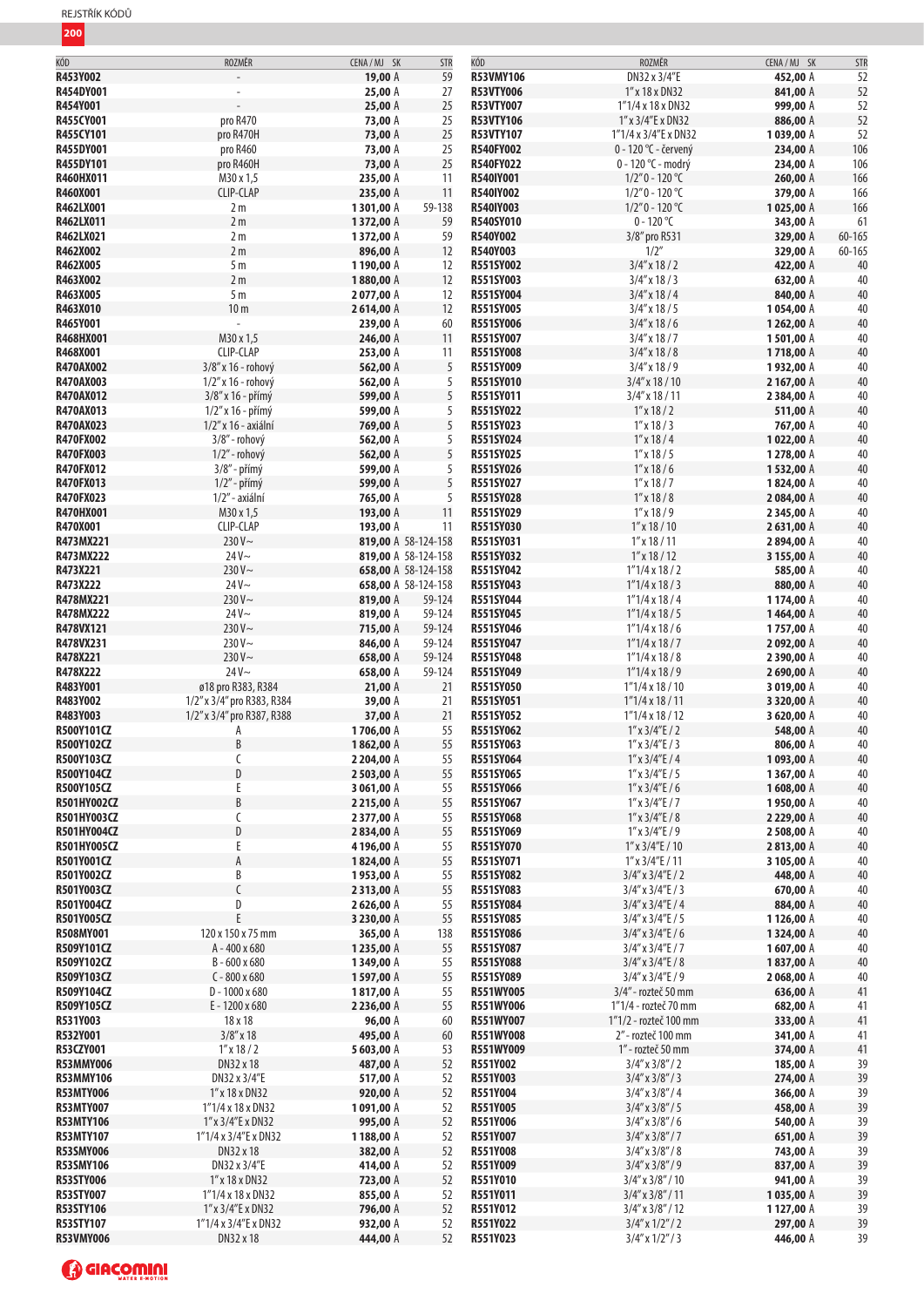| KÓD | ROZMĚR | CENA / MJ | SK | STR |
|---|---|---|---|---|
| R453Y002 | - | 19,00 | A | 59 |
| R454DY001 | - | 25,00 | A | 27 |
| R454Y001 | - | 25,00 | A | 25 |
| R455CY001 | pro R470 | 73,00 | A | 25 |
| R455CY101 | pro R470H | 73,00 | A | 25 |
| R455DY001 | pro R460 | 73,00 | A | 25 |
| R455DY101 | pro R460H | 73,00 | A | 25 |
| R460HX011 | M30 x 1,5 | 235,00 | A | 11 |
| R460X001 | CLIP-CLAP | 235,00 | A | 11 |
| R462LX001 | 2 m | 1 301,00 | A | 59-138 |
| R462LX011 | 2 m | 1 372,00 | A | 59 |
| R462LX021 | 2 m | 1 372,00 | A | 59 |
| R462X002 | 2 m | 896,00 | A | 12 |
| R462X005 | 5 m | 1 190,00 | A | 12 |
| R463X002 | 2 m | 1 880,00 | A | 12 |
| R463X005 | 5 m | 2 077,00 | A | 12 |
| R463X010 | 10 m | 2 614,00 | A | 12 |
| R465Y001 | - | 239,00 | A | 60 |
| R468HX001 | M30 x 1,5 | 246,00 | A | 11 |
| R468X001 | CLIP-CLAP | 253,00 | A | 11 |
| R470AX002 | 3/8" x 16 - rohový | 562,00 | A | 5 |
| R470AX003 | 1/2" x 16 - rohový | 562,00 | A | 5 |
| R470AX012 | 3/8" x 16 - přímý | 599,00 | A | 5 |
| R470AX013 | 1/2" x 16 - přímý | 599,00 | A | 5 |
| R470AX023 | 1/2" x 16 - axiální | 769,00 | A | 5 |
| R470FX002 | 3/8" - rohový | 562,00 | A | 5 |
| R470FX003 | 1/2" - rohový | 562,00 | A | 5 |
| R470FX012 | 3/8" - přímý | 599,00 | A | 5 |
| R470FX013 | 1/2" - přímý | 599,00 | A | 5 |
| R470FX023 | 1/2" - axiální | 765,00 | A | 5 |
| R470HX001 | M30 x 1,5 | 193,00 | A | 11 |
| R470X001 | CLIP-CLAP | 193,00 | A | 11 |
| R473MX221 | 230 V~ | 819,00 | A | 58-124-158 |
| R473MX222 | 24 V~ | 819,00 | A | 58-124-158 |
| R473X221 | 230 V~ | 658,00 | A | 58-124-158 |
| R473X222 | 24 V~ | 658,00 | A | 58-124-158 |
| R478MX221 | 230 V~ | 819,00 | A | 59-124 |
| R478MX222 | 24 V~ | 819,00 | A | 59-124 |
| R478VX121 | 230 V~ | 715,00 | A | 59-124 |
| R478VX231 | 230 V~ | 846,00 | A | 59-124 |
| R478X221 | 230 V~ | 658,00 | A | 59-124 |
| R478X222 | 24 V~ | 658,00 | A | 59-124 |
| R483Y001 | ø18 pro R383, R384 | 21,00 | A | 21 |
| R483Y002 | 1/2" x 3/4" pro R383, R384 | 39,00 | A | 21 |
| R483Y003 | 1/2" x 3/4" pro R387, R388 | 37,00 | A | 21 |
| R500Y101CZ | A | 1 706,00 | A | 55 |
| R500Y102CZ | B | 1 862,00 | A | 55 |
| R500Y103CZ | C | 2 204,00 | A | 55 |
| R500Y104CZ | D | 2 503,00 | A | 55 |
| R500Y105CZ | E | 3 061,00 | A | 55 |
| R501HY002CZ | B | 2 215,00 | A | 55 |
| R501HY003CZ | C | 2 377,00 | A | 55 |
| R501HY004CZ | D | 2 834,00 | A | 55 |
| R501HY005CZ | E | 4 196,00 | A | 55 |
| R501Y001CZ | A | 1 824,00 | A | 55 |
| R501Y002CZ | B | 1 953,00 | A | 55 |
| R501Y003CZ | C | 2 313,00 | A | 55 |
| R501Y004CZ | D | 2 626,00 | A | 55 |
| R501Y005CZ | E | 3 230,00 | A | 55 |
| R508MY001 | 120 x 150 x 75 mm | 365,00 | A | 138 |
| R509Y101CZ | A - 400 x 680 | 1 235,00 | A | 55 |
| R509Y102CZ | B - 600 x 680 | 1 349,00 | A | 55 |
| R509Y103CZ | C - 800 x 680 | 1 597,00 | A | 55 |
| R509Y104CZ | D - 1000 x 680 | 1 817,00 | A | 55 |
| R509Y105CZ | E - 1200 x 680 | 2 236,00 | A | 55 |
| R531Y003 | 18 x 18 | 96,00 | A | 60 |
| R532Y001 | 3/8" x 18 | 495,00 | A | 60 |
| R53CZY001 | 1" x 18 / 2 | 5 603,00 | A | 53 |
| R53MMY006 | DN32 x 18 | 487,00 | A | 52 |
| R53MMY106 | DN32 x 3/4"E | 517,00 | A | 52 |
| R53MTY006 | 1" x 18 x DN32 | 920,00 | A | 52 |
| R53MTY007 | 1"1/4 x 18 x DN32 | 1 091,00 | A | 52 |
| R53MTY106 | 1" x 3/4"E x DN32 | 995,00 | A | 52 |
| R53MTY107 | 1"1/4 x 3/4"E x DN32 | 1 188,00 | A | 52 |
| R53SMY006 | DN32 x 18 | 382,00 | A | 52 |
| R53SMY106 | DN32 x 3/4"E | 414,00 | A | 52 |
| R53STY006 | 1" x 18 x DN32 | 723,00 | A | 52 |
| R53STY007 | 1"1/4 x 18 x DN32 | 855,00 | A | 52 |
| R53STY106 | 1" x 3/4"E x DN32 | 796,00 | A | 52 |
| R53STY107 | 1"1/4 x 3/4"E x DN32 | 932,00 | A | 52 |
| R53VMY006 | DN32 x 18 | 444,00 | A | 52 |
| R53VMY106 | DN32 x 3/4"E | 452,00 | A | 52 |
| R53VTY006 | 1" x 18 x DN32 | 841,00 | A | 52 |
| R53VTY007 | 1"1/4 x 18 x DN32 | 999,00 | A | 52 |
| R53VTY106 | 1" x 3/4"E x DN32 | 886,00 | A | 52 |
| R53VTY107 | 1"1/4 x 3/4"E x DN32 | 1 039,00 | A | 52 |
| R540FY002 | 0 - 120 °C - červený | 234,00 | A | 106 |
| R540FY022 | 0 - 120 °C - modrý | 234,00 | A | 106 |
| R540IY001 | 1/2" 0 - 120 °C | 260,00 | A | 166 |
| R540IY002 | 1/2" 0 - 120 °C | 379,00 | A | 166 |
| R540IY003 | 1/2" 0 - 120 °C | 1 025,00 | A | 166 |
| R540SY010 | 0 - 120 °C | 343,00 | A | 61 |
| R540Y002 | 3/8" pro R531 | 329,00 | A | 60-165 |
| R540Y003 | 1/2" | 329,00 | A | 60-165 |
| R551SY002 | 3/4" x 18 / 2 | 422,00 | A | 40 |
| R551SY003 | 3/4" x 18 / 3 | 632,00 | A | 40 |
| R551SY004 | 3/4" x 18 / 4 | 840,00 | A | 40 |
| R551SY005 | 3/4" x 18 / 5 | 1 054,00 | A | 40 |
| R551SY006 | 3/4" x 18 / 6 | 1 262,00 | A | 40 |
| R551SY007 | 3/4" x 18 / 7 | 1 501,00 | A | 40 |
| R551SY008 | 3/4" x 18 / 8 | 1 718,00 | A | 40 |
| R551SY009 | 3/4" x 18 / 9 | 1 932,00 | A | 40 |
| R551SY010 | 3/4" x 18 / 10 | 2 167,00 | A | 40 |
| R551SY011 | 3/4" x 18 / 11 | 2 384,00 | A | 40 |
| R551SY022 | 1" x 18 / 2 | 511,00 | A | 40 |
| R551SY023 | 1" x 18 / 3 | 767,00 | A | 40 |
| R551SY024 | 1" x 18 / 4 | 1 022,00 | A | 40 |
| R551SY025 | 1" x 18 / 5 | 1 278,00 | A | 40 |
| R551SY026 | 1" x 18 / 6 | 1 532,00 | A | 40 |
| R551SY027 | 1" x 18 / 7 | 1 824,00 | A | 40 |
| R551SY028 | 1" x 18 / 8 | 2 084,00 | A | 40 |
| R551SY029 | 1" x 18 / 9 | 2 345,00 | A | 40 |
| R551SY030 | 1" x 18 / 10 | 2 631,00 | A | 40 |
| R551SY031 | 1" x 18 / 11 | 2 894,00 | A | 40 |
| R551SY032 | 1" x 18 / 12 | 3 155,00 | A | 40 |
| R551SY042 | 1"1/4 x 18 / 2 | 585,00 | A | 40 |
| R551SY043 | 1"1/4 x 18 / 3 | 880,00 | A | 40 |
| R551SY044 | 1"1/4 x 18 / 4 | 1 174,00 | A | 40 |
| R551SY045 | 1"1/4 x 18 / 5 | 1 464,00 | A | 40 |
| R551SY046 | 1"1/4 x 18 / 6 | 1 757,00 | A | 40 |
| R551SY047 | 1"1/4 x 18 / 7 | 2 092,00 | A | 40 |
| R551SY048 | 1"1/4 x 18 / 8 | 2 390,00 | A | 40 |
| R551SY049 | 1"1/4 x 18 / 9 | 2 690,00 | A | 40 |
| R551SY050 | 1"1/4 x 18 / 10 | 3 019,00 | A | 40 |
| R551SY051 | 1"1/4 x 18 / 11 | 3 320,00 | A | 40 |
| R551SY052 | 1"1/4 x 18 / 12 | 3 620,00 | A | 40 |
| R551SY062 | 1" x 3/4"E / 2 | 548,00 | A | 40 |
| R551SY063 | 1" x 3/4"E / 3 | 806,00 | A | 40 |
| R551SY064 | 1" x 3/4"E / 4 | 1 093,00 | A | 40 |
| R551SY065 | 1" x 3/4"E / 5 | 1 367,00 | A | 40 |
| R551SY066 | 1" x 3/4"E / 6 | 1 608,00 | A | 40 |
| R551SY067 | 1" x 3/4"E / 7 | 1 950,00 | A | 40 |
| R551SY068 | 1" x 3/4"E / 8 | 2 229,00 | A | 40 |
| R551SY069 | 1" x 3/4"E / 9 | 2 508,00 | A | 40 |
| R551SY070 | 1" x 3/4"E / 10 | 2 813,00 | A | 40 |
| R551SY071 | 1" x 3/4"E / 11 | 3 105,00 | A | 40 |
| R551SY082 | 3/4" x 3/4"E / 2 | 448,00 | A | 40 |
| R551SY083 | 3/4" x 3/4"E / 3 | 670,00 | A | 40 |
| R551SY084 | 3/4" x 3/4"E / 4 | 884,00 | A | 40 |
| R551SY085 | 3/4" x 3/4"E / 5 | 1 126,00 | A | 40 |
| R551SY086 | 3/4" x 3/4"E / 6 | 1 324,00 | A | 40 |
| R551SY087 | 3/4" x 3/4"E / 7 | 1 607,00 | A | 40 |
| R551SY088 | 3/4" x 3/4"E / 8 | 1 837,00 | A | 40 |
| R551SY089 | 3/4" x 3/4"E / 9 | 2 068,00 | A | 40 |
| R551WY005 | 3/4" - rozteč 50 mm | 636,00 | A | 41 |
| R551WY006 | 1"1/4 - rozteč 70 mm | 682,00 | A | 41 |
| R551WY007 | 1"1/2 - rozteč 100 mm | 333,00 | A | 41 |
| R551WY008 | 2" - rozteč 100 mm | 341,00 | A | 41 |
| R551WY009 | 1" - rozteč 50 mm | 374,00 | A | 41 |
| R551Y002 | 3/4" x 3/8" / 2 | 185,00 | A | 39 |
| R551Y003 | 3/4" x 3/8" / 3 | 274,00 | A | 39 |
| R551Y004 | 3/4" x 3/8" / 4 | 366,00 | A | 39 |
| R551Y005 | 3/4" x 3/8" / 5 | 458,00 | A | 39 |
| R551Y006 | 3/4" x 3/8" / 6 | 540,00 | A | 39 |
| R551Y007 | 3/4" x 3/8" / 7 | 651,00 | A | 39 |
| R551Y008 | 3/4" x 3/8" / 8 | 743,00 | A | 39 |
| R551Y009 | 3/4" x 3/8" / 9 | 837,00 | A | 39 |
| R551Y010 | 3/4" x 3/8" / 10 | 941,00 | A | 39 |
| R551Y011 | 3/4" x 3/8" / 11 | 1 035,00 | A | 39 |
| R551Y012 | 3/4" x 3/8" / 12 | 1 127,00 | A | 39 |
| R551Y022 | 3/4" x 1/2" / 2 | 297,00 | A | 39 |
| R551Y023 | 3/4" x 1/2" / 3 | 446,00 | A | 39 |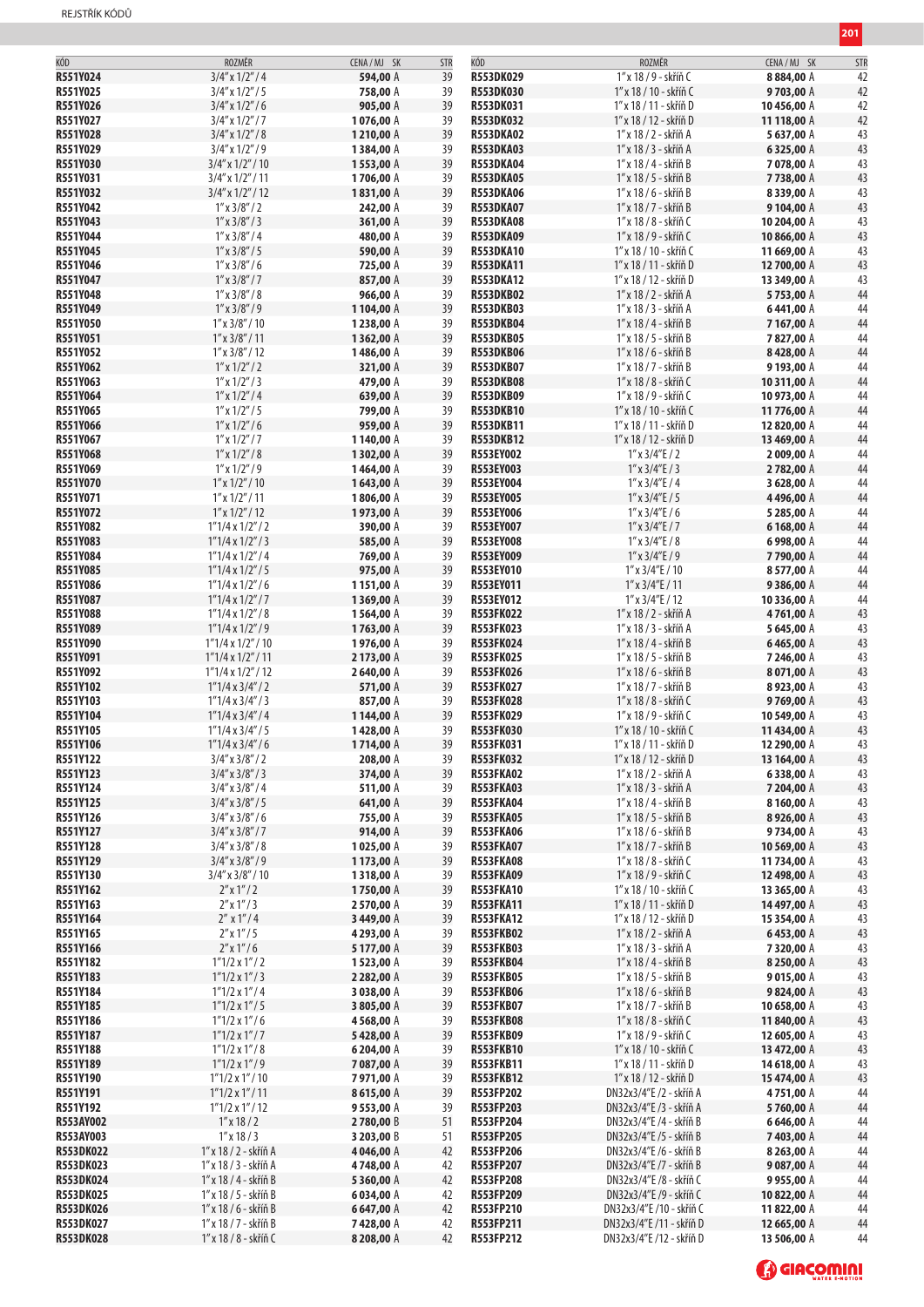| KÓD | ROZMĚR | CENA / MJ | SK | STR |
|---|---|---|---|---|
| R551Y024 | 3/4" x 1/2" / 4 | 594,00 | A | 39 |
| R551Y025 | 3/4" x 1/2" / 5 | 758,00 | A | 39 |
| R551Y026 | 3/4" x 1/2" / 6 | 905,00 | A | 39 |
| R551Y027 | 3/4" x 1/2" / 7 | 1 076,00 | A | 39 |
| R551Y028 | 3/4" x 1/2" / 8 | 1 210,00 | A | 39 |
| R551Y029 | 3/4" x 1/2" / 9 | 1 384,00 | A | 39 |
| R551Y030 | 3/4" x 1/2" / 10 | 1 553,00 | A | 39 |
| R551Y031 | 3/4" x 1/2" / 11 | 1 706,00 | A | 39 |
| R551Y032 | 3/4" x 1/2" / 12 | 1 831,00 | A | 39 |
| R551Y042 | 1" x 3/8" / 2 | 242,00 | A | 39 |
| R551Y043 | 1" x 3/8" / 3 | 361,00 | A | 39 |
| R551Y044 | 1" x 3/8" / 4 | 480,00 | A | 39 |
| R551Y045 | 1" x 3/8" / 5 | 590,00 | A | 39 |
| R551Y046 | 1" x 3/8" / 6 | 725,00 | A | 39 |
| R551Y047 | 1" x 3/8" / 7 | 857,00 | A | 39 |
| R551Y048 | 1" x 3/8" / 8 | 966,00 | A | 39 |
| R551Y049 | 1" x 3/8" / 9 | 1 104,00 | A | 39 |
| R551Y050 | 1" x 3/8" / 10 | 1 238,00 | A | 39 |
| R551Y051 | 1" x 3/8" / 11 | 1 362,00 | A | 39 |
| R551Y052 | 1" x 3/8" / 12 | 1 486,00 | A | 39 |
| R551Y062 | 1" x 1/2" / 2 | 321,00 | A | 39 |
| R551Y063 | 1" x 1/2" / 3 | 479,00 | A | 39 |
| R551Y064 | 1" x 1/2" / 4 | 639,00 | A | 39 |
| R551Y065 | 1" x 1/2" / 5 | 799,00 | A | 39 |
| R551Y066 | 1" x 1/2" / 6 | 959,00 | A | 39 |
| R551Y067 | 1" x 1/2" / 7 | 1 140,00 | A | 39 |
| R551Y068 | 1" x 1/2" / 8 | 1 302,00 | A | 39 |
| R551Y069 | 1" x 1/2" / 9 | 1 464,00 | A | 39 |
| R551Y070 | 1" x 1/2" / 10 | 1 643,00 | A | 39 |
| R551Y071 | 1" x 1/2" / 11 | 1 806,00 | A | 39 |
| R551Y072 | 1" x 1/2" / 12 | 1 973,00 | A | 39 |
| R551Y082 | 1"1/4 x 1/2" / 2 | 390,00 | A | 39 |
| R551Y083 | 1"1/4 x 1/2" / 3 | 585,00 | A | 39 |
| R551Y084 | 1"1/4 x 1/2" / 4 | 769,00 | A | 39 |
| R551Y085 | 1"1/4 x 1/2" / 5 | 975,00 | A | 39 |
| R551Y086 | 1"1/4 x 1/2" / 6 | 1 151,00 | A | 39 |
| R551Y087 | 1"1/4 x 1/2" / 7 | 1 369,00 | A | 39 |
| R551Y088 | 1"1/4 x 1/2" / 8 | 1 564,00 | A | 39 |
| R551Y089 | 1"1/4 x 1/2" / 9 | 1 763,00 | A | 39 |
| R551Y090 | 1"1/4 x 1/2" / 10 | 1 976,00 | A | 39 |
| R551Y091 | 1"1/4 x 1/2" / 11 | 2 173,00 | A | 39 |
| R551Y092 | 1"1/4 x 1/2" / 12 | 2 640,00 | A | 39 |
| R551Y102 | 1"1/4 x 3/4" / 2 | 571,00 | A | 39 |
| R551Y103 | 1"1/4 x 3/4" / 3 | 857,00 | A | 39 |
| R551Y104 | 1"1/4 x 3/4" / 4 | 1 144,00 | A | 39 |
| R551Y105 | 1"1/4 x 3/4" / 5 | 1 428,00 | A | 39 |
| R551Y106 | 1"1/4 x 3/4" / 6 | 1 714,00 | A | 39 |
| R551Y122 | 3/4" x 3/8" / 2 | 208,00 | A | 39 |
| R551Y123 | 3/4" x 3/8" / 3 | 374,00 | A | 39 |
| R551Y124 | 3/4" x 3/8" / 4 | 511,00 | A | 39 |
| R551Y125 | 3/4" x 3/8" / 5 | 641,00 | A | 39 |
| R551Y126 | 3/4" x 3/8" / 6 | 755,00 | A | 39 |
| R551Y127 | 3/4" x 3/8" / 7 | 914,00 | A | 39 |
| R551Y128 | 3/4" x 3/8" / 8 | 1 025,00 | A | 39 |
| R551Y129 | 3/4" x 3/8" / 9 | 1 173,00 | A | 39 |
| R551Y130 | 3/4" x 3/8" / 10 | 1 318,00 | A | 39 |
| R551Y162 | 2" x 1" / 2 | 1 750,00 | A | 39 |
| R551Y163 | 2" x 1" / 3 | 2 570,00 | A | 39 |
| R551Y164 | 2" x 1" / 4 | 3 449,00 | A | 39 |
| R551Y165 | 2" x 1" / 5 | 4 293,00 | A | 39 |
| R551Y166 | 2" x 1" / 6 | 5 177,00 | A | 39 |
| R551Y182 | 1"1/2 x 1" / 2 | 1 523,00 | A | 39 |
| R551Y183 | 1"1/2 x 1" / 3 | 2 282,00 | A | 39 |
| R551Y184 | 1"1/2 x 1" / 4 | 3 038,00 | A | 39 |
| R551Y185 | 1"1/2 x 1" / 5 | 3 805,00 | A | 39 |
| R551Y186 | 1"1/2 x 1" / 6 | 4 568,00 | A | 39 |
| R551Y187 | 1"1/2 x 1" / 7 | 5 428,00 | A | 39 |
| R551Y188 | 1"1/2 x 1" / 8 | 6 204,00 | A | 39 |
| R551Y189 | 1"1/2 x 1" / 9 | 7 087,00 | A | 39 |
| R551Y190 | 1"1/2 x 1" / 10 | 7 971,00 | A | 39 |
| R551Y191 | 1"1/2 x 1" / 11 | 8 615,00 | A | 39 |
| R551Y192 | 1"1/2 x 1" / 12 | 9 553,00 | A | 39 |
| R553AY002 | 1" x 18 / 2 | 2 780,00 | B | 51 |
| R553AY003 | 1" x 18 / 3 | 3 203,00 | B | 51 |
| R553DK022 | 1" x 18 / 2 - skříň A | 4 046,00 | A | 42 |
| R553DK023 | 1" x 18 / 3 - skříň A | 4 748,00 | A | 42 |
| R553DK024 | 1" x 18 / 4 - skříň B | 5 360,00 | A | 42 |
| R553DK025 | 1" x 18 / 5 - skříň B | 6 034,00 | A | 42 |
| R553DK026 | 1" x 18 / 6 - skříň B | 6 647,00 | A | 42 |
| R553DK027 | 1" x 18 / 7 - skříň B | 7 428,00 | A | 42 |
| R553DK028 | 1" x 18 / 8 - skříň C | 8 208,00 | A | 42 |
| R553DK029 | 1" x 18 / 9 - skříň C | 8 884,00 | A | 42 |
| R553DK030 | 1" x 18 / 10 - skříň C | 9 703,00 | A | 42 |
| R553DK031 | 1" x 18 / 11 - skříň D | 10 456,00 | A | 42 |
| R553DK032 | 1" x 18 / 12 - skříň D | 11 118,00 | A | 42 |
| R553DKA02 | 1" x 18 / 2 - skříň A | 5 637,00 | A | 43 |
| R553DKA03 | 1" x 18 / 3 - skříň A | 6 325,00 | A | 43 |
| R553DKA04 | 1" x 18 / 4 - skříň B | 7 078,00 | A | 43 |
| R553DKA05 | 1" x 18 / 5 - skříň B | 7 738,00 | A | 43 |
| R553DKA06 | 1" x 18 / 6 - skříň B | 8 339,00 | A | 43 |
| R553DKA07 | 1" x 18 / 7 - skříň B | 9 104,00 | A | 43 |
| R553DKA08 | 1" x 18 / 8 - skříň C | 10 204,00 | A | 43 |
| R553DKA09 | 1" x 18 / 9 - skříň C | 10 866,00 | A | 43 |
| R553DKA10 | 1" x 18 / 10 - skříň C | 11 669,00 | A | 43 |
| R553DKA11 | 1" x 18 / 11 - skříň D | 12 700,00 | A | 43 |
| R553DKA12 | 1" x 18 / 12 - skříň D | 13 349,00 | A | 43 |
| R553DKB02 | 1" x 18 / 2 - skříň A | 5 753,00 | A | 44 |
| R553DKB03 | 1" x 18 / 3 - skříň A | 6 441,00 | A | 44 |
| R553DKB04 | 1" x 18 / 4 - skříň B | 7 167,00 | A | 44 |
| R553DKB05 | 1" x 18 / 5 - skříň B | 7 827,00 | A | 44 |
| R553DKB06 | 1" x 18 / 6 - skříň B | 8 428,00 | A | 44 |
| R553DKB07 | 1" x 18 / 7 - skříň B | 9 193,00 | A | 44 |
| R553DKB08 | 1" x 18 / 8 - skříň C | 10 311,00 | A | 44 |
| R553DKB09 | 1" x 18 / 9 - skříň C | 10 973,00 | A | 44 |
| R553DKB10 | 1" x 18 / 10 - skříň C | 11 776,00 | A | 44 |
| R553DKB11 | 1" x 18 / 11 - skříň D | 12 820,00 | A | 44 |
| R553DKB12 | 1" x 18 / 12 - skříň D | 13 469,00 | A | 44 |
| R553EY002 | 1" x 3/4"E / 2 | 2 009,00 | A | 44 |
| R553EY003 | 1" x 3/4"E / 3 | 2 782,00 | A | 44 |
| R553EY004 | 1" x 3/4"E / 4 | 3 628,00 | A | 44 |
| R553EY005 | 1" x 3/4"E / 5 | 4 496,00 | A | 44 |
| R553EY006 | 1" x 3/4"E / 6 | 5 285,00 | A | 44 |
| R553EY007 | 1" x 3/4"E / 7 | 6 168,00 | A | 44 |
| R553EY008 | 1" x 3/4"E / 8 | 6 998,00 | A | 44 |
| R553EY009 | 1" x 3/4"E / 9 | 7 790,00 | A | 44 |
| R553EY010 | 1" x 3/4"E / 10 | 8 577,00 | A | 44 |
| R553EY011 | 1" x 3/4"E / 11 | 9 386,00 | A | 44 |
| R553EY012 | 1" x 3/4"E / 12 | 10 336,00 | A | 44 |
| R553FK022 | 1" x 18 / 2 - skříň A | 4 761,00 | A | 43 |
| R553FK023 | 1" x 18 / 3 - skříň A | 5 645,00 | A | 43 |
| R553FK024 | 1" x 18 / 4 - skříň B | 6 465,00 | A | 43 |
| R553FK025 | 1" x 18 / 5 - skříň B | 7 246,00 | A | 43 |
| R553FK026 | 1" x 18 / 6 - skříň B | 8 071,00 | A | 43 |
| R553FK027 | 1" x 18 / 7 - skříň B | 8 923,00 | A | 43 |
| R553FK028 | 1" x 18 / 8 - skříň C | 9 769,00 | A | 43 |
| R553FK029 | 1" x 18 / 9 - skříň C | 10 549,00 | A | 43 |
| R553FK030 | 1" x 18 / 10 - skříň C | 11 434,00 | A | 43 |
| R553FK031 | 1" x 18 / 11 - skříň D | 12 290,00 | A | 43 |
| R553FK032 | 1" x 18 / 12 - skříň D | 13 164,00 | A | 43 |
| R553FKA02 | 1" x 18 / 2 - skříň A | 6 338,00 | A | 43 |
| R553FKA03 | 1" x 18 / 3 - skříň A | 7 204,00 | A | 43 |
| R553FKA04 | 1" x 18 / 4 - skříň B | 8 160,00 | A | 43 |
| R553FKA05 | 1" x 18 / 5 - skříň B | 8 926,00 | A | 43 |
| R553FKA06 | 1" x 18 / 6 - skříň B | 9 734,00 | A | 43 |
| R553FKA07 | 1" x 18 / 7 - skříň B | 10 569,00 | A | 43 |
| R553FKA08 | 1" x 18 / 8 - skříň C | 11 734,00 | A | 43 |
| R553FKA09 | 1" x 18 / 9 - skříň C | 12 498,00 | A | 43 |
| R553FKA10 | 1" x 18 / 10 - skříň C | 13 365,00 | A | 43 |
| R553FKA11 | 1" x 18 / 11 - skříň D | 14 497,00 | A | 43 |
| R553FKA12 | 1" x 18 / 12 - skříň D | 15 354,00 | A | 43 |
| R553FKB02 | 1" x 18 / 2 - skříň A | 6 453,00 | A | 43 |
| R553FKB03 | 1" x 18 / 3 - skříň A | 7 320,00 | A | 43 |
| R553FKB04 | 1" x 18 / 4 - skříň B | 8 250,00 | A | 43 |
| R553FKB05 | 1" x 18 / 5 - skříň B | 9 015,00 | A | 43 |
| R553FKB06 | 1" x 18 / 6 - skříň B | 9 824,00 | A | 43 |
| R553FKB07 | 1" x 18 / 7 - skříň B | 10 658,00 | A | 43 |
| R553FKB08 | 1" x 18 / 8 - skříň C | 11 840,00 | A | 43 |
| R553FKB09 | 1" x 18 / 9 - skříň C | 12 605,00 | A | 43 |
| R553FKB10 | 1" x 18 / 10 - skříň C | 13 472,00 | A | 43 |
| R553FKB11 | 1" x 18 / 11 - skříň D | 14 618,00 | A | 43 |
| R553FKB12 | 1" x 18 / 12 - skříň D | 15 474,00 | A | 43 |
| R553FP202 | DN32x3/4"E /2 - skříň A | 4 751,00 | A | 44 |
| R553FP203 | DN32x3/4"E /3 - skříň A | 5 760,00 | A | 44 |
| R553FP204 | DN32x3/4"E /4 - skříň B | 6 646,00 | A | 44 |
| R553FP205 | DN32x3/4"E /5 - skříň B | 7 403,00 | A | 44 |
| R553FP206 | DN32x3/4"E /6 - skříň B | 8 263,00 | A | 44 |
| R553FP207 | DN32x3/4"E /7 - skříň B | 9 087,00 | A | 44 |
| R553FP208 | DN32x3/4"E /8 - skříň C | 9 955,00 | A | 44 |
| R553FP209 | DN32x3/4"E /9 - skříň C | 10 822,00 | A | 44 |
| R553FP210 | DN32x3/4"E /10 - skříň C | 11 822,00 | A | 44 |
| R553FP211 | DN32x3/4"E /11 - skříň D | 12 665,00 | A | 44 |
| R553FP212 | DN32x3/4"E /12 - skříň D | 13 506,00 | A | 44 |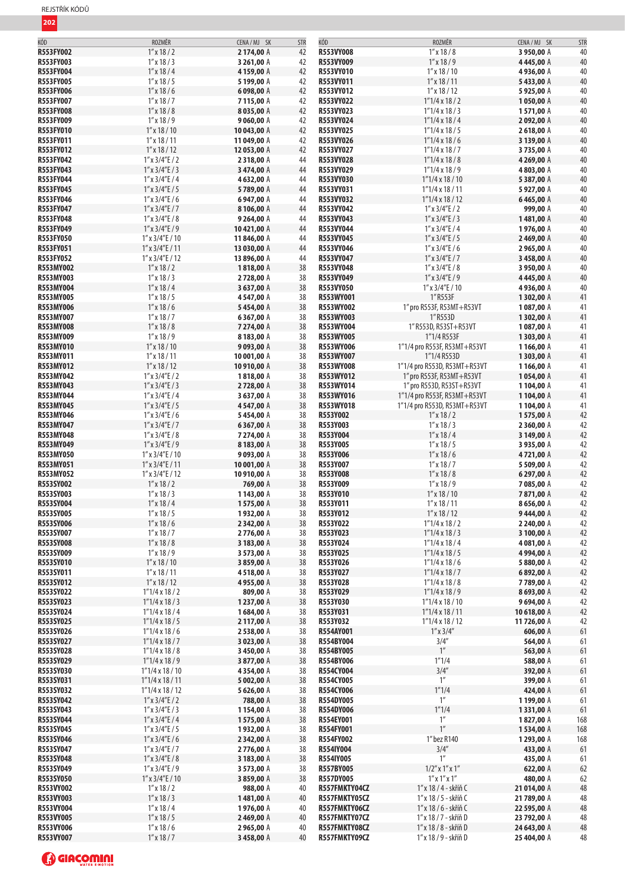| KÓD | ROZMĚR | CENA / MJ SK | STR |
|---|---|---|---|
| R553FY002 | 1" x 18 / 2 | 2 174,00 A | 42 |
| R553FY003 | 1" x 18 / 3 | 3 261,00 A | 42 |
| R553FY004 | 1" x 18 / 4 | 4 159,00 A | 42 |
| R553FY005 | 1" x 18 / 5 | 5 199,00 A | 42 |
| R553FY006 | 1" x 18 / 6 | 6 098,00 A | 42 |
| R553FY007 | 1" x 18 / 7 | 7 115,00 A | 42 |
| R553FY008 | 1" x 18 / 8 | 8 035,00 A | 42 |
| R553FY009 | 1" x 18 / 9 | 9 060,00 A | 42 |
| R553FY010 | 1" x 18 / 10 | 10 043,00 A | 42 |
| R553FY011 | 1" x 18 / 11 | 11 049,00 A | 42 |
| R553FY012 | 1" x 18 / 12 | 12 053,00 A | 42 |
| R553FY042 | 1" x 3/4"E / 2 | 2 318,00 A | 44 |
| R553FY043 | 1" x 3/4"E / 3 | 3 474,00 A | 44 |
| R553FY044 | 1" x 3/4"E / 4 | 4 632,00 A | 44 |
| R553FY045 | 1" x 3/4"E / 5 | 5 789,00 A | 44 |
| R553FY046 | 1" x 3/4"E / 6 | 6 947,00 A | 44 |
| R553FY047 | 1" x 3/4"E / 7 | 8 106,00 A | 44 |
| R553FY048 | 1" x 3/4"E / 8 | 9 264,00 A | 44 |
| R553FY049 | 1" x 3/4"E / 9 | 10 421,00 A | 44 |
| R553FY050 | 1" x 3/4"E / 10 | 11 846,00 A | 44 |
| R553FY051 | 1" x 3/4"E / 11 | 13 030,00 A | 44 |
| R553FY052 | 1" x 3/4"E / 12 | 13 896,00 A | 44 |
| R553MY002 | 1" x 18 / 2 | 1 818,00 A | 38 |
| R553MY003 | 1" x 18 / 3 | 2 728,00 A | 38 |
| R553MY004 | 1" x 18 / 4 | 3 637,00 A | 38 |
| R553MY005 | 1" x 18 / 5 | 4 547,00 A | 38 |
| R553MY006 | 1" x 18 / 6 | 5 454,00 A | 38 |
| R553MY007 | 1" x 18 / 7 | 6 367,00 A | 38 |
| R553MY008 | 1" x 18 / 8 | 7 274,00 A | 38 |
| R553MY009 | 1" x 18 / 9 | 8 183,00 A | 38 |
| R553MY010 | 1" x 18 / 10 | 9 093,00 A | 38 |
| R553MY011 | 1" x 18 / 11 | 10 001,00 A | 38 |
| R553MY012 | 1" x 18 / 12 | 10 910,00 A | 38 |
| R553MY042 | 1" x 3/4"E / 2 | 1 818,00 A | 38 |
| R553MY043 | 1" x 3/4"E / 3 | 2 728,00 A | 38 |
| R553MY044 | 1" x 3/4"E / 4 | 3 637,00 A | 38 |
| R553MY045 | 1" x 3/4"E / 5 | 4 547,00 A | 38 |
| R553MY046 | 1" x 3/4"E / 6 | 5 454,00 A | 38 |
| R553MY047 | 1" x 3/4"E / 7 | 6 367,00 A | 38 |
| R553MY048 | 1" x 3/4"E / 8 | 7 274,00 A | 38 |
| R553MY049 | 1" x 3/4"E / 9 | 8 183,00 A | 38 |
| R553MY050 | 1" x 3/4"E / 10 | 9 093,00 A | 38 |
| R553MY051 | 1" x 3/4"E / 11 | 10 001,00 A | 38 |
| R553MY052 | 1" x 3/4"E / 12 | 10 910,00 A | 38 |
| R553SY002 | 1" x 18 / 2 | 769,00 A | 38 |
| R553SY003 | 1" x 18 / 3 | 1 143,00 A | 38 |
| R553SY004 | 1" x 18 / 4 | 1 575,00 A | 38 |
| R553SY005 | 1" x 18 / 5 | 1 932,00 A | 38 |
| R553SY006 | 1" x 18 / 6 | 2 342,00 A | 38 |
| R553SY007 | 1" x 18 / 7 | 2 776,00 A | 38 |
| R553SY008 | 1" x 18 / 8 | 3 183,00 A | 38 |
| R553SY009 | 1" x 18 / 9 | 3 573,00 A | 38 |
| R553SY010 | 1" x 18 / 10 | 3 859,00 A | 38 |
| R553SY011 | 1" x 18 / 11 | 4 518,00 A | 38 |
| R553SY012 | 1" x 18 / 12 | 4 955,00 A | 38 |
| R553SY022 | 1"1/4 x 18 / 2 | 809,00 A | 38 |
| R553SY023 | 1"1/4 x 18 / 3 | 1 237,00 A | 38 |
| R553SY024 | 1"1/4 x 18 / 4 | 1 684,00 A | 38 |
| R553SY025 | 1"1/4 x 18 / 5 | 2 117,00 A | 38 |
| R553SY026 | 1"1/4 x 18 / 6 | 2 538,00 A | 38 |
| R553SY027 | 1"1/4 x 18 / 7 | 3 023,00 A | 38 |
| R553SY028 | 1"1/4 x 18 / 8 | 3 450,00 A | 38 |
| R553SY029 | 1"1/4 x 18 / 9 | 3 877,00 A | 38 |
| R553SY030 | 1"1/4 x 18 / 10 | 4 354,00 A | 38 |
| R553SY031 | 1"1/4 x 18 / 11 | 5 002,00 A | 38 |
| R553SY032 | 1"1/4 x 18 / 12 | 5 626,00 A | 38 |
| R553SY042 | 1" x 3/4"E / 2 | 788,00 A | 38 |
| R553SY043 | 1" x 3/4"E / 3 | 1 154,00 A | 38 |
| R553SY044 | 1" x 3/4"E / 4 | 1 575,00 A | 38 |
| R553SY045 | 1" x 3/4"E / 5 | 1 932,00 A | 38 |
| R553SY046 | 1" x 3/4"E / 6 | 2 342,00 A | 38 |
| R553SY047 | 1" x 3/4"E / 7 | 2 776,00 A | 38 |
| R553SY048 | 1" x 3/4"E / 8 | 3 183,00 A | 38 |
| R553SY049 | 1" x 3/4"E / 9 | 3 573,00 A | 38 |
| R553SY050 | 1" x 3/4"E / 10 | 3 859,00 A | 38 |
| R553VY002 | 1" x 18 / 2 | 988,00 A | 40 |
| R553VY003 | 1" x 18 / 3 | 1 481,00 A | 40 |
| R553VY004 | 1" x 18 / 4 | 1 976,00 A | 40 |
| R553VY005 | 1" x 18 / 5 | 2 469,00 A | 40 |
| R553VY006 | 1" x 18 / 6 | 2 965,00 A | 40 |
| R553VY007 | 1" x 18 / 7 | 3 458,00 A | 40 |
| R553VY008 | 1" x 18 / 8 | 3 950,00 A | 40 |
| R553VY009 | 1" x 18 / 9 | 4 445,00 A | 40 |
| R553VY010 | 1" x 18 / 10 | 4 936,00 A | 40 |
| R553VY011 | 1" x 18 / 11 | 5 433,00 A | 40 |
| R553VY012 | 1" x 18 / 12 | 5 925,00 A | 40 |
| R553VY022 | 1"1/4 x 18 / 2 | 1 050,00 A | 40 |
| R553VY023 | 1"1/4 x 18 / 3 | 1 571,00 A | 40 |
| R553VY024 | 1"1/4 x 18 / 4 | 2 092,00 A | 40 |
| R553VY025 | 1"1/4 x 18 / 5 | 2 618,00 A | 40 |
| R553VY026 | 1"1/4 x 18 / 6 | 3 139,00 A | 40 |
| R553VY027 | 1"1/4 x 18 / 7 | 3 735,00 A | 40 |
| R553VY028 | 1"1/4 x 18 / 8 | 4 269,00 A | 40 |
| R553VY029 | 1"1/4 x 18 / 9 | 4 803,00 A | 40 |
| R553VY030 | 1"1/4 x 18 / 10 | 5 387,00 A | 40 |
| R553VY031 | 1"1/4 x 18 / 11 | 5 927,00 A | 40 |
| R553VY032 | 1"1/4 x 18 / 12 | 6 465,00 A | 40 |
| R553VY042 | 1" x 3/4"E / 2 | 999,00 A | 40 |
| R553VY043 | 1" x 3/4"E / 3 | 1 481,00 A | 40 |
| R553VY044 | 1" x 3/4"E / 4 | 1 976,00 A | 40 |
| R553VY045 | 1" x 3/4"E / 5 | 2 469,00 A | 40 |
| R553VY046 | 1" x 3/4"E / 6 | 2 965,00 A | 40 |
| R553VY047 | 1" x 3/4"E / 7 | 3 458,00 A | 40 |
| R553VY048 | 1" x 3/4"E / 8 | 3 950,00 A | 40 |
| R553VY049 | 1" x 3/4"E / 9 | 4 445,00 A | 40 |
| R553VY050 | 1" x 3/4"E / 10 | 4 936,00 A | 40 |
| R553WY001 | 1" R553F | 1 302,00 A | 41 |
| R553WY002 | 1" pro R553F, R53MT+R53VT | 1 087,00 A | 41 |
| R553WY003 | 1" R553D | 1 302,00 A | 41 |
| R553WY004 | 1" R553D, R53ST+R53VT | 1 087,00 A | 41 |
| R553WY005 | 1"1/4 R553F | 1 303,00 A | 41 |
| R553WY006 | 1"1/4 pro R553F, R53MT+R53VT | 1 166,00 A | 41 |
| R553WY007 | 1"1/4 R553D | 1 303,00 A | 41 |
| R553WY008 | 1"1/4 pro R553D, R53MT+R53VT | 1 166,00 A | 41 |
| R553WY012 | 1" pro R553F, R53MT+R53VT | 1 054,00 A | 41 |
| R553WY014 | 1" pro R553D, R53ST+R53VT | 1 104,00 A | 41 |
| R553WY016 | 1"1/4 pro R553F, R53MT+R53VT | 1 104,00 A | 41 |
| R553WY018 | 1"1/4 pro R553D, R53MT+R53VT | 1 104,00 A | 41 |
| R553Y002 | 1" x 18 / 2 | 1 575,00 A | 42 |
| R553Y003 | 1" x 18 / 3 | 2 360,00 A | 42 |
| R553Y004 | 1" x 18 / 4 | 3 149,00 A | 42 |
| R553Y005 | 1" x 18 / 5 | 3 935,00 A | 42 |
| R553Y006 | 1" x 18 / 6 | 4 721,00 A | 42 |
| R553Y007 | 1" x 18 / 7 | 5 509,00 A | 42 |
| R553Y008 | 1" x 18 / 8 | 6 297,00 A | 42 |
| R553Y009 | 1" x 18 / 9 | 7 085,00 A | 42 |
| R553Y010 | 1" x 18 / 10 | 7 871,00 A | 42 |
| R553Y011 | 1" x 18 / 11 | 8 656,00 A | 42 |
| R553Y012 | 1" x 18 / 12 | 9 444,00 A | 42 |
| R553Y022 | 1"1/4 x 18 / 2 | 2 240,00 A | 42 |
| R553Y023 | 1"1/4 x 18 / 3 | 3 100,00 A | 42 |
| R553Y024 | 1"1/4 x 18 / 4 | 4 081,00 A | 42 |
| R553Y025 | 1"1/4 x 18 / 5 | 4 994,00 A | 42 |
| R553Y026 | 1"1/4 x 18 / 6 | 5 880,00 A | 42 |
| R553Y027 | 1"1/4 x 18 / 7 | 6 892,00 A | 42 |
| R553Y028 | 1"1/4 x 18 / 8 | 7 789,00 A | 42 |
| R553Y029 | 1"1/4 x 18 / 9 | 8 693,00 A | 42 |
| R553Y030 | 1"1/4 x 18 / 10 | 9 694,00 A | 42 |
| R553Y031 | 1"1/4 x 18 / 11 | 10 618,00 A | 42 |
| R553Y032 | 1"1/4 x 18 / 12 | 11 726,00 A | 42 |
| R554AY001 | 1" x 3/4" | 606,00 A | 61 |
| R554BY004 | 3/4" | 564,00 A | 61 |
| R554BY005 | 1" | 563,00 A | 61 |
| R554BY006 | 1"1/4 | 588,00 A | 61 |
| R554CY004 | 3/4" | 392,00 A | 61 |
| R554CY005 | 1" | 399,00 A | 61 |
| R554CY006 | 1"1/4 | 424,00 A | 61 |
| R554DY005 | 1" | 1 199,00 A | 61 |
| R554DY006 | 1"1/4 | 1 331,00 A | 61 |
| R554EY001 | 1" | 1 827,00 A | 168 |
| R554FY001 | 1" | 1 534,00 A | 168 |
| R554FY002 | 1" bez R140 | 1 293,00 A | 168 |
| R554IY004 | 3/4" | 433,00 A | 61 |
| R554IY005 | 1" | 435,00 A | 61 |
| R557BY005 | 1/2" x 1" x 1" | 622,00 A | 62 |
| R557DY005 | 1" x 1" x 1" | 480,00 A | 62 |
| R557FMKTY04CZ | 1" x 18 / 4 - skříň C | 21 014,00 A | 48 |
| R557FMKTY05CZ | 1" x 18 / 5 - skříň C | 21 789,00 A | 48 |
| R557FMKTY06CZ | 1" x 18 / 6 - skříň C | 22 595,00 A | 48 |
| R557FMKTY07CZ | 1" x 18 / 7 - skříň D | 23 792,00 A | 48 |
| R557FMKTY08CZ | 1" x 18 / 8 - skříň D | 24 643,00 A | 48 |
| R557FMKTY09CZ | 1" x 18 / 9 - skříň D | 25 404,00 A | 48 |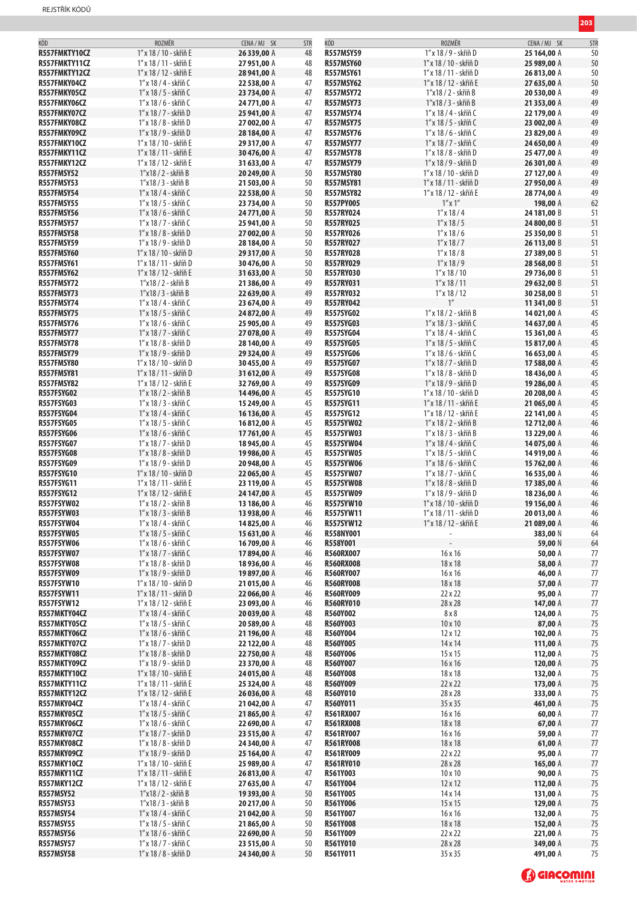| KÓD | ROZMĚR | CENA / MJ SK | STR |
|---|---|---|---|
| R557FMKTY10CZ | 1" x 18 / 10 - skříň E | 26 339,00 A | 48 |
| R557FMKTY11CZ | 1" x 18 / 11 - skříň E | 27 951,00 A | 48 |
| R557FMKTY12CZ | 1" x 18 / 12 - skříň E | 28 941,00 A | 48 |
| R557FMKY04CZ | 1" x 18 / 4 - skříň C | 22 538,00 A | 47 |
| R557FMKY05CZ | 1" x 18 / 5 - skříň C | 23 734,00 A | 47 |
| R557FMKY06CZ | 1" x 18 / 6 - skříň C | 24 771,00 A | 47 |
| R557FMKY07CZ | 1" x 18 / 7 - skříň D | 25 941,00 A | 47 |
| R557FMKY08CZ | 1" x 18 / 8 - skříň D | 27 002,00 A | 47 |
| R557FMKY09CZ | 1" x 18 / 9 - skříň D | 28 184,00 A | 47 |
| R557FMKY10CZ | 1" x 18 / 10 - skříň E | 29 317,00 A | 47 |
| R557FMKY11CZ | 1" x 18 / 11 - skříň E | 30 476,00 A | 47 |
| R557FMKY12CZ | 1" x 18 / 12 - skříň E | 31 633,00 A | 47 |
| R557FMSY52 | 1"x18 / 2 - skříň B | 20 249,00 A | 50 |
| R557FMSY53 | 1"x18 / 3 - skříň B | 21 503,00 A | 50 |
| R557FMSY54 | 1" x 18 / 4 - skříň C | 22 538,00 A | 50 |
| R557FMSY55 | 1" x 18 / 5 - skříň C | 23 734,00 A | 50 |
| R557FMSY56 | 1" x 18 / 6 - skříň C | 24 771,00 A | 50 |
| R557FMSY57 | 1" x 18 / 7 - skříň C | 25 941,00 A | 50 |
| R557FMSY58 | 1" x 18 / 8 - skříň D | 27 002,00 A | 50 |
| R557FMSY59 | 1" x 18 / 9 - skříň D | 28 184,00 A | 50 |
| R557FMSY60 | 1" x 18 / 10 - skříň D | 29 317,00 A | 50 |
| R557FMSY61 | 1" x 18 / 11 - skříň D | 30 476,00 A | 50 |
| R557FMSY62 | 1" x 18 / 12 - skříň E | 31 633,00 A | 50 |
| R557FMSY72 | 1"x18 / 2 - skříň B | 21 386,00 A | 49 |
| R557FMSY73 | 1"x18 / 3 - skříň B | 22 639,00 A | 49 |
| R557FMSY74 | 1" x 18 / 4 - skříň C | 23 674,00 A | 49 |
| R557FMSY75 | 1" x 18 / 5 - skříň C | 24 872,00 A | 49 |
| R557FMSY76 | 1" x 18 / 6 - skříň C | 25 905,00 A | 49 |
| R557FMSY77 | 1" x 18 / 7 - skříň C | 27 078,00 A | 49 |
| R557FMSY78 | 1" x 18 / 8 - skříň D | 28 140,00 A | 49 |
| R557FMSY79 | 1" x 18 / 9 - skříň D | 29 324,00 A | 49 |
| R557FMSY80 | 1" x 18 / 10 - skříň D | 30 455,00 A | 49 |
| R557FMSY81 | 1" x 18 / 11 - skříň D | 31 612,00 A | 49 |
| R557FMSY82 | 1" x 18 / 12 - skříň E | 32 769,00 A | 49 |
| R557FSYG02 | 1" x 18 / 2 - skříň B | 14 496,00 A | 45 |
| R557FSYG03 | 1" x 18 / 3 - skříň C | 15 249,00 A | 45 |
| R557FSYG04 | 1" x 18 / 4 - skříň C | 16 136,00 A | 45 |
| R557FSYG05 | 1" x 18 / 5 - skříň C | 16 812,00 A | 45 |
| R557FSYG06 | 1" x 18 / 6 - skříň C | 17 761,00 A | 45 |
| R557FSYG07 | 1" x 18 / 7 - skříň D | 18 945,00 A | 45 |
| R557FSYG08 | 1" x 18 / 8 - skříň D | 19 986,00 A | 45 |
| R557FSYG09 | 1" x 18 / 9 - skříň D | 20 948,00 A | 45 |
| R557FSYG10 | 1" x 18 / 10 - skříň D | 22 065,00 A | 45 |
| R557FSYG11 | 1" x 18 / 11 - skříň E | 23 119,00 A | 45 |
| R557FSYG12 | 1" x 18 / 12 - skříň E | 24 147,00 A | 45 |
| R557FSYW02 | 1" x 18 / 2 - skříň B | 13 186,00 A | 46 |
| R557FSYW03 | 1" x 18 / 3 - skříň B | 13 938,00 A | 46 |
| R557FSYW04 | 1" x 18 / 4 - skříň C | 14 825,00 A | 46 |
| R557FSYW05 | 1" x 18 / 5 - skříň C | 15 631,00 A | 46 |
| R557FSYW06 | 1" x 18 / 6 - skříň C | 16 709,00 A | 46 |
| R557FSYW07 | 1" x 18 / 7 - skříň C | 17 894,00 A | 46 |
| R557FSYW08 | 1" x 18 / 8 - skříň D | 18 936,00 A | 46 |
| R557FSYW09 | 1" x 18 / 9 - skříň D | 19 897,00 A | 46 |
| R557FSYW10 | 1" x 18 / 10 - skříň D | 21 015,00 A | 46 |
| R557FSYW11 | 1" x 18 / 11 - skříň D | 22 066,00 A | 46 |
| R557FSYW12 | 1" x 18 / 12 - skříň E | 23 093,00 A | 46 |
| R557MKTY04CZ | 1" x 18 / 4 - skříň C | 20 039,00 A | 48 |
| R557MKTY05CZ | 1" x 18 / 5 - skříň C | 20 589,00 A | 48 |
| R557MKTY06CZ | 1" x 18 / 6 - skříň C | 21 196,00 A | 48 |
| R557MKTY07CZ | 1" x 18 / 7 - skříň D | 22 122,00 A | 48 |
| R557MKTY08CZ | 1" x 18 / 8 - skříň D | 22 750,00 A | 48 |
| R557MKTY09CZ | 1" x 18 / 9 - skříň D | 23 370,00 A | 48 |
| R557MKTY10CZ | 1" x 18 / 10 - skříň E | 24 015,00 A | 48 |
| R557MKTY11CZ | 1" x 18 / 11 - skříň E | 25 324,00 A | 48 |
| R557MKTY12CZ | 1" x 18 / 12 - skříň E | 26 036,00 A | 48 |
| R557MKY04CZ | 1" x 18 / 4 - skříň C | 21 042,00 A | 47 |
| R557MKY05CZ | 1" x 18 / 5 - skříň C | 21 865,00 A | 47 |
| R557MKY06CZ | 1" x 18 / 6 - skříň C | 22 690,00 A | 47 |
| R557MKY07CZ | 1" x 18 / 7 - skříň D | 23 515,00 A | 47 |
| R557MKY08CZ | 1" x 18 / 8 - skříň D | 24 340,00 A | 47 |
| R557MKY09CZ | 1" x 18 / 9 - skříň D | 25 164,00 A | 47 |
| R557MKY10CZ | 1" x 18 / 10 - skříň E | 25 989,00 A | 47 |
| R557MKY11CZ | 1" x 18 / 11 - skříň E | 26 813,00 A | 47 |
| R557MKY12CZ | 1" x 18 / 12 - skříň E | 27 635,00 A | 47 |
| R557MSY52 | 1"x18 / 2 - skříň B | 19 393,00 A | 50 |
| R557MSY53 | 1"x18 / 3 - skříň B | 20 217,00 A | 50 |
| R557MSY54 | 1" x 18 / 4 - skříň C | 21 042,00 A | 50 |
| R557MSY55 | 1" x 18 / 5 - skříň C | 21 865,00 A | 50 |
| R557MSY56 | 1" x 18 / 6 - skříň C | 22 690,00 A | 50 |
| R557MSY57 | 1" x 18 / 7 - skříň C | 23 515,00 A | 50 |
| R557MSY58 | 1" x 18 / 8 - skříň D | 24 340,00 A | 50 |
| R557MSY59 | 1" x 18 / 9 - skříň D | 25 164,00 A | 50 |
| R557MSY60 | 1" x 18 / 10 - skříň D | 25 989,00 A | 50 |
| R557MSY61 | 1" x 18 / 11 - skříň D | 26 813,00 A | 50 |
| R557MSY62 | 1" x 18 / 12 - skříň E | 27 635,00 A | 50 |
| R557MSY72 | 1"x18 / 2 - skříň B | 20 530,00 A | 49 |
| R557MSY73 | 1"x18 / 3 - skříň B | 21 353,00 A | 49 |
| R557MSY74 | 1" x 18 / 4 - skříň C | 22 179,00 A | 49 |
| R557MSY75 | 1" x 18 / 5 - skříň C | 23 002,00 A | 49 |
| R557MSY76 | 1" x 18 / 6 - skříň C | 23 829,00 A | 49 |
| R557MSY77 | 1" x 18 / 7 - skříň C | 24 650,00 A | 49 |
| R557MSY78 | 1" x 18 / 8 - skříň D | 25 477,00 A | 49 |
| R557MSY79 | 1" x 18 / 9 - skříň D | 26 301,00 A | 49 |
| R557MSY80 | 1" x 18 / 10 - skříň D | 27 127,00 A | 49 |
| R557MSY81 | 1" x 18 / 11 - skříň D | 27 950,00 A | 49 |
| R557MSY82 | 1" x 18 / 12 - skříň E | 28 774,00 A | 49 |
| R557PY005 | 1" x 1" | 198,00 A | 62 |
| R557RY024 | 1" x 18 / 4 | 24 181,00 B | 51 |
| R557RY025 | 1" x 18 / 5 | 24 800,00 B | 51 |
| R557RY026 | 1" x 18 / 6 | 25 350,00 B | 51 |
| R557RY027 | 1" x 18 / 7 | 26 113,00 B | 51 |
| R557RY028 | 1" x 18 / 8 | 27 389,00 B | 51 |
| R557RY029 | 1" x 18 / 9 | 28 568,00 B | 51 |
| R557RY030 | 1" x 18 / 10 | 29 736,00 B | 51 |
| R557RY031 | 1" x 18 / 11 | 29 632,00 B | 51 |
| R557RY032 | 1" x 18 / 12 | 30 258,00 B | 51 |
| R557RY042 | 1" | 11 341,00 B | 51 |
| R557SYG02 | 1" x 18 / 2 - skříň B | 14 021,00 A | 45 |
| R557SYG03 | 1" x 18 / 3 - skříň C | 14 637,00 A | 45 |
| R557SYG04 | 1" x 18 / 4 - skříň C | 15 361,00 A | 45 |
| R557SYG05 | 1" x 18 / 5 - skříň C | 15 817,00 A | 45 |
| R557SYG06 | 1" x 18 / 6 - skříň C | 16 653,00 A | 45 |
| R557SYG07 | 1" x 18 / 7 - skříň D | 17 588,00 A | 45 |
| R557SYG08 | 1" x 18 / 8 - skříň D | 18 436,00 A | 45 |
| R557SYG09 | 1" x 18 / 9 - skříň D | 19 286,00 A | 45 |
| R557SYG10 | 1" x 18 / 10 - skříň D | 20 208,00 A | 45 |
| R557SYG11 | 1" x 18 / 11 - skříň E | 21 065,00 A | 45 |
| R557SYG12 | 1" x 18 / 12 - skříň E | 22 141,00 A | 45 |
| R557SYW02 | 1" x 18 / 2 - skříň B | 12 712,00 A | 46 |
| R557SYW03 | 1" x 18 / 3 - skříň B | 13 229,00 A | 46 |
| R557SYW04 | 1" x 18 / 4 - skříň C | 14 075,00 A | 46 |
| R557SYW05 | 1" x 18 / 5 - skříň C | 14 919,00 A | 46 |
| R557SYW06 | 1" x 18 / 6 - skříň C | 15 762,00 A | 46 |
| R557SYW07 | 1" x 18 / 7 - skříň C | 16 535,00 A | 46 |
| R557SYW08 | 1" x 18 / 8 - skříň D | 17 385,00 A | 46 |
| R557SYW09 | 1" x 18 / 9 - skříň D | 18 236,00 A | 46 |
| R557SYW10 | 1" x 18 / 10 - skříň D | 19 156,00 A | 46 |
| R557SYW11 | 1" x 18 / 11 - skříň D | 20 013,00 A | 46 |
| R557SYW12 | 1" x 18 / 12 - skříň E | 21 089,00 A | 46 |
| R558NY001 | - | 383,00 N | 64 |
| R558Y001 | - | 59,00 N | 64 |
| R560RX007 | 16 x 16 | 50,00 A | 77 |
| R560RX008 | 18 x 18 | 58,00 A | 77 |
| R560RY007 | 16 x 16 | 46,00 A | 77 |
| R560RY008 | 18 x 18 | 57,00 A | 77 |
| R560RY009 | 22 x 22 | 95,00 A | 77 |
| R560RY010 | 28 x 28 | 147,00 A | 77 |
| R560Y002 | 8 x 8 | 124,00 A | 75 |
| R560Y003 | 10 x 10 | 87,00 A | 75 |
| R560Y004 | 12 x 12 | 102,00 A | 75 |
| R560Y005 | 14 x 14 | 111,00 A | 75 |
| R560Y006 | 15 x 15 | 112,00 A | 75 |
| R560Y007 | 16 x 16 | 120,00 A | 75 |
| R560Y008 | 18 x 18 | 132,00 A | 75 |
| R560Y009 | 22 x 22 | 173,00 A | 75 |
| R560Y010 | 28 x 28 | 333,00 A | 75 |
| R560Y011 | 35 x 35 | 461,00 A | 75 |
| R561RX007 | 16 x 16 | 60,00 A | 77 |
| R561RX008 | 18 x 18 | 67,00 A | 77 |
| R561RY007 | 16 x 16 | 59,00 A | 77 |
| R561RY008 | 18 x 18 | 61,00 A | 77 |
| R561RY009 | 22 x 22 | 95,00 A | 77 |
| R561RY010 | 28 x 28 | 165,00 A | 77 |
| R561Y003 | 10 x 10 | 90,00 A | 75 |
| R561Y004 | 12 x 12 | 112,00 A | 75 |
| R561Y005 | 14 x 14 | 131,00 A | 75 |
| R561Y006 | 15 x 15 | 129,00 A | 75 |
| R561Y007 | 16 x 16 | 132,00 A | 75 |
| R561Y008 | 18 x 18 | 152,00 A | 75 |
| R561Y009 | 22 x 22 | 221,00 A | 75 |
| R561Y010 | 28 x 28 | 349,00 A | 75 |
| R561Y011 | 35 x 35 | 491,00 A | 75 |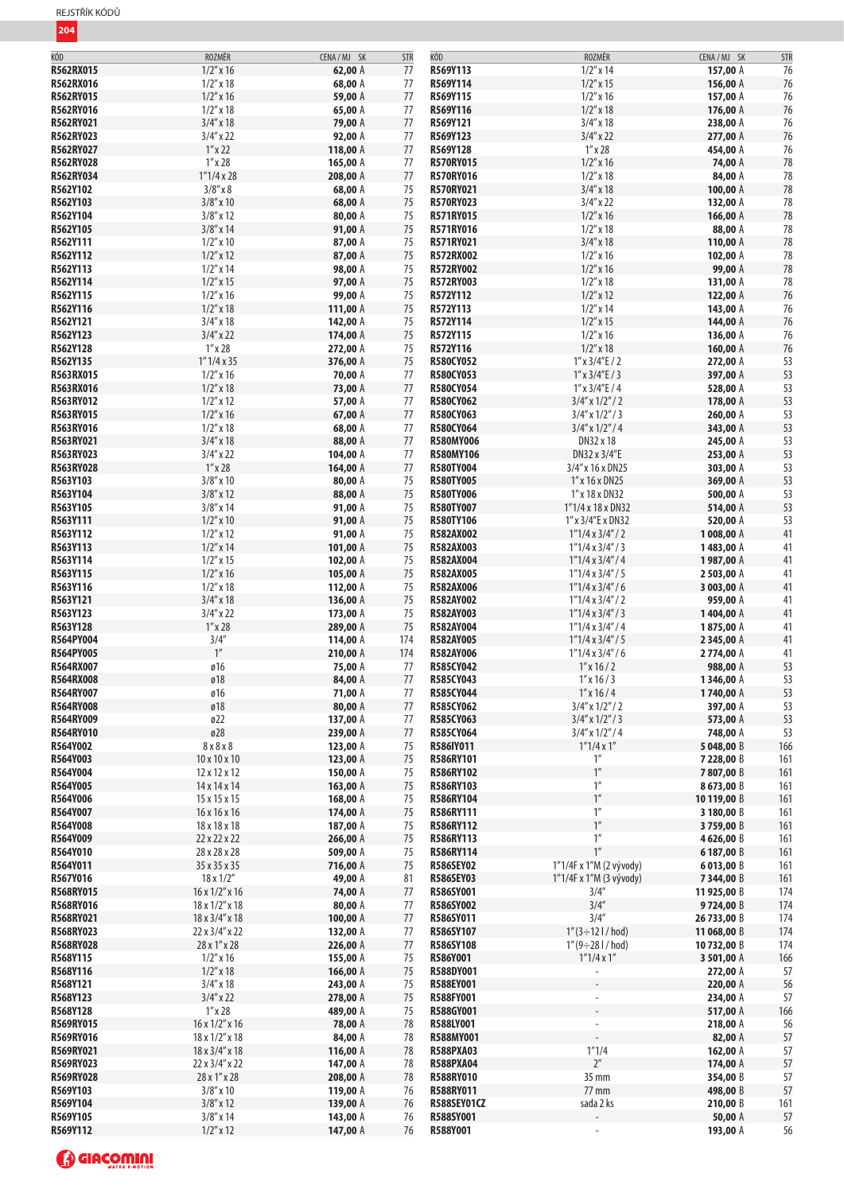| KÓD | ROZMĚR | CENA / MJ | SK | STR |
|---|---|---|---|---|
| R562RX015 | 1/2" x 16 | 62,00 | A | 77 |
| R562RX016 | 1/2" x 18 | 68,00 | A | 77 |
| R562RY015 | 1/2" x 16 | 59,00 | A | 77 |
| R562RY016 | 1/2" x 18 | 65,00 | A | 77 |
| R562RY021 | 3/4" x 18 | 79,00 | A | 77 |
| R562RY023 | 3/4" x 22 | 92,00 | A | 77 |
| R562RY027 | 1" x 22 | 118,00 | A | 77 |
| R562RY028 | 1" x 28 | 165,00 | A | 77 |
| R562RY034 | 1"1/4 x 28 | 208,00 | A | 77 |
| R562Y102 | 3/8" x 8 | 68,00 | A | 75 |
| R562Y103 | 3/8" x 10 | 68,00 | A | 75 |
| R562Y104 | 3/8" x 12 | 80,00 | A | 75 |
| R562Y105 | 3/8" x 14 | 91,00 | A | 75 |
| R562Y111 | 1/2" x 10 | 87,00 | A | 75 |
| R562Y112 | 1/2" x 12 | 87,00 | A | 75 |
| R562Y113 | 1/2" x 14 | 98,00 | A | 75 |
| R562Y114 | 1/2" x 15 | 97,00 | A | 75 |
| R562Y115 | 1/2" x 16 | 99,00 | A | 75 |
| R562Y116 | 1/2" x 18 | 111,00 | A | 75 |
| R562Y121 | 3/4" x 18 | 142,00 | A | 75 |
| R562Y123 | 3/4" x 22 | 174,00 | A | 75 |
| R562Y128 | 1" x 28 | 272,00 | A | 75 |
| R562Y135 | 1" 1/4 x 35 | 376,00 | A | 75 |
| R563RX015 | 1/2" x 16 | 70,00 | A | 77 |
| R563RX016 | 1/2" x 18 | 73,00 | A | 77 |
| R563RY012 | 1/2" x 12 | 57,00 | A | 77 |
| R563RY015 | 1/2" x 16 | 67,00 | A | 77 |
| R563RY016 | 1/2" x 18 | 68,00 | A | 77 |
| R563RY021 | 3/4" x 18 | 88,00 | A | 77 |
| R563RY023 | 3/4" x 22 | 104,00 | A | 77 |
| R563RY028 | 1" x 28 | 164,00 | A | 77 |
| R563Y103 | 3/8" x 10 | 80,00 | A | 75 |
| R563Y104 | 3/8" x 12 | 88,00 | A | 75 |
| R563Y105 | 3/8" x 14 | 91,00 | A | 75 |
| R563Y111 | 1/2" x 10 | 91,00 | A | 75 |
| R563Y112 | 1/2" x 12 | 91,00 | A | 75 |
| R563Y113 | 1/2" x 14 | 101,00 | A | 75 |
| R563Y114 | 1/2" x 15 | 102,00 | A | 75 |
| R563Y115 | 1/2" x 16 | 105,00 | A | 75 |
| R563Y116 | 1/2" x 18 | 112,00 | A | 75 |
| R563Y121 | 3/4" x 18 | 136,00 | A | 75 |
| R563Y123 | 3/4" x 22 | 173,00 | A | 75 |
| R563Y128 | 1" x 28 | 289,00 | A | 75 |
| R564PY004 | 3/4" | 114,00 | A | 174 |
| R564PY005 | 1" | 210,00 | A | 174 |
| R564RX007 | ø16 | 75,00 | A | 77 |
| R564RX008 | ø18 | 84,00 | A | 77 |
| R564RY007 | ø16 | 71,00 | A | 77 |
| R564RY008 | ø18 | 80,00 | A | 77 |
| R564RY009 | ø22 | 137,00 | A | 77 |
| R564RY010 | ø28 | 239,00 | A | 77 |
| R564Y002 | 8 x 8 x 8 | 123,00 | A | 75 |
| R564Y003 | 10 x 10 x 10 | 123,00 | A | 75 |
| R564Y004 | 12 x 12 x 12 | 150,00 | A | 75 |
| R564Y005 | 14 x 14 x 14 | 163,00 | A | 75 |
| R564Y006 | 15 x 15 x 15 | 168,00 | A | 75 |
| R564Y007 | 16 x 16 x 16 | 174,00 | A | 75 |
| R564Y008 | 18 x 18 x 18 | 187,00 | A | 75 |
| R564Y009 | 22 x 22 x 22 | 266,00 | A | 75 |
| R564Y010 | 28 x 28 x 28 | 509,00 | A | 75 |
| R564Y011 | 35 x 35 x 35 | 716,00 | A | 75 |
| R567Y016 | 18 x 1/2" | 49,00 | A | 81 |
| R568RY015 | 16 x 1/2" x 16 | 74,00 | A | 77 |
| R568RY016 | 18 x 1/2" x 18 | 80,00 | A | 77 |
| R568RY021 | 18 x 3/4" x 18 | 100,00 | A | 77 |
| R568RY023 | 22 x 3/4" x 22 | 132,00 | A | 77 |
| R568RY028 | 28 x 1" x 28 | 226,00 | A | 77 |
| R568Y115 | 1/2" x 16 | 155,00 | A | 75 |
| R568Y116 | 1/2" x 18 | 166,00 | A | 75 |
| R568Y121 | 3/4" x 18 | 243,00 | A | 75 |
| R568Y123 | 3/4" x 22 | 278,00 | A | 75 |
| R568Y128 | 1" x 28 | 489,00 | A | 75 |
| R569RY015 | 16 x 1/2" x 16 | 78,00 | A | 78 |
| R569RY016 | 18 x 1/2" x 18 | 84,00 | A | 78 |
| R569RY021 | 18 x 3/4" x 18 | 116,00 | A | 78 |
| R569RY023 | 22 x 3/4" x 22 | 147,00 | A | 78 |
| R569RY028 | 28 x 1" x 28 | 208,00 | A | 78 |
| R569Y103 | 3/8" x 10 | 119,00 | A | 76 |
| R569Y104 | 3/8" x 12 | 139,00 | A | 76 |
| R569Y105 | 3/8" x 14 | 143,00 | A | 76 |
| R569Y112 | 1/2" x 12 | 147,00 | A | 76 |
| R569Y113 | 1/2" x 14 | 157,00 | A | 76 |
| R569Y114 | 1/2" x 15 | 156,00 | A | 76 |
| R569Y115 | 1/2" x 16 | 157,00 | A | 76 |
| R569Y116 | 1/2" x 18 | 176,00 | A | 76 |
| R569Y121 | 3/4" x 18 | 238,00 | A | 76 |
| R569Y123 | 3/4" x 22 | 277,00 | A | 76 |
| R569Y128 | 1" x 28 | 454,00 | A | 76 |
| R570RY015 | 1/2" x 16 | 74,00 | A | 78 |
| R570RY016 | 1/2" x 18 | 84,00 | A | 78 |
| R570RY021 | 3/4" x 18 | 100,00 | A | 78 |
| R570RY023 | 3/4" x 22 | 132,00 | A | 78 |
| R571RY015 | 1/2" x 16 | 166,00 | A | 78 |
| R571RY016 | 1/2" x 18 | 88,00 | A | 78 |
| R571RY021 | 3/4" x 18 | 110,00 | A | 78 |
| R572RX002 | 1/2" x 16 | 102,00 | A | 78 |
| R572RY002 | 1/2" x 16 | 99,00 | A | 78 |
| R572RY003 | 1/2" x 18 | 131,00 | A | 78 |
| R572Y112 | 1/2" x 12 | 122,00 | A | 76 |
| R572Y113 | 1/2" x 14 | 143,00 | A | 76 |
| R572Y114 | 1/2" x 15 | 144,00 | A | 76 |
| R572Y115 | 1/2" x 16 | 136,00 | A | 76 |
| R572Y116 | 1/2" x 18 | 160,00 | A | 76 |
| R580CY052 | 1" x 3/4"E / 2 | 272,00 | A | 53 |
| R580CY053 | 1" x 3/4"E / 3 | 397,00 | A | 53 |
| R580CY054 | 1" x 3/4"E / 4 | 528,00 | A | 53 |
| R580CY062 | 3/4" x 1/2" / 2 | 178,00 | A | 53 |
| R580CY063 | 3/4" x 1/2" / 3 | 260,00 | A | 53 |
| R580CY064 | 3/4" x 1/2" / 4 | 343,00 | A | 53 |
| R580MY006 | DN32 x 18 | 245,00 | A | 53 |
| R580MY106 | DN32 x 3/4"E | 253,00 | A | 53 |
| R580TY004 | 3/4" x 16 x DN25 | 303,00 | A | 53 |
| R580TY005 | 1" x 16 x DN25 | 369,00 | A | 53 |
| R580TY006 | 1" x 18 x DN32 | 500,00 | A | 53 |
| R580TY007 | 1"1/4 x 18 x DN32 | 514,00 | A | 53 |
| R580TY106 | 1" x 3/4"E x DN32 | 520,00 | A | 53 |
| R582AX002 | 1"1/4 x 3/4" / 2 | 1 008,00 | A | 41 |
| R582AX003 | 1"1/4 x 3/4" / 3 | 1 483,00 | A | 41 |
| R582AX004 | 1"1/4 x 3/4" / 4 | 1 987,00 | A | 41 |
| R582AX005 | 1"1/4 x 3/4" / 5 | 2 503,00 | A | 41 |
| R582AX006 | 1"1/4 x 3/4" / 6 | 3 003,00 | A | 41 |
| R582AY002 | 1"1/4 x 3/4" / 2 | 959,00 | A | 41 |
| R582AY003 | 1"1/4 x 3/4" / 3 | 1 404,00 | A | 41 |
| R582AY004 | 1"1/4 x 3/4" / 4 | 1 875,00 | A | 41 |
| R582AY005 | 1"1/4 x 3/4" / 5 | 2 345,00 | A | 41 |
| R582AY006 | 1"1/4 x 3/4" / 6 | 2 774,00 | A | 41 |
| R585CY042 | 1" x 16 / 2 | 988,00 | A | 53 |
| R585CY043 | 1" x 16 / 3 | 1 346,00 | A | 53 |
| R585CY044 | 1" x 16 / 4 | 1 740,00 | A | 53 |
| R585CY062 | 3/4" x 1/2" / 2 | 397,00 | A | 53 |
| R585CY063 | 3/4" x 1/2" / 3 | 573,00 | A | 53 |
| R585CY064 | 3/4" x 1/2" / 4 | 748,00 | A | 53 |
| R586IY011 | 1"1/4 x 1" | 5 048,00 | B | 166 |
| R586RY101 | 1" | 7 228,00 | B | 161 |
| R586RY102 | 1" | 7 807,00 | B | 161 |
| R586RY103 | 1" | 8 673,00 | B | 161 |
| R586RY104 | 1" | 10 119,00 | B | 161 |
| R586RY111 | 1" | 3 180,00 | B | 161 |
| R586RY112 | 1" | 3 759,00 | B | 161 |
| R586RY113 | 1" | 4 626,00 | B | 161 |
| R586RY114 | 1" | 6 187,00 | B | 161 |
| R586SEY02 | 1"1/4F x 1"M (2 vývody) | 6 013,00 | B | 161 |
| R586SEY03 | 1"1/4F x 1"M (3 vývody) | 7 344,00 | B | 161 |
| R586SY001 | 3/4" | 11 925,00 | B | 174 |
| R586SY002 | 3/4" | 9 724,00 | B | 174 |
| R586SY011 | 3/4" | 26 733,00 | B | 174 |
| R586SY107 | 1" (3÷12 l / hod) | 11 068,00 | B | 174 |
| R586SY108 | 1" (9÷28 l / hod) | 10 732,00 | B | 174 |
| R586Y001 | 1"1/4 x 1" | 3 501,00 | B | 166 |
| R588DY001 | - | 272,00 | A | 57 |
| R588EY001 | - | 220,00 | A | 56 |
| R588FY001 | - | 234,00 | A | 57 |
| R588GY001 | - | 517,00 | A | 166 |
| R588LY001 | - | 218,00 | A | 56 |
| R588MY001 | - | 82,00 | A | 57 |
| R588PXA03 | 1"1/4 | 162,00 | A | 57 |
| R588PXA04 | 2" | 174,00 | A | 57 |
| R588RY010 | 35 mm | 354,00 | B | 57 |
| R588RY011 | 77 mm | 498,00 | B | 57 |
| R588SEY01CZ | sada 2 ks | 210,00 | B | 161 |
| R588SY001 | - | 50,00 | A | 57 |
| R588Y001 | - | 193,00 | A | 56 |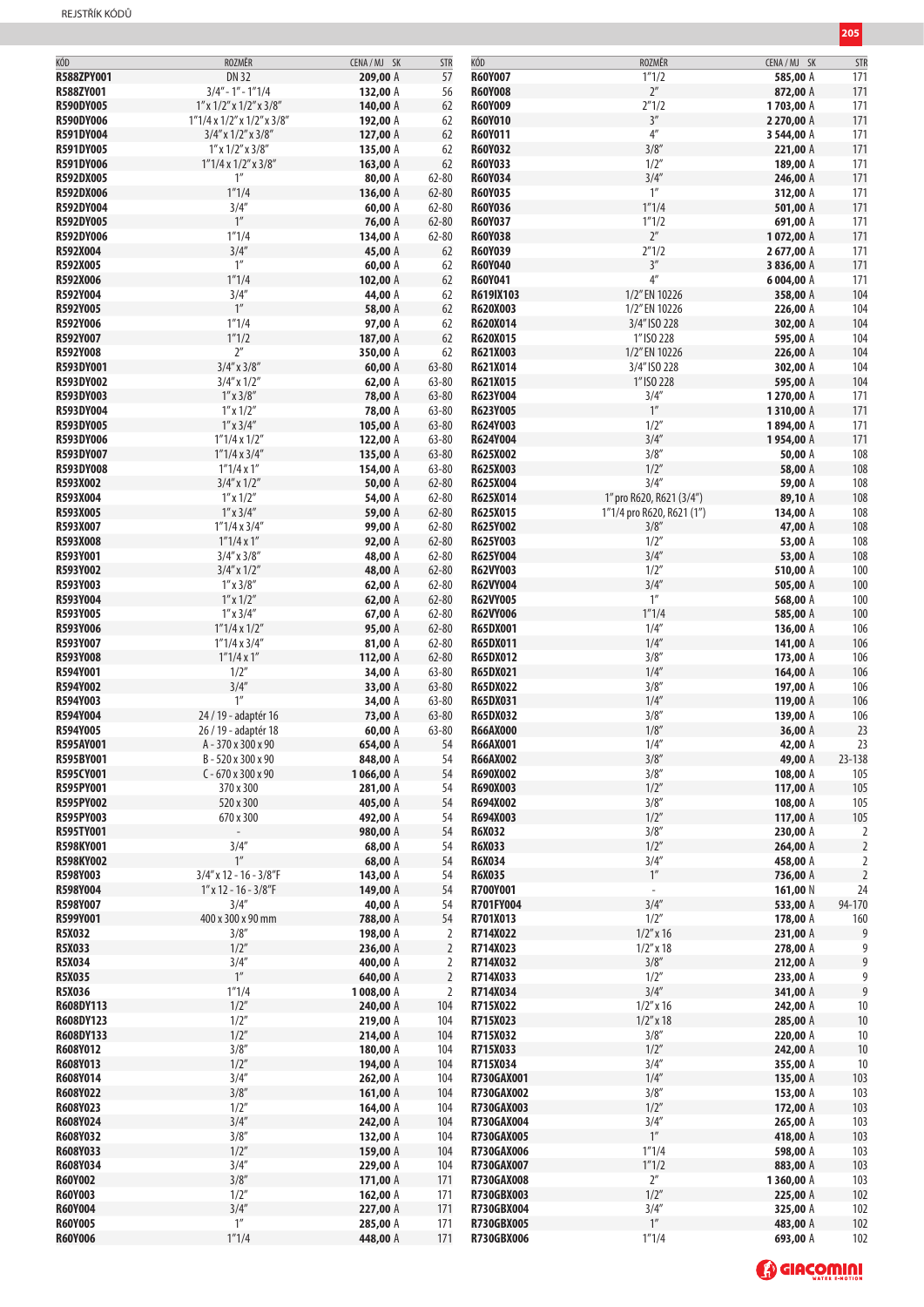| KÓD | ROZMĚR | CENA / MJ | SK | STR |
|---|---|---|---|---|
| **R588ZPY001** | DN 32 | **209,00** | A | 57 |
| **R588ZY001** | 3/4" - 1" - 1"1/4 | **132,00** | A | 56 |
| **R590DY005** | 1" x 1/2" x 1/2" x 3/8" | **140,00** | A | 62 |
| **R590DY006** | 1"1/4 x 1/2" x 1/2" x 3/8" | **192,00** | A | 62 |
| **R591DY004** | 3/4" x 1/2" x 3/8" | **127,00** | A | 62 |
| **R591DY005** | 1" x 1/2" x 3/8" | **135,00** | A | 62 |
| **R591DY006** | 1"1/4 x 1/2" x 3/8" | **163,00** | A | 62 |
| **R592DX005** | 1" | **80,00** | A | 62-80 |
| **R592DX006** | 1"1/4 | **136,00** | A | 62-80 |
| **R592DY004** | 3/4" | **60,00** | A | 62-80 |
| **R592DY005** | 1" | **76,00** | A | 62-80 |
| **R592DY006** | 1"1/4 | **134,00** | A | 62-80 |
| **R592X004** | 3/4" | **45,00** | A | 62 |
| **R592X005** | 1" | **60,00** | A | 62 |
| **R592X006** | 1"1/4 | **102,00** | A | 62 |
| **R592Y004** | 3/4" | **44,00** | A | 62 |
| **R592Y005** | 1" | **58,00** | A | 62 |
| **R592Y006** | 1"1/4 | **97,00** | A | 62 |
| **R592Y007** | 1"1/2 | **187,00** | A | 62 |
| **R592Y008** | 2" | **350,00** | A | 62 |
| **R593DY001** | 3/4" x 3/8" | **60,00** | A | 63-80 |
| **R593DY002** | 3/4" x 1/2" | **62,00** | A | 63-80 |
| **R593DY003** | 1" x 3/8" | **78,00** | A | 63-80 |
| **R593DY004** | 1" x 1/2" | **78,00** | A | 63-80 |
| **R593DY005** | 1" x 3/4" | **105,00** | A | 63-80 |
| **R593DY006** | 1"1/4 x 1/2" | **122,00** | A | 63-80 |
| **R593DY007** | 1"1/4 x 3/4" | **135,00** | A | 63-80 |
| **R593DY008** | 1"1/4 x 1" | **154,00** | A | 63-80 |
| **R593X002** | 3/4" x 1/2" | **50,00** | A | 62-80 |
| **R593X004** | 1" x 1/2" | **54,00** | A | 62-80 |
| **R593X005** | 1" x 3/4" | **59,00** | A | 62-80 |
| **R593X007** | 1"1/4 x 3/4" | **99,00** | A | 62-80 |
| **R593X008** | 1"1/4 x 1" | **92,00** | A | 62-80 |
| **R593Y001** | 3/4" x 3/8" | **48,00** | A | 62-80 |
| **R593Y002** | 3/4" x 1/2" | **48,00** | A | 62-80 |
| **R593Y003** | 1" x 3/8" | **62,00** | A | 62-80 |
| **R593Y004** | 1" x 1/2" | **62,00** | A | 62-80 |
| **R593Y005** | 1" x 3/4" | **67,00** | A | 62-80 |
| **R593Y006** | 1"1/4 x 1/2" | **95,00** | A | 62-80 |
| **R593Y007** | 1"1/4 x 3/4" | **81,00** | A | 62-80 |
| **R593Y008** | 1"1/4 x 1" | **112,00** | A | 62-80 |
| **R594Y001** | 1/2" | **34,00** | A | 63-80 |
| **R594Y002** | 3/4" | **33,00** | A | 63-80 |
| **R594Y003** | 1" | **34,00** | A | 63-80 |
| **R594Y004** | 24 / 19 - adaptér 16 | **73,00** | A | 63-80 |
| **R594Y005** | 26 / 19 - adaptér 18 | **60,00** | A | 63-80 |
| **R595AY001** | A - 370 x 300 x 90 | **654,00** | A | 54 |
| **R595BY001** | B - 520 x 300 x 90 | **848,00** | A | 54 |
| **R595CY001** | C - 670 x 300 x 90 | **1 066,00** | A | 54 |
| **R595PY001** | 370 x 300 | **281,00** | A | 54 |
| **R595PY002** | 520 x 300 | **405,00** | A | 54 |
| **R595PY003** | 670 x 300 | **492,00** | A | 54 |
| **R595TY001** | - | **980,00** | A | 54 |
| **R598KY001** | 3/4" | **68,00** | A | 54 |
| **R598KY002** | 1" | **68,00** | A | 54 |
| **R598Y003** | 3/4" x 12 - 16 - 3/8"F | **143,00** | A | 54 |
| **R598Y004** | 1" x 12 - 16 - 3/8"F | **149,00** | A | 54 |
| **R598Y007** | 3/4" | **40,00** | A | 54 |
| **R599Y001** | 400 x 300 x 90 mm | **788,00** | A | 54 |
| **R5X032** | 3/8" | **198,00** | A | 2 |
| **R5X033** | 1/2" | **236,00** | A | 2 |
| **R5X034** | 3/4" | **400,00** | A | 2 |
| **R5X035** | 1" | **640,00** | A | 2 |
| **R5X036** | 1"1/4 | **1 008,00** | A | 2 |
| **R608DY113** | 1/2" | **240,00** | A | 104 |
| **R608DY123** | 1/2" | **219,00** | A | 104 |
| **R608DY133** | 1/2" | **214,00** | A | 104 |
| **R608Y012** | 3/8" | **180,00** | A | 104 |
| **R608Y013** | 1/2" | **194,00** | A | 104 |
| **R608Y014** | 3/4" | **262,00** | A | 104 |
| **R608Y022** | 3/8" | **161,00** | A | 104 |
| **R608Y023** | 1/2" | **164,00** | A | 104 |
| **R608Y024** | 3/4" | **242,00** | A | 104 |
| **R608Y032** | 3/8" | **132,00** | A | 104 |
| **R608Y033** | 1/2" | **159,00** | A | 104 |
| **R608Y034** | 3/4" | **229,00** | A | 104 |
| **R60Y002** | 3/8" | **171,00** | A | 171 |
| **R60Y003** | 1/2" | **162,00** | A | 171 |
| **R60Y004** | 3/4" | **227,00** | A | 171 |
| **R60Y005** | 1" | **285,00** | A | 171 |
| **R60Y006** | 1"1/4 | **448,00** | A | 171 |
| **R60Y007** | 1"1/2 | **585,00** | A | 171 |
| **R60Y008** | 2" | **872,00** | A | 171 |
| **R60Y009** | 2"1/2 | **1 703,00** | A | 171 |
| **R60Y010** | 3" | **2 270,00** | A | 171 |
| **R60Y011** | 4" | **3 544,00** | A | 171 |
| **R60Y032** | 3/8" | **221,00** | A | 171 |
| **R60Y033** | 1/2" | **189,00** | A | 171 |
| **R60Y034** | 3/4" | **246,00** | A | 171 |
| **R60Y035** | 1" | **312,00** | A | 171 |
| **R60Y036** | 1"1/4 | **501,00** | A | 171 |
| **R60Y037** | 1"1/2 | **691,00** | A | 171 |
| **R60Y038** | 2" | **1 072,00** | A | 171 |
| **R60Y039** | 2"1/2 | **2 677,00** | A | 171 |
| **R60Y040** | 3" | **3 836,00** | A | 171 |
| **R60Y041** | 4" | **6 004,00** | A | 171 |
| **R619IX103** | 1/2" EN 10226 | **358,00** | A | 104 |
| **R620X003** | 1/2" EN 10226 | **226,00** | A | 104 |
| **R620X014** | 3/4" ISO 228 | **302,00** | A | 104 |
| **R620X015** | 1" ISO 228 | **595,00** | A | 104 |
| **R621X003** | 1/2" EN 10226 | **226,00** | A | 104 |
| **R621X014** | 3/4" ISO 228 | **302,00** | A | 104 |
| **R621X015** | 1" ISO 228 | **595,00** | A | 104 |
| **R623Y004** | 3/4" | **1 270,00** | A | 171 |
| **R623Y005** | 1" | **1 310,00** | A | 171 |
| **R624Y003** | 1/2" | **1 894,00** | A | 171 |
| **R624Y004** | 3/4" | **1 954,00** | A | 171 |
| **R625X002** | 3/8" | **50,00** | A | 108 |
| **R625X003** | 1/2" | **58,00** | A | 108 |
| **R625X004** | 3/4" | **59,00** | A | 108 |
| **R625X014** | 1" pro R620, R621 (3/4") | **89,10** | A | 108 |
| **R625X015** | 1"1/4 pro R620, R621 (1") | **134,00** | A | 108 |
| **R625Y002** | 3/8" | **47,00** | A | 108 |
| **R625Y003** | 1/2" | **53,00** | A | 108 |
| **R625Y004** | 3/4" | **53,00** | A | 108 |
| **R62VY003** | 1/2" | **510,00** | A | 100 |
| **R62VY004** | 3/4" | **505,00** | A | 100 |
| **R62VY005** | 1" | **568,00** | A | 100 |
| **R62VY006** | 1"1/4 | **585,00** | A | 100 |
| **R65DX001** | 1/4" | **136,00** | A | 106 |
| **R65DX011** | 1/4" | **141,00** | A | 106 |
| **R65DX012** | 3/8" | **173,00** | A | 106 |
| **R65DX021** | 1/4" | **164,00** | A | 106 |
| **R65DX022** | 3/8" | **197,00** | A | 106 |
| **R65DX031** | 1/4" | **119,00** | A | 106 |
| **R65DX032** | 3/8" | **139,00** | A | 106 |
| **R66AX000** | 1/8" | **36,00** | A | 23 |
| **R66AX001** | 1/4" | **42,00** | A | 23 |
| **R66AX002** | 3/8" | **49,00** | A | 23-138 |
| **R690X002** | 3/8" | **108,00** | A | 105 |
| **R690X003** | 1/2" | **117,00** | A | 105 |
| **R694X002** | 3/8" | **108,00** | A | 105 |
| **R694X003** | 1/2" | **117,00** | A | 105 |
| **R6X032** | 3/8" | **230,00** | A | 2 |
| **R6X033** | 1/2" | **264,00** | A | 2 |
| **R6X034** | 3/4" | **458,00** | A | 2 |
| **R6X035** | 1" | **736,00** | A | 2 |
| **R700Y001** | - | **161,00** | N | 24 |
| **R701FY004** | 3/4" | **533,00** | A | 94-170 |
| **R701X013** | 1/2" | **178,00** | A | 160 |
| **R714X022** | 1/2" x 16 | **231,00** | A | 9 |
| **R714X023** | 1/2" x 18 | **278,00** | A | 9 |
| **R714X032** | 3/8" | **212,00** | A | 9 |
| **R714X033** | 1/2" | **233,00** | A | 9 |
| **R714X034** | 3/4" | **341,00** | A | 9 |
| **R715X022** | 1/2" x 16 | **242,00** | A | 10 |
| **R715X023** | 1/2" x 18 | **285,00** | A | 10 |
| **R715X032** | 3/8" | **220,00** | A | 10 |
| **R715X033** | 1/2" | **242,00** | A | 10 |
| **R715X034** | 3/4" | **355,00** | A | 10 |
| **R730GAX001** | 1/4" | **135,00** | A | 103 |
| **R730GAX002** | 3/8" | **153,00** | A | 103 |
| **R730GAX003** | 1/2" | **172,00** | A | 103 |
| **R730GAX004** | 3/4" | **265,00** | A | 103 |
| **R730GAX005** | 1" | **418,00** | A | 103 |
| **R730GAX006** | 1"1/4 | **598,00** | A | 103 |
| **R730GAX007** | 1"1/2 | **883,00** | A | 103 |
| **R730GAX008** | 2" | **1 360,00** | A | 103 |
| **R730GBX003** | 1/2" | **225,00** | A | 102 |
| **R730GBX004** | 3/4" | **325,00** | A | 102 |
| **R730GBX005** | 1" | **483,00** | A | 102 |
| **R730GBX006** | 1"1/4 | **693,00** | A | 102 |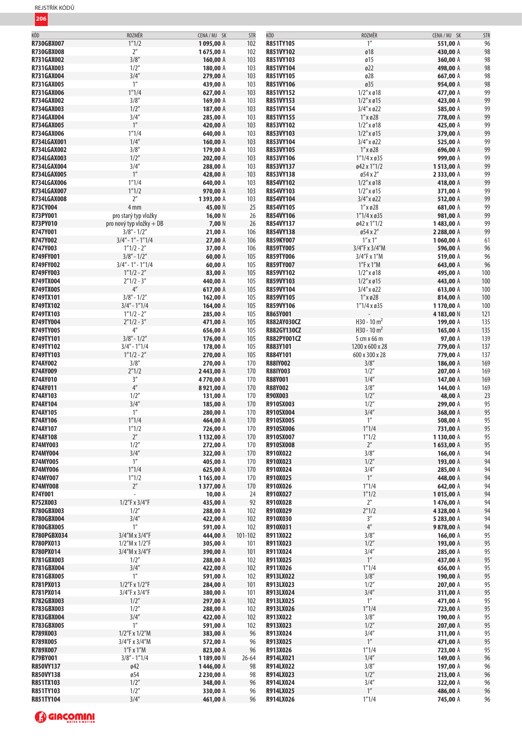REJSTŘÍK KÓDŮ

| KÓD | ROZMĚR | CENA / MJ SK | STR |
|---|---|---|---|
| **R730GBX007** | 1"1/2 | **1 095,00** A | 102 |
| **R730GBX008** | 2" | **1 675,00** A | 102 |
| **R731GAX002** | 3/8" | **160,00** A | 103 |
| **R731GAX003** | 1/2" | **180,00** A | 103 |
| **R731GAX004** | 3/4" | **279,00** A | 103 |
| **R731GAX005** | 1" | **439,00** A | 103 |
| **R731GAX006** | 1"1/4 | **627,00** A | 103 |
| **R734GAX002** | 3/8" | **169,00** A | 103 |
| **R734GAX003** | 1/2" | **187,00** A | 103 |
| **R734GAX004** | 3/4" | **285,00** A | 103 |
| **R734GAX005** | 1" | **420,00** A | 103 |
| **R734GAX006** | 1"1/4 | **640,00** A | 103 |
| **R734LGAX001** | 1/4" | **160,00** A | 103 |
| **R734LGAX002** | 3/8" | **179,00** A | 103 |
| **R734LGAX003** | 1/2" | **202,00** A | 103 |
| **R734LGAX004** | 3/4" | **288,00** A | 103 |
| **R734LGAX005** | 1" | **428,00** A | 103 |
| **R734LGAX006** | 1"1/4 | **640,00** A | 103 |
| **R734LGAX007** | 1"1/2 | **970,00** A | 103 |
| **R734LGAX008** | 2" | **1 393,00** A | 103 |
| **R73CY004** | 4 mm | **45,00** N | 25 |
| **R73PY001** | pro starý typ vložky | **16,00** N | 26 |
| **R73PY010** | pro nový typ vložky + DB | **7,00** N | 26 |
| **R747Y001** | 3/8" - 1/2" | **21,00** A | 106 |
| **R747Y002** | 3/4" - 1" - 1"1/4 | **27,00** A | 106 |
| **R747Y003** | 1"1/2 - 2" | **37,00** A | 106 |
| **R749FY001** | 3/8" - 1/2" | **60,00** A | 105 |
| **R749FY002** | 3/4" - 1" - 1"1/4 | **60,00** A | 105 |
| **R749FY003** | 1"1/2 - 2" | **83,00** A | 105 |
| **R749TX004** | 2"1/2 - 3" | **440,00** A | 105 |
| **R749TX005** | 4" | **617,00** A | 105 |
| **R749TX101** | 3/8" - 1/2" | **162,00** A | 105 |
| **R749TX102** | 3/4" - 1"1/4 | **164,00** A | 105 |
| **R749TX103** | 1"1/2 - 2" | **285,00** A | 105 |
| **R749TY004** | 2"1/2 - 3" | **471,00** A | 105 |
| **R749TY005** | 4" | **656,00** A | 105 |
| **R749TY101** | 3/8" - 1/2" | **176,00** A | 105 |
| **R749TY102** | 3/4" - 1"1/4 | **178,00** A | 105 |
| **R749TY103** | 1"1/2 - 2" | **270,00** A | 105 |
| **R74AY002** | 3/8" | **270,00** A | 170 |
| **R74AY009** | 2"1/2 | **2 443,00** A | 170 |
| **R74AY010** | 3" | **4 770,00** A | 170 |
| **R74AY011** | 4" | **8 921,00** A | 170 |
| **R74AY103** | 1/2" | **131,00** A | 170 |
| **R74AY104** | 3/4" | **185,00** A | 170 |
| **R74AY105** | 1" | **280,00** A | 170 |
| **R74AY106** | 1"1/4 | **464,00** A | 170 |
| **R74AY107** | 1"1/2 | **726,00** A | 170 |
| **R74AY108** | 2" | **1 132,00** A | 170 |
| **R74MY003** | 1/2" | **272,00** A | 170 |
| **R74MY004** | 3/4" | **322,00** A | 170 |
| **R74MY005** | 1" | **405,00** A | 170 |
| **R74MY006** | 1"1/4 | **625,00** A | 170 |
| **R74MY007** | 1"1/2 | **1 165,00** A | 170 |
| **R74MY008** | 2" | **1 377,00** A | 170 |
| **R74Y001** | - | **10,00** A | 24 |
| **R752X003** | 1/2"F x 3/4"F | **435,00** A | 92 |
| **R780GBX003** | 1/2" | **288,00** A | 102 |
| **R780GBX004** | 3/4" | **422,00** A | 102 |
| **R780GBX005** | 1" | **591,00** A | 102 |
| **R780PGBX034** | 3/4"M x 3/4"F | **444,00** A | 101-102 |
| **R780PX013** | 1/2"M x 1/2"F | **305,00** A | 101 |
| **R780PX014** | 3/4"M x 3/4"F | **390,00** A | 101 |
| **R781GBX003** | 1/2" | **288,00** A | 102 |
| **R781GBX004** | 3/4" | **422,00** A | 102 |
| **R781GBX005** | 1" | **591,00** A | 102 |
| **R781PX013** | 1/2"F x 1/2"F | **284,00** A | 101 |
| **R781PX014** | 3/4"F x 3/4"F | **380,00** A | 101 |
| **R782GBX003** | 1/2" | **297,00** A | 102 |
| **R783GBX003** | 1/2" | **288,00** A | 102 |
| **R783GBX004** | 3/4" | **422,00** A | 102 |
| **R783GBX005** | 1" | **591,00** A | 102 |
| **R789X003** | 1/2"F x 1/2"M | **383,00** A | 96 |
| **R789X005** | 3/4"F x 3/4"M | **572,00** A | 96 |
| **R789X007** | 1"F x 1"M | **823,00** A | 96 |
| **R79BY001** | 3/8" - 1"1/4 | **1 189,00** N | 26-64 |
| **R850VY137** | ø42 | **1 446,00** A | 98 |
| **R850VY138** | ø54 | **2 230,00** A | 98 |
| **R851TX103** | 1/2" | **348,00** A | 96 |
| **R851TY103** | 1/2" | **330,00** A | 96 |
| **R851TY104** | 3/4" | **461,00** A | 96 |
| **R851TY105** | 1" | **551,00** A | 96 |
| **R851VY102** | ø18 | **430,00** A | 98 |
| **R851VY103** | ø15 | **360,00** A | 98 |
| **R851VY104** | ø22 | **498,00** A | 98 |
| **R851VY105** | ø28 | **667,00** A | 98 |
| **R851VY106** | ø35 | **954,00** A | 98 |
| **R851VY152** | 1/2" x ø18 | **477,00** A | 99 |
| **R851VY153** | 1/2" x ø15 | **423,00** A | 99 |
| **R851VY154** | 3/4" x ø22 | **585,00** A | 99 |
| **R851VY155** | 1" x ø28 | **778,00** A | 99 |
| **R853VY102** | 1/2" x ø18 | **425,00** A | 99 |
| **R853VY103** | 1/2" x ø15 | **379,00** A | 99 |
| **R853VY104** | 3/4" x ø22 | **525,00** A | 99 |
| **R853VY105** | 1" x ø28 | **696,00** A | 99 |
| **R853VY106** | 1"1/4 x ø35 | **999,00** A | 99 |
| **R853VY137** | ø42 x 1"1/2 | **1 513,00** A | 99 |
| **R853VY138** | ø54 x 2" | **2 333,00** A | 99 |
| **R854VY102** | 1/2" x ø18 | **418,00** A | 99 |
| **R854VY103** | 1/2" x ø15 | **371,00** A | 99 |
| **R854VY104** | 3/4" x ø22 | **512,00** A | 99 |
| **R854VY105** | 1" x ø28 | **681,00** A | 99 |
| **R854VY106** | 1"1/4 x ø35 | **981,00** A | 99 |
| **R854VY137** | ø42 x 1"1/2 | **1 483,00** A | 99 |
| **R854VY138** | ø54 x 2" | **2 288,00** A | 99 |
| **R859KY007** | 1" x 1" | **1 060,00** A | 61 |
| **R859TY005** | 3/4"F x 3/4"M | **596,00** A | 96 |
| **R859TY006** | 3/4"F x 1"M | **519,00** A | 96 |
| **R859TY007** | 1"F x 1"M | **643,00** A | 96 |
| **R859VY102** | 1/2" x ø18 | **495,00** A | 100 |
| **R859VY103** | 1/2" x ø15 | **443,00** A | 100 |
| **R859VY104** | 3/4" x ø22 | **613,00** A | 100 |
| **R859VY105** | 1" x ø28 | **814,00** A | 100 |
| **R859VY106** | 1"1/4 x ø35 | **1 170,00** A | 100 |
| **R865Y001** | - | **4 183,00** N | 121 |
| **R882AY030CZ** | H30 - 10 $m^2$ | **199,00** A | 135 |
| **R882GY130CZ** | H30 - 10 $m^2$ | **165,00** A | 135 |
| **R882PY001CZ** | 5 cm x 66 m | **97,00** A | 139 |
| **R883Y101** | 1200 x 600 x 28 | **779,00** A | 137 |
| **R884Y101** | 600 x 300 x 28 | **779,00** A | 137 |
| **R88IY002** | 3/8" | **186,00** A | 169 |
| **R88IY003** | 1/2" | **207,00** A | 169 |
| **R88Y001** | 1/4" | **147,00** A | 169 |
| **R88Y002** | 3/8" | **144,00** A | 169 |
| **R90X003** | 1/2" | **48,00** A | 23 |
| **R910SX003** | 1/2" | **299,00** A | 95 |
| **R910SX004** | 3/4" | **368,00** A | 95 |
| **R910SX005** | 1" | **508,00** A | 95 |
| **R910SX006** | 1"1/4 | **731,00** A | 95 |
| **R910SX007** | 1"1/2 | **1 130,00** A | 95 |
| **R910SX008** | 2" | **1 653,00** A | 95 |
| **R910X022** | 3/8" | **166,00** A | 94 |
| **R910X023** | 1/2" | **193,00** A | 94 |
| **R910X024** | 3/4" | **285,00** A | 94 |
| **R910X025** | 1" | **448,00** A | 94 |
| **R910X026** | 1"1/4 | **642,00** A | 94 |
| **R910X027** | 1"1/2 | **1 015,00** A | 94 |
| **R910X028** | 2" | **1 476,00** A | 94 |
| **R910X029** | 2"1/2 | **4 328,00** A | 94 |
| **R910X030** | 3" | **5 283,00** A | 94 |
| **R910X031** | 4" | **9 878,00** A | 94 |
| **R911X022** | 3/8" | **166,00** A | 95 |
| **R911X023** | 1/2" | **193,00** A | 95 |
| **R911X024** | 3/4" | **285,00** A | 95 |
| **R911X025** | 1" | **437,00** A | 95 |
| **R911X026** | 1"1/4 | **656,00** A | 95 |
| **R913LX022** | 3/8" | **190,00** A | 95 |
| **R913LX023** | 1/2" | **207,00** A | 95 |
| **R913LX024** | 3/4" | **311,00** A | 95 |
| **R913LX025** | 1" | **471,00** A | 95 |
| **R913LX026** | 1"1/4 | **723,00** A | 95 |
| **R913X022** | 3/8" | **190,00** A | 95 |
| **R913X023** | 1/2" | **207,00** A | 95 |
| **R913X024** | 3/4" | **311,00** A | 95 |
| **R913X025** | 1" | **471,00** A | 95 |
| **R913X026** | 1"1/4 | **723,00** A | 95 |
| **R914LX021** | 1/4" | **149,00** A | 96 |
| **R914LX022** | 3/8" | **197,00** A | 96 |
| **R914LX023** | 1/2" | **213,00** A | 96 |
| **R914LX024** | 3/4" | **322,00** A | 96 |
| **R914LX025** | 1" | **486,00** A | 96 |
| **R914LX026** | 1"1/4 | **745,00** A | 96 |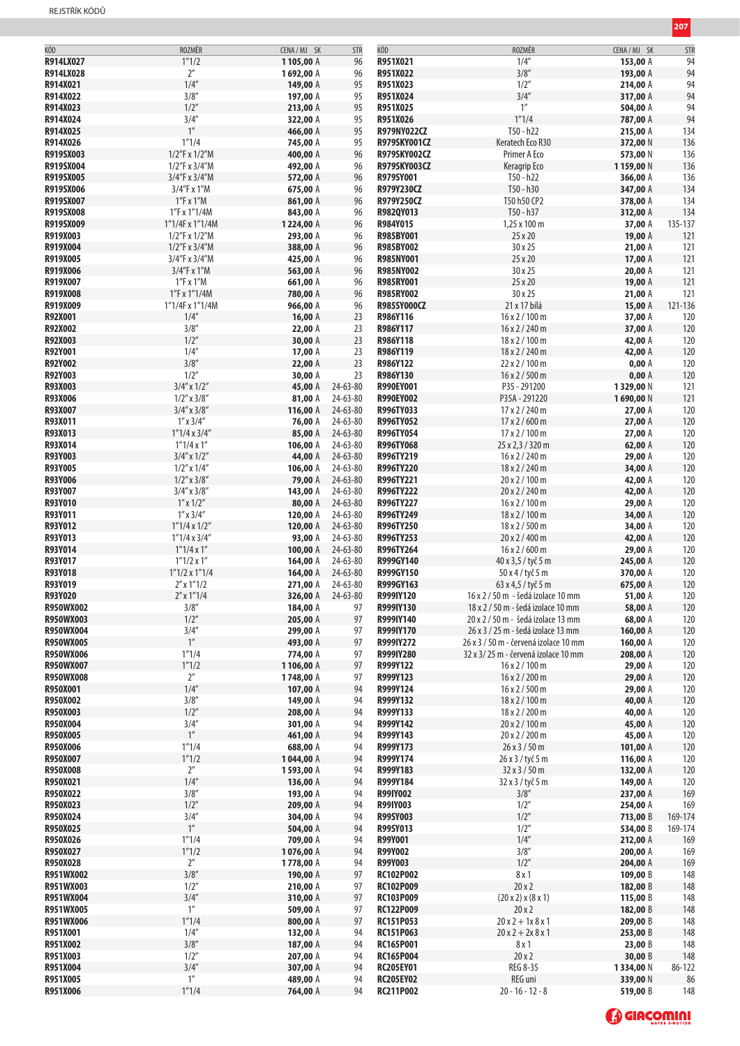| KÓD | ROZMĚR | CENA / MJ | SK | STR |
|---|---|---|---|---|
| R914LX027 | 1"1/2 | 1 105,00 | A | 96 |
| R914LX028 | 2" | 1 692,00 | A | 96 |
| R914X021 | 1/4" | 149,00 | A | 95 |
| R914X022 | 3/8" | 197,00 | A | 95 |
| R914X023 | 1/2" | 213,00 | A | 95 |
| R914X024 | 3/4" | 322,00 | A | 95 |
| R914X025 | 1" | 466,00 | A | 95 |
| R914X026 | 1"1/4 | 745,00 | A | 95 |
| R919SX003 | 1/2"F x 1/2"M | 400,00 | A | 96 |
| R919SX004 | 1/2"F x 3/4"M | 492,00 | A | 96 |
| R919SX005 | 3/4"F x 3/4"M | 572,00 | A | 96 |
| R919SX006 | 3/4"F x 1"M | 675,00 | A | 96 |
| R919SX007 | 1"F x 1"M | 861,00 | A | 96 |
| R919SX008 | 1"F x 1"1/4M | 843,00 | A | 96 |
| R919SX009 | 1"1/4F x 1"1/4M | 1 224,00 | A | 96 |
| R919X003 | 1/2"F x 1/2"M | 293,00 | A | 96 |
| R919X004 | 1/2"F x 3/4"M | 388,00 | A | 96 |
| R919X005 | 3/4"F x 3/4"M | 425,00 | A | 96 |
| R919X006 | 3/4"F x 1"M | 563,00 | A | 96 |
| R919X007 | 1"F x 1"M | 661,00 | A | 96 |
| R919X008 | 1"F x 1"1/4M | 780,00 | A | 96 |
| R919X009 | 1"1/4F x 1"1/4M | 966,00 | A | 96 |
| R92X001 | 1/4" | 16,00 | A | 23 |
| R92X002 | 3/8" | 22,00 | A | 23 |
| R92X003 | 1/2" | 30,00 | A | 23 |
| R92Y001 | 1/4" | 17,00 | A | 23 |
| R92Y002 | 3/8" | 22,00 | A | 23 |
| R92Y003 | 1/2" | 30,00 | A | 23 |
| R93X003 | 3/4" x 1/2" | 45,00 | A | 24-63-80 |
| R93X006 | 1/2" x 3/8" | 81,00 | A | 24-63-80 |
| R93X007 | 3/4" x 3/8" | 116,00 | A | 24-63-80 |
| R93X011 | 1" x 3/4" | 76,00 | A | 24-63-80 |
| R93X013 | 1"1/4 x 3/4" | 85,00 | A | 24-63-80 |
| R93X014 | 1"1/4 x 1" | 106,00 | A | 24-63-80 |
| R93Y003 | 3/4" x 1/2" | 44,00 | A | 24-63-80 |
| R93Y005 | 1/2" x 1/4" | 106,00 | A | 24-63-80 |
| R93Y006 | 1/2" x 3/8" | 79,00 | A | 24-63-80 |
| R93Y007 | 3/4" x 3/8" | 143,00 | A | 24-63-80 |
| R93Y010 | 1" x 1/2" | 80,00 | A | 24-63-80 |
| R93Y011 | 1" x 3/4" | 120,00 | A | 24-63-80 |
| R93Y012 | 1"1/4 x 1/2" | 120,00 | A | 24-63-80 |
| R93Y013 | 1"1/4 x 3/4" | 93,00 | A | 24-63-80 |
| R93Y014 | 1"1/4 x 1" | 100,00 | A | 24-63-80 |
| R93Y017 | 1"1/2 x 1" | 164,00 | A | 24-63-80 |
| R93Y018 | 1"1/2 x 1"1/4 | 164,00 | A | 24-63-80 |
| R93Y019 | 2" x 1"1/2 | 271,00 | A | 24-63-80 |
| R93Y020 | 2" x 1"1/4 | 326,00 | A | 24-63-80 |
| R950WX002 | 3/8" | 184,00 | A | 97 |
| R950WX003 | 1/2" | 205,00 | A | 97 |
| R950WX004 | 3/4" | 299,00 | A | 97 |
| R950WX005 | 1" | 493,00 | A | 97 |
| R950WX006 | 1"1/4 | 774,00 | A | 97 |
| R950WX007 | 1"1/2 | 1 106,00 | A | 97 |
| R950WX008 | 2" | 1 748,00 | A | 97 |
| R950X001 | 1/4" | 107,00 | A | 94 |
| R950X002 | 3/8" | 149,00 | A | 94 |
| R950X003 | 1/2" | 208,00 | A | 94 |
| R950X004 | 3/4" | 301,00 | A | 94 |
| R950X005 | 1" | 461,00 | A | 94 |
| R950X006 | 1"1/4 | 688,00 | A | 94 |
| R950X007 | 1"1/2 | 1 044,00 | A | 94 |
| R950X008 | 2" | 1 593,00 | A | 94 |
| R950X021 | 1/4" | 136,00 | A | 94 |
| R950X022 | 3/8" | 193,00 | A | 94 |
| R950X023 | 1/2" | 209,00 | A | 94 |
| R950X024 | 3/4" | 304,00 | A | 94 |
| R950X025 | 1" | 504,00 | A | 94 |
| R950X026 | 1"1/4 | 709,00 | A | 94 |
| R950X027 | 1"1/2 | 1 076,00 | A | 94 |
| R950X028 | 2" | 1 778,00 | A | 94 |
| R951WX002 | 3/8" | 190,00 | A | 97 |
| R951WX003 | 1/2" | 210,00 | A | 97 |
| R951WX004 | 3/4" | 310,00 | A | 97 |
| R951WX005 | 1" | 509,00 | A | 97 |
| R951WX006 | 1"1/4 | 800,00 | A | 97 |
| R951X001 | 1/4" | 132,00 | A | 94 |
| R951X002 | 3/8" | 187,00 | A | 94 |
| R951X003 | 1/2" | 207,00 | A | 94 |
| R951X004 | 3/4" | 307,00 | A | 94 |
| R951X005 | 1" | 489,00 | A | 94 |
| R951X006 | 1"1/4 | 764,00 | A | 94 |
| R951X021 | 1/4" | 153,00 | A | 94 |
| R951X022 | 3/8" | 193,00 | A | 94 |
| R951X023 | 1/2" | 214,00 | A | 94 |
| R951X024 | 3/4" | 317,00 | A | 94 |
| R951X025 | 1" | 504,00 | A | 94 |
| R951X026 | 1"1/4 | 787,00 | A | 94 |
| R979NY022CZ | T50 - h22 | 215,00 | A | 134 |
| R979SKY001CZ | Keratech Eco R30 | 372,00 | N | 136 |
| R979SKY002CZ | Primer A Eco | 573,00 | N | 136 |
| R979SKY003CZ | Keragrip Eco | 1 159,00 | N | 136 |
| R979SY001 | T50 - h22 | 366,00 | A | 136 |
| R979Y230CZ | T50 - h30 | 347,00 | A | 134 |
| R979Y250CZ | T50 h50 CP2 | 378,00 | A | 134 |
| R982QY013 | T50 - h37 | 312,00 | A | 134 |
| R984Y015 | 1,25 x 100 m | 37,00 | A | 135-137 |
| R985BY001 | 25 x 20 | 19,00 | A | 121 |
| R985BY002 | 30 x 25 | 21,00 | A | 121 |
| R985NY001 | 25 x 20 | 17,00 | A | 121 |
| R985NY002 | 30 x 25 | 20,00 | A | 121 |
| R985RY001 | 25 x 20 | 19,00 | A | 121 |
| R985RY002 | 30 x 25 | 21,00 | A | 121 |
| R985SY000CZ | 21 x 17 bílá | 15,00 | A | 121-136 |
| R986Y116 | 16 x 2 / 100 m | 37,00 | A | 120 |
| R986Y117 | 16 x 2 / 240 m | 37,00 | A | 120 |
| R986Y118 | 18 x 2 / 100 m | 42,00 | A | 120 |
| R986Y119 | 18 x 2 / 240 m | 42,00 | A | 120 |
| R986Y122 | 22 x 2 / 100 m | 0,00 | A | 120 |
| R986Y130 | 16 x 2 / 500 m | 0,00 | A | 120 |
| R990EY001 | P35 - 291200 | 1 329,00 | N | 121 |
| R990EY002 | P35A - 291220 | 1 690,00 | N | 121 |
| R996TY033 | 17 x 2 / 240 m | 27,00 | A | 120 |
| R996TY052 | 17 x 2 / 600 m | 27,00 | A | 120 |
| R996TY054 | 17 x 2 / 100 m | 27,00 | A | 120 |
| R996TY068 | 25 x 2,3 / 320 m | 62,00 | A | 120 |
| R996TY219 | 16 x 2 / 240 m | 29,00 | A | 120 |
| R996TY220 | 18 x 2 / 240 m | 34,00 | A | 120 |
| R996TY221 | 20 x 2 / 100 m | 42,00 | A | 120 |
| R996TY222 | 20 x 2 / 240 m | 42,00 | A | 120 |
| R996TY227 | 16 x 2 / 100 m | 29,00 | A | 120 |
| R996TY249 | 18 x 2 / 100 m | 34,00 | A | 120 |
| R996TY250 | 18 x 2 / 500 m | 34,00 | A | 120 |
| R996TY253 | 20 x 2 / 400 m | 42,00 | A | 120 |
| R996TY264 | 16 x 2 / 600 m | 29,00 | A | 120 |
| R999GY140 | 40 x 3,5 / tyč 5 m | 245,00 | A | 120 |
| R999GY150 | 50 x 4 / tyč 5 m | 370,00 | A | 120 |
| R999GY163 | 63 x 4,5 / tyč 5 m | 675,00 | A | 120 |
| R999IY120 | 16 x 2 / 50 m - šedá izolace 10 mm | 51,00 | A | 120 |
| R999IY130 | 18 x 2 / 50 m - šedá izolace 10 mm | 58,00 | A | 120 |
| R999IY140 | 20 x 2 / 50 m - šedá izolace 13 mm | 68,00 | A | 120 |
| R999IY170 | 26 x 3 / 25 m - šedá izolace 13 mm | 160,00 | A | 120 |
| R999IY272 | 26 x 3 / 50 m - červená izolace 10 mm | 160,00 | A | 120 |
| R999IY280 | 32 x 3/ 25 m - červená izolace 10 mm | 208,00 | A | 120 |
| R999Y122 | 16 x 2 / 100 m | 29,00 | A | 120 |
| R999Y123 | 16 x 2 / 200 m | 29,00 | A | 120 |
| R999Y124 | 16 x 2 / 500 m | 29,00 | A | 120 |
| R999Y132 | 18 x 2 / 100 m | 40,00 | A | 120 |
| R999Y133 | 18 x 2 / 200 m | 40,00 | A | 120 |
| R999Y142 | 20 x 2 / 100 m | 45,00 | A | 120 |
| R999Y143 | 20 x 2 / 200 m | 45,00 | A | 120 |
| R999Y173 | 26 x 3 / 50 m | 101,00 | A | 120 |
| R999Y174 | 26 x 3 / tyč 5 m | 116,00 | A | 120 |
| R999Y183 | 32 x 3 / 50 m | 132,00 | A | 120 |
| R999Y184 | 32 x 3 / tyč 5 m | 149,00 | A | 120 |
| R99IY002 | 3/8" | 237,00 | A | 169 |
| R99IY003 | 1/2" | 254,00 | A | 169 |
| R99SY003 | 1/2" | 713,00 | B | 169-174 |
| R99SY013 | 1/2" | 534,00 | B | 169-174 |
| R99Y001 | 1/4" | 212,00 | A | 169 |
| R99Y002 | 3/8" | 200,00 | A | 169 |
| R99Y003 | 1/2" | 204,00 | A | 169 |
| RC102P002 | 8 x 1 | 109,00 | B | 148 |
| RC102P009 | 20 x 2 | 182,00 | B | 148 |
| RC103P009 | (20 x 2) x (8 x 1) | 115,00 | B | 148 |
| RC122P009 | 20 x 2 | 182,00 | B | 148 |
| RC151P053 | 20 x 2 + 1x 8 x 1 | 209,00 | B | 148 |
| RC151P063 | 20 x 2 + 2x 8 x 1 | 253,00 | B | 148 |
| RC165P001 | 8 x 1 | 23,00 | B | 148 |
| RC165P004 | 20 x 2 | 30,00 | B | 148 |
| RC205EY01 | REG 8-35 | 1 334,00 | N | 86-122 |
| RC205EY02 | REG uni | 339,00 | N | 86 |
| RC211P002 | 20 - 16 - 12 - 8 | 519,00 | B | 148 |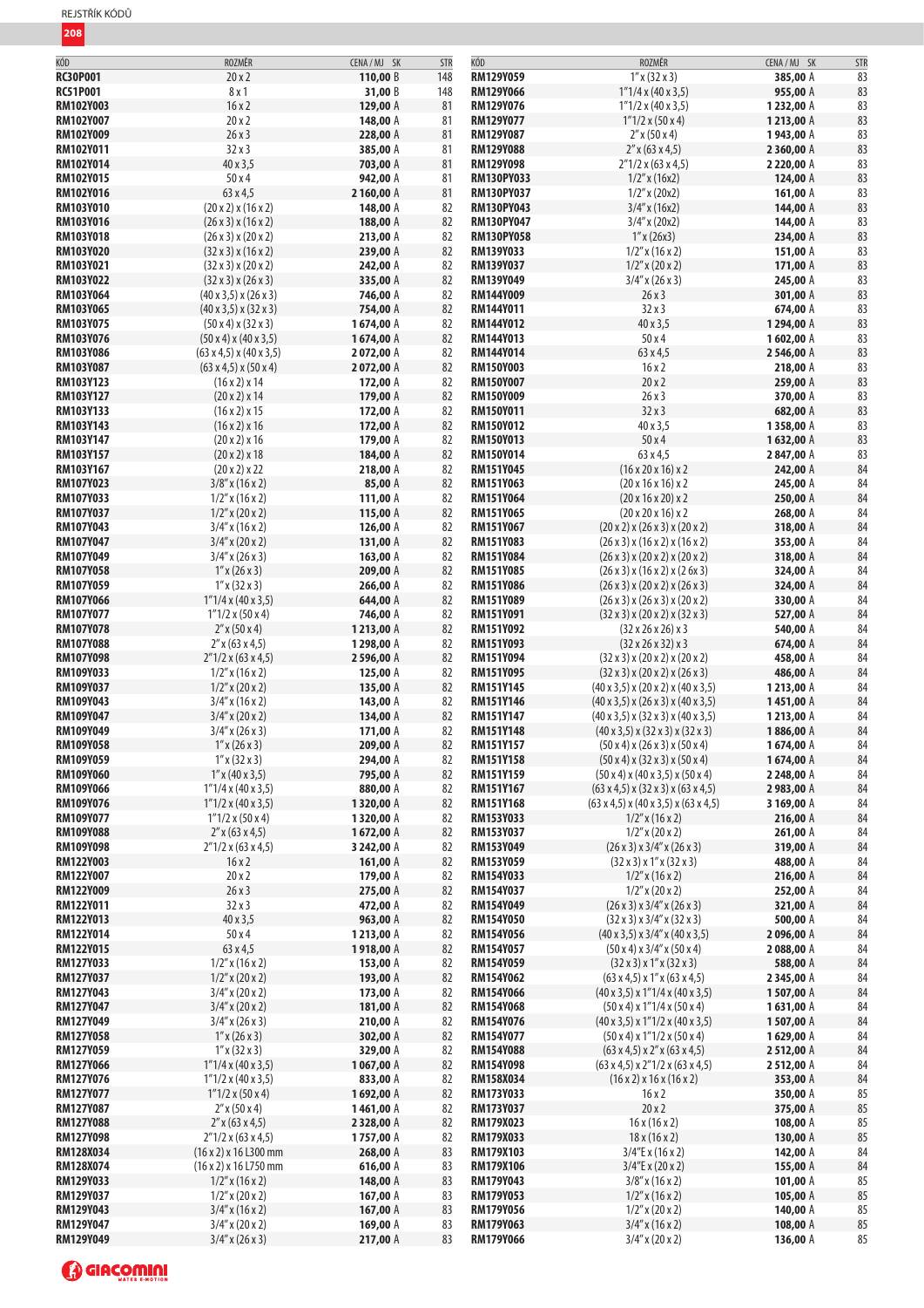| KÓD | ROZMĚR | CENA / MJ SK | STR |
|---|---|---|---|
| RC30P001 | 20 x 2 | 110,00 B | 148 |
| RC51P001 | 8 x 1 | 31,00 B | 148 |
| RM102Y003 | 16 x 2 | 129,00 A | 81 |
| RM102Y007 | 20 x 2 | 148,00 A | 81 |
| RM102Y009 | 26 x 3 | 228,00 A | 81 |
| RM102Y011 | 32 x 3 | 385,00 A | 81 |
| RM102Y014 | 40 x 3,5 | 703,00 A | 81 |
| RM102Y015 | 50 x 4 | 942,00 A | 81 |
| RM102Y016 | 63 x 4,5 | 2 160,00 A | 81 |
| RM103Y010 | (20 x 2) x (16 x 2) | 148,00 A | 82 |
| RM103Y016 | (26 x 3) x (16 x 2) | 188,00 A | 82 |
| RM103Y018 | (26 x 3) x (20 x 2) | 213,00 A | 82 |
| RM103Y020 | (32 x 3) x (16 x 2) | 239,00 A | 82 |
| RM103Y021 | (32 x 3) x (20 x 2) | 242,00 A | 82 |
| RM103Y022 | (32 x 3) x (26 x 3) | 335,00 A | 82 |
| RM103Y064 | (40 x 3,5) x (26 x 3) | 746,00 A | 82 |
| RM103Y065 | (40 x 3,5) x (32 x 3) | 754,00 A | 82 |
| RM103Y075 | (50 x 4) x (32 x 3) | 1 674,00 A | 82 |
| RM103Y076 | (50 x 4) x (40 x 3,5) | 1 674,00 A | 82 |
| RM103Y086 | (63 x 4,5) x (40 x 3,5) | 2 072,00 A | 82 |
| RM103Y087 | (63 x 4,5) x (50 x 4) | 2 072,00 A | 82 |
| RM103Y123 | (16 x 2) x 14 | 172,00 A | 82 |
| RM103Y127 | (20 x 2) x 14 | 179,00 A | 82 |
| RM103Y133 | (16 x 2) x 15 | 172,00 A | 82 |
| RM103Y143 | (16 x 2) x 16 | 172,00 A | 82 |
| RM103Y147 | (20 x 2) x 16 | 179,00 A | 82 |
| RM103Y157 | (20 x 2) x 18 | 184,00 A | 82 |
| RM103Y167 | (20 x 2) x 22 | 218,00 A | 82 |
| RM107Y023 | 3/8" x (16 x 2) | 85,00 A | 82 |
| RM107Y033 | 1/2" x (16 x 2) | 111,00 A | 82 |
| RM107Y037 | 1/2" x (20 x 2) | 115,00 A | 82 |
| RM107Y043 | 3/4" x (16 x 2) | 126,00 A | 82 |
| RM107Y047 | 3/4" x (20 x 2) | 131,00 A | 82 |
| RM107Y049 | 3/4" x (26 x 3) | 163,00 A | 82 |
| RM107Y058 | 1" x (26 x 3) | 209,00 A | 82 |
| RM107Y059 | 1" x (32 x 3) | 266,00 A | 82 |
| RM107Y066 | 1"1/4 x (40 x 3,5) | 644,00 A | 82 |
| RM107Y077 | 1"1/2 x (50 x 4) | 746,00 A | 82 |
| RM107Y078 | 2" x (50 x 4) | 1 213,00 A | 82 |
| RM107Y088 | 2" x (63 x 4,5) | 1 298,00 A | 82 |
| RM107Y098 | 2"1/2 x (63 x 4,5) | 2 596,00 A | 82 |
| RM109Y033 | 1/2" x (16 x 2) | 125,00 A | 82 |
| RM109Y037 | 1/2" x (20 x 2) | 135,00 A | 82 |
| RM109Y043 | 3/4" x (16 x 2) | 143,00 A | 82 |
| RM109Y047 | 3/4" x (20 x 2) | 134,00 A | 82 |
| RM109Y049 | 3/4" x (26 x 3) | 171,00 A | 82 |
| RM109Y058 | 1" x (26 x 3) | 209,00 A | 82 |
| RM109Y059 | 1" x (32 x 3) | 294,00 A | 82 |
| RM109Y060 | 1" x (40 x 3,5) | 795,00 A | 82 |
| RM109Y066 | 1"1/4 x (40 x 3,5) | 880,00 A | 82 |
| RM109Y076 | 1"1/2 x (40 x 3,5) | 1 320,00 A | 82 |
| RM109Y077 | 1"1/2 x (50 x 4) | 1 320,00 A | 82 |
| RM109Y088 | 2" x (63 x 4,5) | 1 672,00 A | 82 |
| RM109Y098 | 2"1/2 x (63 x 4,5) | 3 242,00 A | 82 |
| RM122Y003 | 16 x 2 | 161,00 A | 82 |
| RM122Y007 | 20 x 2 | 179,00 A | 82 |
| RM122Y009 | 26 x 3 | 275,00 A | 82 |
| RM122Y011 | 32 x 3 | 472,00 A | 82 |
| RM122Y013 | 40 x 3,5 | 963,00 A | 82 |
| RM122Y014 | 50 x 4 | 1 213,00 A | 82 |
| RM122Y015 | 63 x 4,5 | 1 918,00 A | 82 |
| RM127Y033 | 1/2" x (16 x 2) | 153,00 A | 82 |
| RM127Y037 | 1/2" x (20 x 2) | 193,00 A | 82 |
| RM127Y043 | 3/4" x (20 x 2) | 173,00 A | 82 |
| RM127Y047 | 3/4" x (20 x 2) | 181,00 A | 82 |
| RM127Y049 | 3/4" x (26 x 3) | 210,00 A | 82 |
| RM127Y058 | 1" x (26 x 3) | 302,00 A | 82 |
| RM127Y059 | 1" x (32 x 3) | 329,00 A | 82 |
| RM127Y066 | 1"1/4 x (40 x 3,5) | 1 067,00 A | 82 |
| RM127Y076 | 1"1/2 x (40 x 3,5) | 833,00 A | 82 |
| RM127Y077 | 1"1/2 x (50 x 4) | 1 692,00 A | 82 |
| RM127Y087 | 2" x (50 x 4) | 1 461,00 A | 82 |
| RM127Y088 | 2" x (63 x 4,5) | 2 328,00 A | 82 |
| RM127Y098 | 2"1/2 x (63 x 4,5) | 1 757,00 A | 82 |
| RM128X034 | (16 x 2) x 16 L300 mm | 268,00 A | 83 |
| RM128X074 | (16 x 2) x 16 L750 mm | 616,00 A | 83 |
| RM129Y033 | 1/2" x (16 x 2) | 148,00 A | 83 |
| RM129Y037 | 1/2" x (20 x 2) | 167,00 A | 83 |
| RM129Y043 | 3/4" x (16 x 2) | 167,00 A | 83 |
| RM129Y047 | 3/4" x (20 x 2) | 169,00 A | 83 |
| RM129Y049 | 3/4" x (26 x 3) | 217,00 A | 83 |
| RM129Y059 | 1" x (32 x 3) | 385,00 A | 83 |
| RM129Y066 | 1"1/4 x (40 x 3,5) | 955,00 A | 83 |
| RM129Y076 | 1"1/2 x (40 x 3,5) | 1 232,00 A | 83 |
| RM129Y077 | 1"1/2 x (50 x 4) | 1 213,00 A | 83 |
| RM129Y087 | 2" x (50 x 4) | 1 943,00 A | 83 |
| RM129Y088 | 2" x (63 x 4,5) | 2 360,00 A | 83 |
| RM129Y098 | 2"1/2 x (63 x 4,5) | 2 220,00 A | 83 |
| RM130PY033 | 1/2" x (16x2) | 124,00 A | 83 |
| RM130PY037 | 1/2" x (20x2) | 161,00 A | 83 |
| RM130PY043 | 3/4" x (16x2) | 144,00 A | 83 |
| RM130PY047 | 3/4" x (20x2) | 144,00 A | 83 |
| RM130PY058 | 1" x (26x3) | 234,00 A | 83 |
| RM139Y033 | 1/2" x (16 x 2) | 151,00 A | 83 |
| RM139Y037 | 1/2" x (20 x 2) | 171,00 A | 83 |
| RM139Y049 | 3/4" x (26 x 3) | 245,00 A | 83 |
| RM144Y009 | 26 x 3 | 301,00 A | 83 |
| RM144Y011 | 32 x 3 | 674,00 A | 83 |
| RM144Y012 | 40 x 3,5 | 1 294,00 A | 83 |
| RM144Y013 | 50 x 4 | 1 602,00 A | 83 |
| RM144Y014 | 63 x 4,5 | 2 546,00 A | 83 |
| RM150Y003 | 16 x 2 | 218,00 A | 83 |
| RM150Y007 | 20 x 2 | 259,00 A | 83 |
| RM150Y009 | 26 x 3 | 370,00 A | 83 |
| RM150Y011 | 32 x 3 | 682,00 A | 83 |
| RM150Y012 | 40 x 3,5 | 1 358,00 A | 83 |
| RM150Y013 | 50 x 4 | 1 632,00 A | 83 |
| RM150Y014 | 63 x 4,5 | 2 847,00 A | 83 |
| RM151Y045 | (16 x 20 x 16) x 2 | 242,00 A | 84 |
| RM151Y063 | (20 x 16 x 16) x 2 | 245,00 A | 84 |
| RM151Y064 | (20 x 16 x 20) x 2 | 250,00 A | 84 |
| RM151Y065 | (20 x 20 x 16) x 2 | 268,00 A | 84 |
| RM151Y067 | (20 x 2) x (26 x 3) x (20 x 2) | 318,00 A | 84 |
| RM151Y083 | (26 x 3) x (16 x 2) x (16 x 2) | 353,00 A | 84 |
| RM151Y084 | (26 x 3) x (20 x 2) x (20 x 2) | 318,00 A | 84 |
| RM151Y085 | (26 x 3) x (16 x 2) x (26 x 3) | 324,00 A | 84 |
| RM151Y086 | (26 x 3) x (20 x 2) x (26 x 3) | 324,00 A | 84 |
| RM151Y089 | (26 x 3) x (26 x 3) x (20 x 2) | 330,00 A | 84 |
| RM151Y091 | (32 x 3) x (20 x 2) x (32 x 3) | 527,00 A | 84 |
| RM151Y092 | (32 x 26 x 26) x 3 | 540,00 A | 84 |
| RM151Y093 | (32 x 26 x 32) x 3 | 674,00 A | 84 |
| RM151Y094 | (32 x 3) x (20 x 2) x (20 x 2) | 458,00 A | 84 |
| RM151Y095 | (32 x 3) x (20 x 2) x (26 x 3) | 486,00 A | 84 |
| RM151Y145 | (40 x 3,5) x (20 x 2) x (40 x 3,5) | 1 213,00 A | 84 |
| RM151Y146 | (40 x 3,5) x (26 x 3) x (40 x 3,5) | 1 451,00 A | 84 |
| RM151Y147 | (40 x 3,5) x (32 x 3) x (40 x 3,5) | 1 213,00 A | 84 |
| RM151Y148 | (40 x 3,5) x (32 x 3) x (32 x 3) | 1 886,00 A | 84 |
| RM151Y157 | (50 x 4) x (26 x 3) x (50 x 4) | 1 674,00 A | 84 |
| RM151Y158 | (50 x 4) x (32 x 3) x (50 x 4) | 1 674,00 A | 84 |
| RM151Y159 | (50 x 4) x (40 x 3,5) x (50 x 4) | 2 248,00 A | 84 |
| RM151Y167 | (63 x 4,5) x (32 x 3) x (63 x 4,5) | 2 983,00 A | 84 |
| RM151Y168 | (63 x 4,5) x (40 x 3,5) x (63 x 4,5) | 3 169,00 A | 84 |
| RM153Y033 | 1/2" x (16 x 2) | 216,00 A | 84 |
| RM153Y037 | 1/2" x (20 x 2) | 261,00 A | 84 |
| RM153Y049 | (26 x 3) x 3/4" x (26 x 3) | 319,00 A | 84 |
| RM153Y059 | (32 x 3) x 1" x (32 x 3) | 488,00 A | 84 |
| RM154Y033 | 1/2" x (16 x 2) | 216,00 A | 84 |
| RM154Y037 | 1/2" x (20 x 2) | 252,00 A | 84 |
| RM154Y049 | (26 x 3) x 3/4" x (26 x 3) | 321,00 A | 84 |
| RM154Y050 | (32 x 3) x 3/4" x (32 x 3) | 500,00 A | 84 |
| RM154Y056 | (40 x 3,5) x 3/4" x (40 x 3,5) | 2 096,00 A | 84 |
| RM154Y057 | (50 x 4) x 3/4" x (50 x 4) | 2 088,00 A | 84 |
| RM154Y059 | (32 x 3) x 1" x (32 x 3) | 588,00 A | 84 |
| RM154Y062 | (63 x 4,5) x 1" x (63 x 4,5) | 2 345,00 A | 84 |
| RM154Y066 | (40 x 3,5) x 1"1/4 x (40 x 3,5) | 1 507,00 A | 84 |
| RM154Y068 | (50 x 4) x 1"1/4 x (50 x 4) | 1 631,00 A | 84 |
| RM154Y076 | (40 x 3,5) x 1"1/2 x (40 x 3,5) | 1 507,00 A | 84 |
| RM154Y077 | (50 x 4) x 1"1/2 x (50 x 4) | 1 629,00 A | 84 |
| RM154Y088 | (63 x 4,5) x 2" x (63 x 4,5) | 2 512,00 A | 84 |
| RM154Y098 | (63 x 4,5) x 2"1/2 x (63 x 4,5) | 2 512,00 A | 84 |
| RM158X034 | (16 x 2) x 16 x (16 x 2) | 353,00 A | 84 |
| RM173Y033 | 16 x 2 | 350,00 A | 85 |
| RM173Y037 | 20 x 2 | 375,00 A | 85 |
| RM179X023 | 16 x (16 x 2) | 108,00 A | 85 |
| RM179X033 | 18 x (16 x 2) | 130,00 A | 85 |
| RM179X103 | 3/4"E x (16 x 2) | 142,00 A | 84 |
| RM179X106 | 3/4"E x (20 x 2) | 155,00 A | 84 |
| RM179Y043 | 3/8" x (16 x 2) | 101,00 A | 85 |
| RM179Y053 | 1/2" x (16 x 2) | 105,00 A | 85 |
| RM179Y056 | 1/2" x (20 x 2) | 140,00 A | 85 |
| RM179Y063 | 3/4" x (16 x 2) | 108,00 A | 85 |
| RM179Y066 | 3/4" x (20 x 2) | 136,00 A | 85 |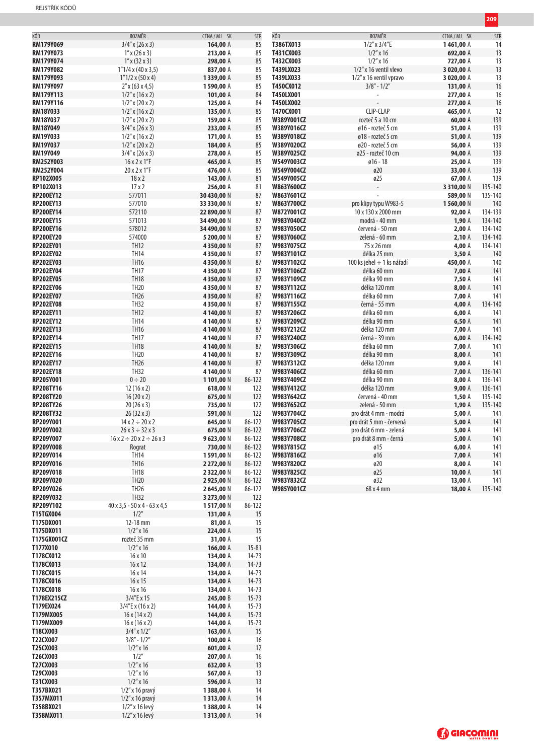| KÓD | ROZMĚR | CENA / MJ SK | STR |
|---|---|---|---|
| RM179Y069 | 3/4" x (26 x 3) | 164,00 A | 85 |
| RM179Y073 | 1" x (26 x 3) | 213,00 A | 85 |
| RM179Y074 | 1" x (32 x 3) | 298,00 A | 85 |
| RM179Y082 | 1"1/4 x (40 x 3,5) | 837,00 A | 85 |
| RM179Y093 | 1"1/2 x (50 x 4) | 1 339,00 A | 85 |
| RM179Y097 | 2" x (63 x 4,5) | 1 590,00 A | 85 |
| RM179Y113 | 1/2" x (16 x 2) | 101,00 A | 84 |
| RM179Y116 | 1/2" x (20 x 2) | 125,00 A | 84 |
| RM18Y033 | 1/2" x (16 x 2) | 135,00 A | 85 |
| RM18Y037 | 1/2" x (20 x 2) | 159,00 A | 85 |
| RM18Y049 | 3/4" x (26 x 3) | 233,00 A | 85 |
| RM19Y033 | 1/2" x (16 x 2) | 171,00 A | 85 |
| RM19Y037 | 1/2" x (20 x 2) | 184,00 A | 85 |
| RM19Y049 | 3/4" x (26 x 3) | 278,00 A | 85 |
| RM252Y003 | 16 x 2 x 1"F | 465,00 A | 85 |
| RM252Y004 | 20 x 2 x 1"F | 476,00 A | 85 |
| RP102X005 | 18 x 2 | 143,00 A | 81 |
| RP102X013 | 17 x 2 | 256,00 A | 81 |
| RP200EY12 | 577011 | 30 430,00 N | 87 |
| RP200EY13 | 577010 | 33 330,00 N | 87 |
| RP200EY14 | 572110 | 22 890,00 N | 87 |
| RP200EY15 | 571013 | 34 490,00 N | 87 |
| RP200EY16 | 578012 | 34 490,00 N | 87 |
| RP200EY20 | 574000 | 5 200,00 N | 87 |
| RP202EY01 | TH12 | 4 350,00 N | 87 |
| RP202EY02 | TH14 | 4 350,00 N | 87 |
| RP202EY03 | TH16 | 4 350,00 N | 87 |
| RP202EY04 | TH17 | 4 350,00 N | 87 |
| RP202EY05 | TH18 | 4 350,00 N | 87 |
| RP202EY06 | TH20 | 4 350,00 N | 87 |
| RP202EY07 | TH26 | 4 350,00 N | 87 |
| RP202EY08 | TH32 | 4 350,00 N | 87 |
| RP202EY11 | TH12 | 4 140,00 N | 87 |
| RP202EY12 | TH14 | 4 140,00 N | 87 |
| RP202EY13 | TH16 | 4 140,00 N | 87 |
| RP202EY14 | TH17 | 4 140,00 N | 87 |
| RP202EY15 | TH18 | 4 140,00 N | 87 |
| RP202EY16 | TH20 | 4 140,00 N | 87 |
| RP202EY17 | TH26 | 4 140,00 N | 87 |
| RP202EY18 | TH32 | 4 140,00 N | 87 |
| RP205Y001 | 0 ÷ 20 | 1 101,00 N | 86-122 |
| RP208TY16 | 12 (16 x 2) | 618,00 N | 122 |
| RP208TY20 | 16 (20 x 2) | 675,00 N | 122 |
| RP208TY26 | 20 (26 x 3) | 735,00 N | 122 |
| RP208TY32 | 26 (32 x 3) | 591,00 N | 122 |
| RP209Y001 | 14 x 2 ÷ 20 x 2 | 645,00 N | 86-122 |
| RP209Y002 | 26 x 3 ÷ 32 x 3 | 675,00 N | 86-122 |
| RP209Y007 | 16 x 2 ÷ 20 x 2 ÷ 26 x 3 | 9 623,00 N | 86-122 |
| RP209Y008 | Rograt | 730,00 N | 86-122 |
| RP209Y014 | TH14 | 1 591,00 N | 86-122 |
| RP209Y016 | TH16 | 2 272,00 N | 86-122 |
| RP209Y018 | TH18 | 2 322,00 N | 86-122 |
| RP209Y020 | TH20 | 2 925,00 N | 86-122 |
| RP209Y026 | TH26 | 2 645,00 N | 86-122 |
| RP209Y032 | TH32 | 3 273,00 N | 122 |
| RP209Y102 | 40 x 3,5 - 50 x 4 - 63 x 4,5 | 1 517,00 N | 86-122 |
| T15TGX004 | 1/2" | 131,00 A | 15 |
| T175DX001 | 12-18 mm | 81,00 A | 15 |
| T175DX011 | 1/2" x 16 | 224,00 A | 15 |
| T175GX001CZ | rozteč 35 mm | 31,00 A | 15 |
| T177X010 | 1/2" x 16 | 166,00 A | 15-81 |
| T178CX012 | 16 x 10 | 134,00 A | 14-73 |
| T178CX013 | 16 x 12 | 134,00 A | 14-73 |
| T178CX015 | 16 x 14 | 134,00 A | 14-73 |
| T178CX016 | 16 x 15 | 134,00 A | 14-73 |
| T178CX018 | 16 x 16 | 134,00 A | 14-73 |
| T178EX215CZ | 3/4"E x 15 | 245,00 B | 15-73 |
| T179EX024 | 3/4"E x (16 x 2) | 144,00 A | 15-73 |
| T179MX005 | 16 x (14 x 2) | 144,00 A | 15-73 |
| T179MX009 | 16 x (16 x 2) | 144,00 A | 15-73 |
| T18CX003 | 3/4" x 1/2" | 163,00 A | 15 |
| T22CX007 | 3/8" - 1/2" | 100,00 A | 16 |
| T25CX003 | 1/2" x 16 | 601,00 A | 12 |
| T26CX003 | 1/2" | 207,00 A | 16 |
| T27CX003 | 1/2" x 16 | 632,00 A | 13 |
| T29CX003 | 1/2" x 16 | 567,00 A | 13 |
| T31CX003 | 1/2" x 16 | 596,00 A | 13 |
| T357BX021 | 1/2" x 16 pravý | 1 388,00 A | 14 |
| T357MX011 | 1/2" x 16 pravý | 1 313,00 A | 14 |
| T358BX021 | 1/2" x 16 levý | 1 388,00 A | 14 |
| T358MX011 | 1/2" x 16 levý | 1 313,00 A | 14 |
| T386TX013 | 1/2" x 3/4"E | 1 461,00 A | 14 |
| T431CX003 | 1/2" x 16 | 692,00 A | 13 |
| T432CX003 | 1/2" x 16 | 727,00 A | 13 |
| T439LX023 | 1/2" x 16 ventil vlevo | 3 020,00 A | 13 |
| T439LX033 | 1/2" x 16 ventil vpravo | 3 020,00 A | 13 |
| T450CX012 | 3/8" - 1/2" | 131,00 A | 16 |
| T450LX001 | - | 277,00 A | 16 |
| T450LX002 | - | 277,00 A | 16 |
| T470CX001 | CLIP-CLAP | 465,00 A | 12 |
| W389Y001CZ | rozteč 5 a 10 cm | 60,00 A | 139 |
| W389Y016CZ | ø16 - rozteč 5 cm | 51,00 A | 139 |
| W389Y018CZ | ø18 - rozteč 5 cm | 51,00 A | 139 |
| W389Y020CZ | ø20 - rozteč 5 cm | 56,00 A | 139 |
| W389Y025CZ | ø25 - rozteč 10 cm | 94,00 A | 139 |
| W549Y003CZ | ø16 - 18 | 25,00 A | 139 |
| W549Y004CZ | ø20 | 33,00 A | 139 |
| W549Y005CZ | ø25 | 67,00 A | 139 |
| W863Y600CZ | - | 3 310,00 N | 135-140 |
| W863Y601CZ | - | 589,00 N | 135-140 |
| W863Y700CZ | pro klipy typu W983-5 | 1 560,00 N | 140 |
| W872Y001CZ | 10 x 130 x 2000 mm | 92,00 A | 134-139 |
| W983Y040CZ | modrá - 40 mm | 1,90 A | 134-140 |
| W983Y050CZ | červená - 50 mm | 2,00 A | 134-140 |
| W983Y060CZ | zelená - 60 mm | 2,10 A | 134-140 |
| W983Y075CZ | 75 x 26 mm | 4,00 A | 134-141 |
| W983Y101CZ | délka 25 mm | 3,50 A | 140 |
| W983Y102CZ | 100 ks jehel + 1 ks nářadí | 450,00 A | 140 |
| W983Y106CZ | délka 60 mm | 7,00 A | 141 |
| W983Y109CZ | délka 90 mm | 7,50 A | 141 |
| W983Y112CZ | délka 120 mm | 8,00 A | 141 |
| W983Y116CZ | délka 60 mm | 7,00 A | 141 |
| W983Y155CZ | černá - 55 mm | 4,00 A | 134-140 |
| W983Y206CZ | délka 60 mm | 6,00 A | 141 |
| W983Y209CZ | délka 90 mm | 6,50 A | 141 |
| W983Y212CZ | délka 120 mm | 7,00 A | 141 |
| W983Y240CZ | černá - 39 mm | 6,00 A | 134-140 |
| W983Y306CZ | délka 60 mm | 7,00 A | 141 |
| W983Y309CZ | délka 90 mm | 8,00 A | 141 |
| W983Y312CZ | délka 120 mm | 9,00 A | 141 |
| W983Y406CZ | délka 60 mm | 7,00 A | 136-141 |
| W983Y409CZ | délka 90 mm | 8,00 A | 136-141 |
| W983Y412CZ | délka 120 mm | 9,00 A | 136-141 |
| W983Y642CZ | červená - 40 mm | 1,50 A | 135-140 |
| W983Y652CZ | zelená - 50 mm | 1,90 A | 135-140 |
| W983Y704CZ | pro drát 4 mm - modrá | 5,00 A | 141 |
| W983Y705CZ | pro drát 5 mm - červená | 5,00 A | 141 |
| W983Y706CZ | pro drát 6 mm - zelená | 5,00 A | 141 |
| W983Y708CZ | pro drát 8 mm - černá | 5,00 A | 141 |
| W983Y815CZ | ø15 | 6,00 A | 141 |
| W983Y816CZ | ø16 | 7,00 A | 141 |
| W983Y820CZ | ø20 | 8,00 A | 141 |
| W983Y825CZ | ø25 | 10,00 A | 141 |
| W983Y832CZ | ø32 | 13,00 A | 141 |
| W985Y001CZ | 68 x 4 mm | 18,00 A | 135-140 |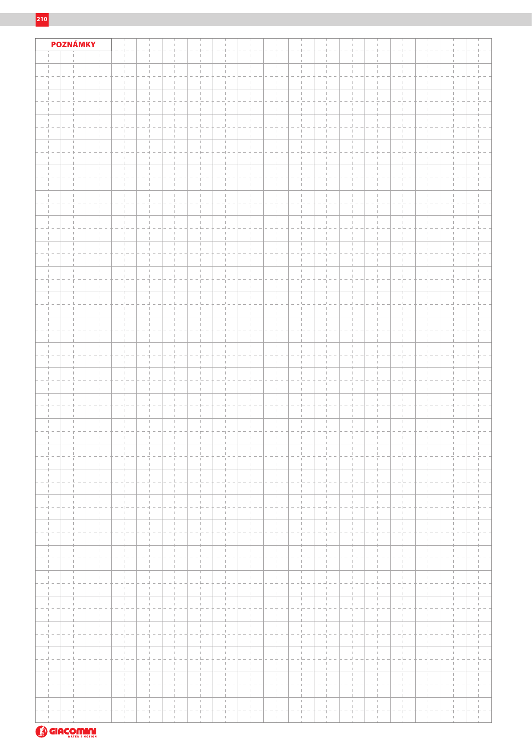## POZNÁMKY